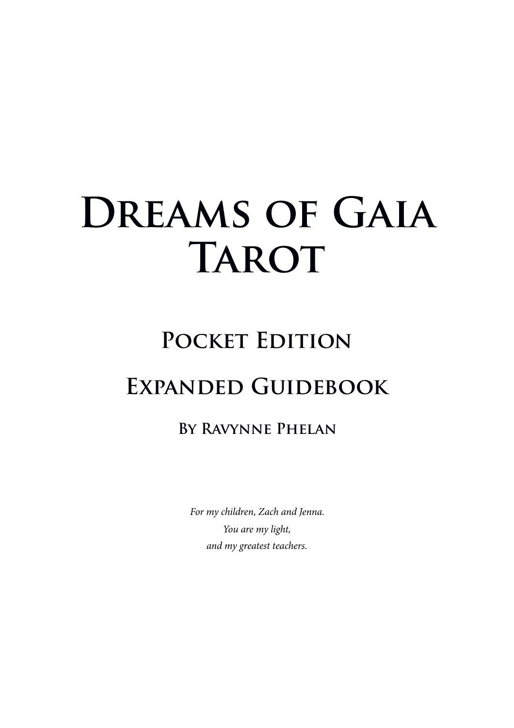# Dreams of Gaia Tarot

## Pocket Edition

## Expanded Guidebook

### By Ravynne Phelan

*For my children, Zach and Jenna.*
*You are my light,*
*and my greatest teachers.*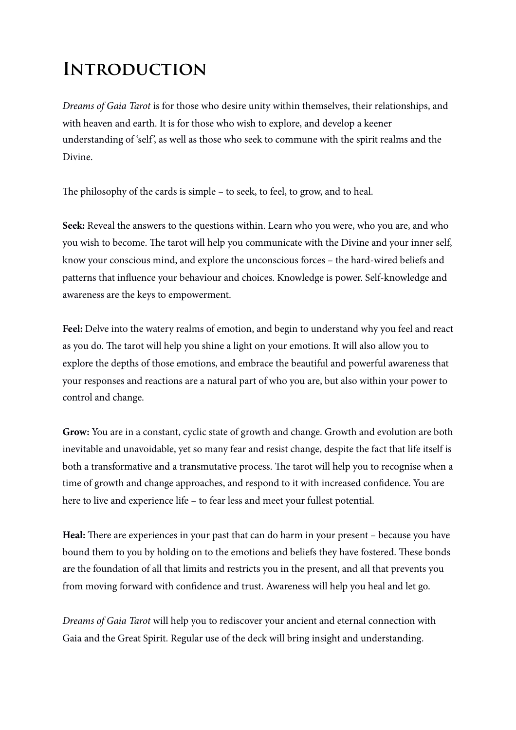# Introduction

*Dreams of Gaia Tarot* is for those who desire unity within themselves, their relationships, and with heaven and earth. It is for those who wish to explore, and develop a keener understanding of 'self', as well as those who seek to commune with the spirit realms and the Divine.

The philosophy of the cards is simple – to seek, to feel, to grow, and to heal.

**Seek:** Reveal the answers to the questions within. Learn who you were, who you are, and who you wish to become. The tarot will help you communicate with the Divine and your inner self, know your conscious mind, and explore the unconscious forces – the hard-wired beliefs and patterns that influence your behaviour and choices. Knowledge is power. Self-knowledge and awareness are the keys to empowerment.

**Feel:** Delve into the watery realms of emotion, and begin to understand why you feel and react as you do. The tarot will help you shine a light on your emotions. It will also allow you to explore the depths of those emotions, and embrace the beautiful and powerful awareness that your responses and reactions are a natural part of who you are, but also within your power to control and change.

**Grow:** You are in a constant, cyclic state of growth and change. Growth and evolution are both inevitable and unavoidable, yet so many fear and resist change, despite the fact that life itself is both a transformative and a transmutative process. The tarot will help you to recognise when a time of growth and change approaches, and respond to it with increased confidence. You are here to live and experience life – to fear less and meet your fullest potential.

**Heal:** There are experiences in your past that can do harm in your present – because you have bound them to you by holding on to the emotions and beliefs they have fostered. These bonds are the foundation of all that limits and restricts you in the present, and all that prevents you from moving forward with confidence and trust. Awareness will help you heal and let go.

*Dreams of Gaia Tarot* will help you to rediscover your ancient and eternal connection with Gaia and the Great Spirit. Regular use of the deck will bring insight and understanding.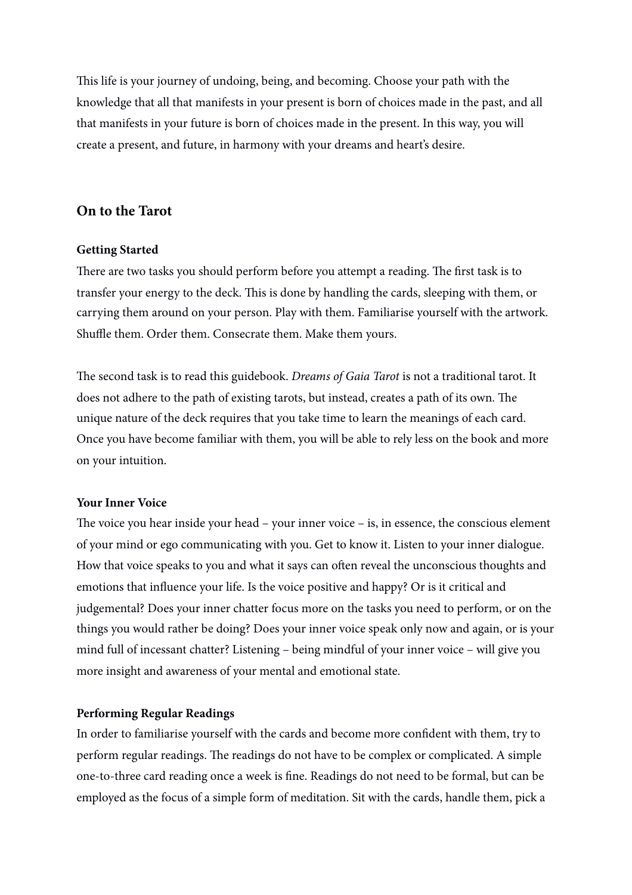This life is your journey of undoing, being, and becoming. Choose your path with the knowledge that all that manifests in your present is born of choices made in the past, and all that manifests in your future is born of choices made in the present. In this way, you will create a present, and future, in harmony with your dreams and heart's desire.

## On to the Tarot

### Getting Started

There are two tasks you should perform before you attempt a reading. The first task is to transfer your energy to the deck. This is done by handling the cards, sleeping with them, or carrying them around on your person. Play with them. Familiarise yourself with the artwork. Shuffle them. Order them. Consecrate them. Make them yours.

The second task is to read this guidebook. *Dreams of Gaia Tarot* is not a traditional tarot. It does not adhere to the path of existing tarots, but instead, creates a path of its own. The unique nature of the deck requires that you take time to learn the meanings of each card. Once you have become familiar with them, you will be able to rely less on the book and more on your intuition.

### Your Inner Voice

The voice you hear inside your head – your inner voice – is, in essence, the conscious element of your mind or ego communicating with you. Get to know it. Listen to your inner dialogue. How that voice speaks to you and what it says can often reveal the unconscious thoughts and emotions that influence your life. Is the voice positive and happy? Or is it critical and judgemental? Does your inner chatter focus more on the tasks you need to perform, or on the things you would rather be doing? Does your inner voice speak only now and again, or is your mind full of incessant chatter? Listening – being mindful of your inner voice – will give you more insight and awareness of your mental and emotional state.

### Performing Regular Readings

In order to familiarise yourself with the cards and become more confident with them, try to perform regular readings. The readings do not have to be complex or complicated. A simple one-to-three card reading once a week is fine. Readings do not need to be formal, but can be employed as the focus of a simple form of meditation. Sit with the cards, handle them, pick a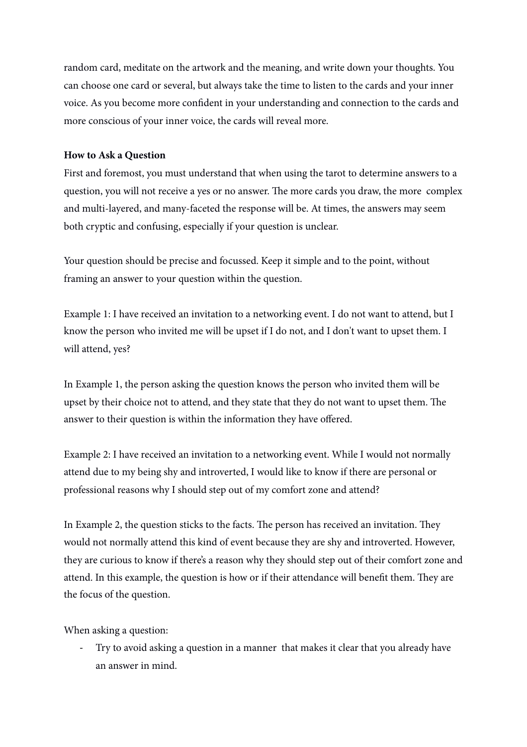random card, meditate on the artwork and the meaning, and write down your thoughts. You can choose one card or several, but always take the time to listen to the cards and your inner voice. As you become more confident in your understanding and connection to the cards and more conscious of your inner voice, the cards will reveal more.

**How to Ask a Question**

First and foremost, you must understand that when using the tarot to determine answers to a question, you will not receive a yes or no answer. The more cards you draw, the more complex and multi-layered, and many-faceted the response will be. At times, the answers may seem both cryptic and confusing, especially if your question is unclear.

Your question should be precise and focussed. Keep it simple and to the point, without framing an answer to your question within the question.

Example 1: I have received an invitation to a networking event. I do not want to attend, but I know the person who invited me will be upset if I do not, and I don't want to upset them. I will attend, yes?

In Example 1, the person asking the question knows the person who invited them will be upset by their choice not to attend, and they state that they do not want to upset them. The answer to their question is within the information they have offered.

Example 2: I have received an invitation to a networking event. While I would not normally attend due to my being shy and introverted, I would like to know if there are personal or professional reasons why I should step out of my comfort zone and attend?

In Example 2, the question sticks to the facts. The person has received an invitation. They would not normally attend this kind of event because they are shy and introverted. However, they are curious to know if there's a reason why they should step out of their comfort zone and attend. In this example, the question is how or if their attendance will benefit them. They are the focus of the question.

When asking a question:

- Try to avoid asking a question in a manner that makes it clear that you already have an answer in mind.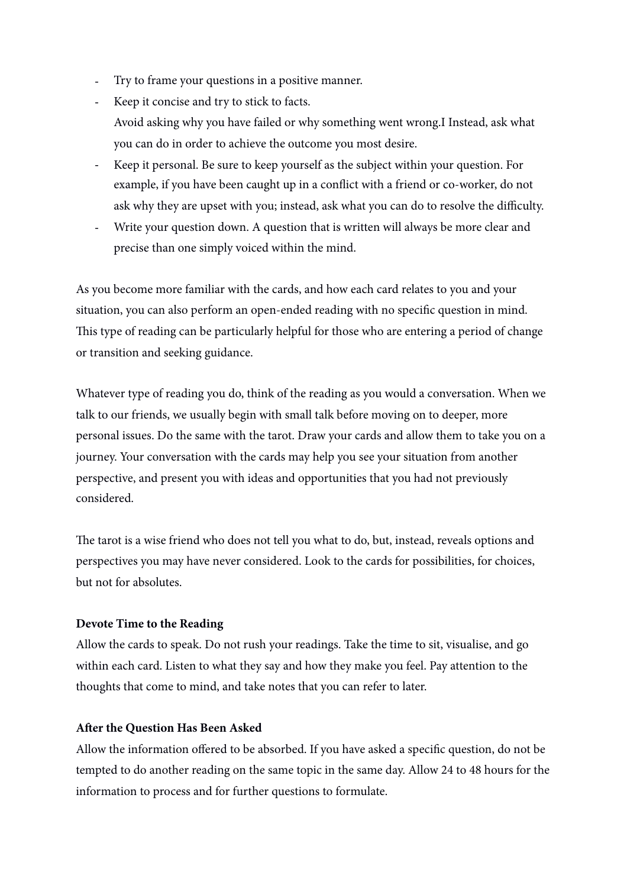- Try to frame your questions in a positive manner.
- Keep it concise and try to stick to facts.
  Avoid asking why you have failed or why something went wrong.I Instead, ask what you can do in order to achieve the outcome you most desire.
- Keep it personal. Be sure to keep yourself as the subject within your question. For example, if you have been caught up in a conflict with a friend or co-worker, do not ask why they are upset with you; instead, ask what you can do to resolve the difficulty.
- Write your question down. A question that is written will always be more clear and precise than one simply voiced within the mind.

As you become more familiar with the cards, and how each card relates to you and your situation, you can also perform an open-ended reading with no specific question in mind. This type of reading can be particularly helpful for those who are entering a period of change or transition and seeking guidance.

Whatever type of reading you do, think of the reading as you would a conversation. When we talk to our friends, we usually begin with small talk before moving on to deeper, more personal issues. Do the same with the tarot. Draw your cards and allow them to take you on a journey. Your conversation with the cards may help you see your situation from another perspective, and present you with ideas and opportunities that you had not previously considered.

The tarot is a wise friend who does not tell you what to do, but, instead, reveals options and perspectives you may have never considered. Look to the cards for possibilities, for choices, but not for absolutes.

**Devote Time to the Reading**

Allow the cards to speak. Do not rush your readings. Take the time to sit, visualise, and go within each card. Listen to what they say and how they make you feel. Pay attention to the thoughts that come to mind, and take notes that you can refer to later.

**After the Question Has Been Asked**

Allow the information offered to be absorbed. If you have asked a specific question, do not be tempted to do another reading on the same topic in the same day. Allow 24 to 48 hours for the information to process and for further questions to formulate.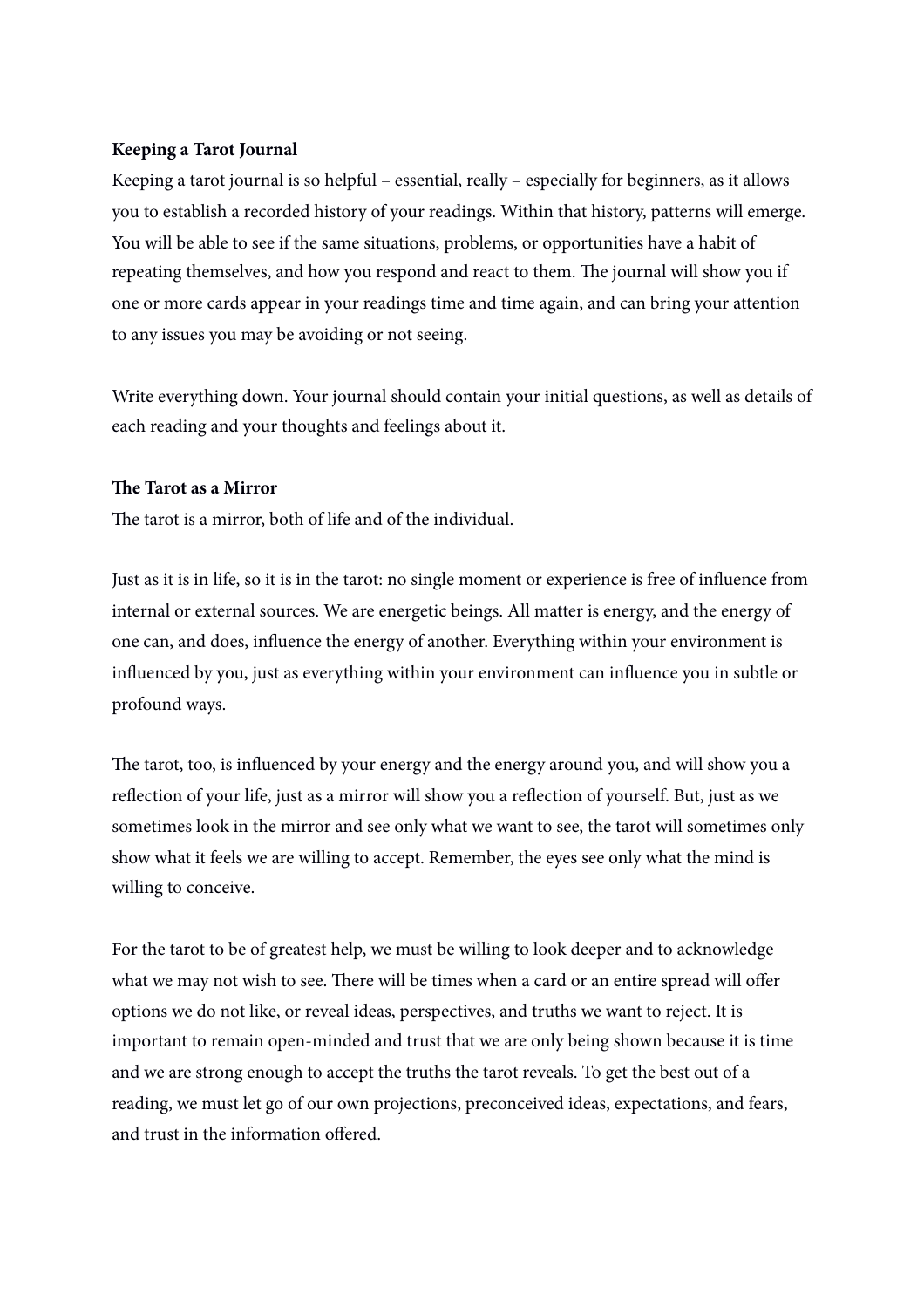**Keeping a Tarot Journal**

Keeping a tarot journal is so helpful – essential, really – especially for beginners, as it allows you to establish a recorded history of your readings. Within that history, patterns will emerge. You will be able to see if the same situations, problems, or opportunities have a habit of repeating themselves, and how you respond and react to them. The journal will show you if one or more cards appear in your readings time and time again, and can bring your attention to any issues you may be avoiding or not seeing.

Write everything down. Your journal should contain your initial questions, as well as details of each reading and your thoughts and feelings about it.

**The Tarot as a Mirror**

The tarot is a mirror, both of life and of the individual.

Just as it is in life, so it is in the tarot: no single moment or experience is free of influence from internal or external sources. We are energetic beings. All matter is energy, and the energy of one can, and does, influence the energy of another. Everything within your environment is influenced by you, just as everything within your environment can influence you in subtle or profound ways.

The tarot, too, is influenced by your energy and the energy around you, and will show you a reflection of your life, just as a mirror will show you a reflection of yourself. But, just as we sometimes look in the mirror and see only what we want to see, the tarot will sometimes only show what it feels we are willing to accept. Remember, the eyes see only what the mind is willing to conceive.

For the tarot to be of greatest help, we must be willing to look deeper and to acknowledge what we may not wish to see. There will be times when a card or an entire spread will offer options we do not like, or reveal ideas, perspectives, and truths we want to reject. It is important to remain open-minded and trust that we are only being shown because it is time and we are strong enough to accept the truths the tarot reveals. To get the best out of a reading, we must let go of our own projections, preconceived ideas, expectations, and fears, and trust in the information offered.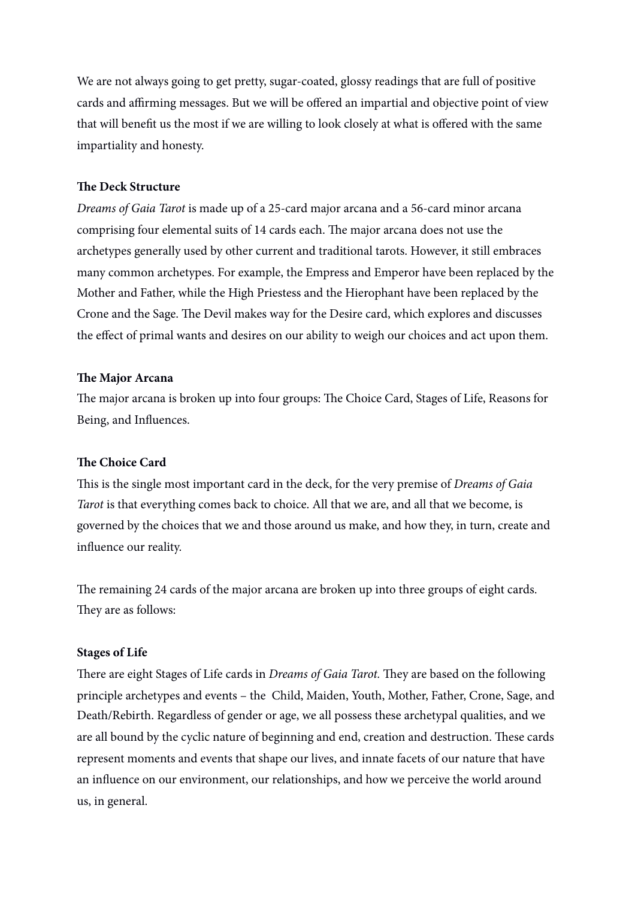We are not always going to get pretty, sugar-coated, glossy readings that are full of positive cards and affirming messages. But we will be offered an impartial and objective point of view that will benefit us the most if we are willing to look closely at what is offered with the same impartiality and honesty.

### The Deck Structure

*Dreams of Gaia Tarot* is made up of a 25-card major arcana and a 56-card minor arcana comprising four elemental suits of 14 cards each. The major arcana does not use the archetypes generally used by other current and traditional tarots. However, it still embraces many common archetypes. For example, the Empress and Emperor have been replaced by the Mother and Father, while the High Priestess and the Hierophant have been replaced by the Crone and the Sage. The Devil makes way for the Desire card, which explores and discusses the effect of primal wants and desires on our ability to weigh our choices and act upon them.

### The Major Arcana

The major arcana is broken up into four groups: The Choice Card, Stages of Life, Reasons for Being, and Influences.

### The Choice Card

This is the single most important card in the deck, for the very premise of *Dreams of Gaia Tarot* is that everything comes back to choice. All that we are, and all that we become, is governed by the choices that we and those around us make, and how they, in turn, create and influence our reality.

The remaining 24 cards of the major arcana are broken up into three groups of eight cards. They are as follows:

### Stages of Life

There are eight Stages of Life cards in *Dreams of Gaia Tarot.* They are based on the following principle archetypes and events – the Child, Maiden, Youth, Mother, Father, Crone, Sage, and Death/Rebirth. Regardless of gender or age, we all possess these archetypal qualities, and we are all bound by the cyclic nature of beginning and end, creation and destruction. These cards represent moments and events that shape our lives, and innate facets of our nature that have an influence on our environment, our relationships, and how we perceive the world around us, in general.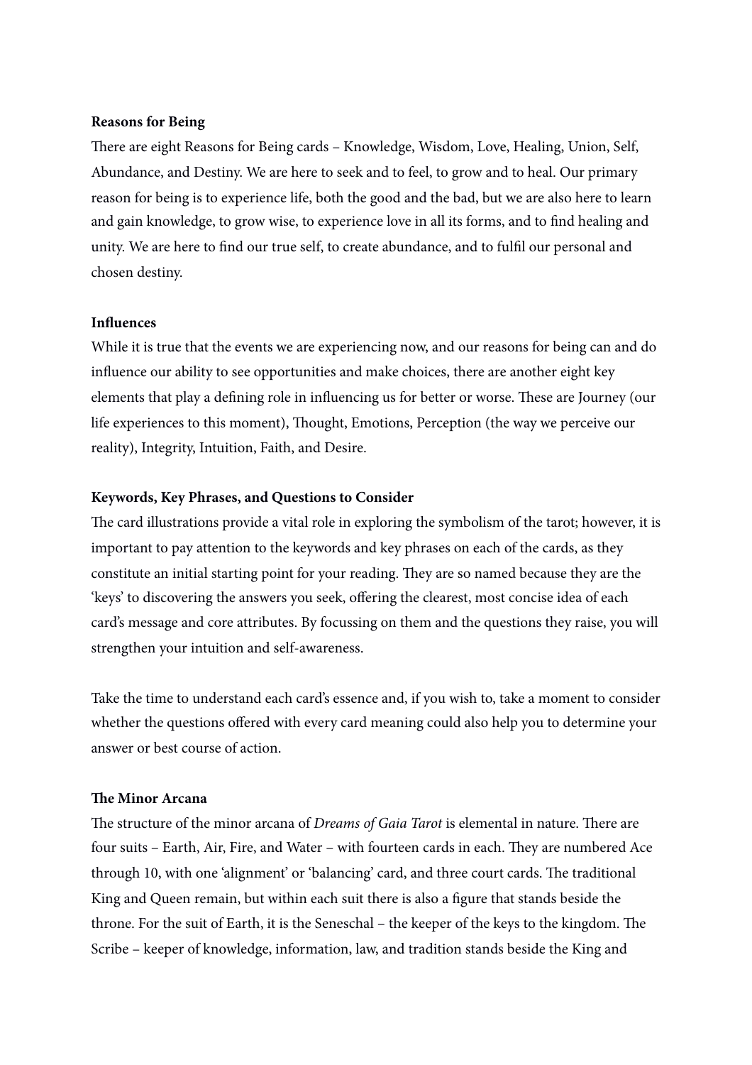**Reasons for Being**

There are eight Reasons for Being cards – Knowledge, Wisdom, Love, Healing, Union, Self, Abundance, and Destiny. We are here to seek and to feel, to grow and to heal. Our primary reason for being is to experience life, both the good and the bad, but we are also here to learn and gain knowledge, to grow wise, to experience love in all its forms, and to find healing and unity. We are here to find our true self, to create abundance, and to fulfil our personal and chosen destiny.

**Influences**

While it is true that the events we are experiencing now, and our reasons for being can and do influence our ability to see opportunities and make choices, there are another eight key elements that play a defining role in influencing us for better or worse. These are Journey (our life experiences to this moment), Thought, Emotions, Perception (the way we perceive our reality), Integrity, Intuition, Faith, and Desire.

**Keywords, Key Phrases, and Questions to Consider**

The card illustrations provide a vital role in exploring the symbolism of the tarot; however, it is important to pay attention to the keywords and key phrases on each of the cards, as they constitute an initial starting point for your reading. They are so named because they are the 'keys' to discovering the answers you seek, offering the clearest, most concise idea of each card's message and core attributes. By focussing on them and the questions they raise, you will strengthen your intuition and self-awareness.

Take the time to understand each card's essence and, if you wish to, take a moment to consider whether the questions offered with every card meaning could also help you to determine your answer or best course of action.

**The Minor Arcana**

The structure of the minor arcana of *Dreams of Gaia Tarot* is elemental in nature. There are four suits – Earth, Air, Fire, and Water – with fourteen cards in each. They are numbered Ace through 10, with one 'alignment' or 'balancing' card, and three court cards. The traditional King and Queen remain, but within each suit there is also a figure that stands beside the throne. For the suit of Earth, it is the Seneschal – the keeper of the keys to the kingdom. The Scribe – keeper of knowledge, information, law, and tradition stands beside the King and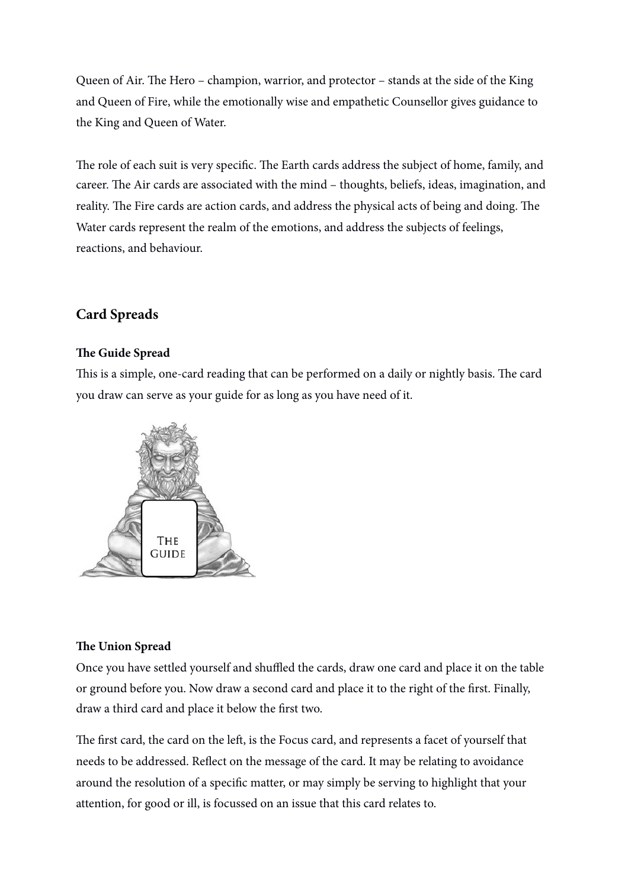Queen of Air. The Hero – champion, warrior, and protector – stands at the side of the King and Queen of Fire, while the emotionally wise and empathetic Counsellor gives guidance to the King and Queen of Water.

The role of each suit is very specific. The Earth cards address the subject of home, family, and career. The Air cards are associated with the mind – thoughts, beliefs, ideas, imagination, and reality. The Fire cards are action cards, and address the physical acts of being and doing. The Water cards represent the realm of the emotions, and address the subjects of feelings, reactions, and behaviour.

## Card Spreads

### The Guide Spread

This is a simple, one-card reading that can be performed on a daily or nightly basis. The card you draw can serve as your guide for as long as you have need of it.

### The Union Spread

Once you have settled yourself and shuffled the cards, draw one card and place it on the table or ground before you. Now draw a second card and place it to the right of the first. Finally, draw a third card and place it below the first two.

The first card, the card on the left, is the Focus card, and represents a facet of yourself that needs to be addressed. Reflect on the message of the card. It may be relating to avoidance around the resolution of a specific matter, or may simply be serving to highlight that your attention, for good or ill, is focussed on an issue that this card relates to.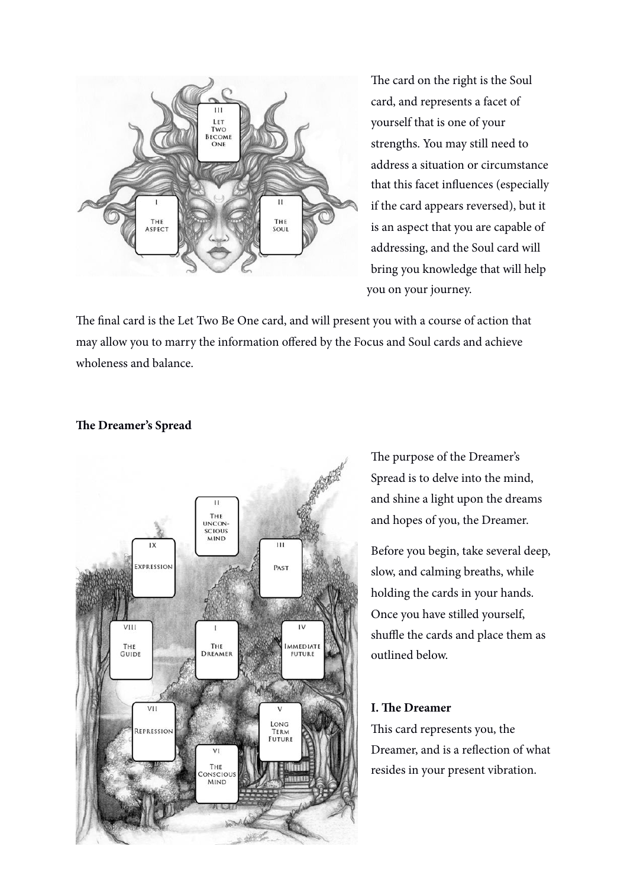The card on the right is the Soul card, and represents a facet of yourself that is one of your strengths. You may still need to address a situation or circumstance that this facet influences (especially if the card appears reversed), but it is an aspect that you are capable of addressing, and the Soul card will bring you knowledge that will help you on your journey.

The final card is the Let Two Be One card, and will present you with a course of action that may allow you to marry the information offered by the Focus and Soul cards and achieve wholeness and balance.

**The Dreamer's Spread**

The purpose of the Dreamer's Spread is to delve into the mind, and shine a light upon the dreams and hopes of you, the Dreamer.

Before you begin, take several deep, slow, and calming breaths, while holding the cards in your hands. Once you have stilled yourself, shuffle the cards and place them as outlined below.

**I. The Dreamer**

This card represents you, the Dreamer, and is a reflection of what resides in your present vibration.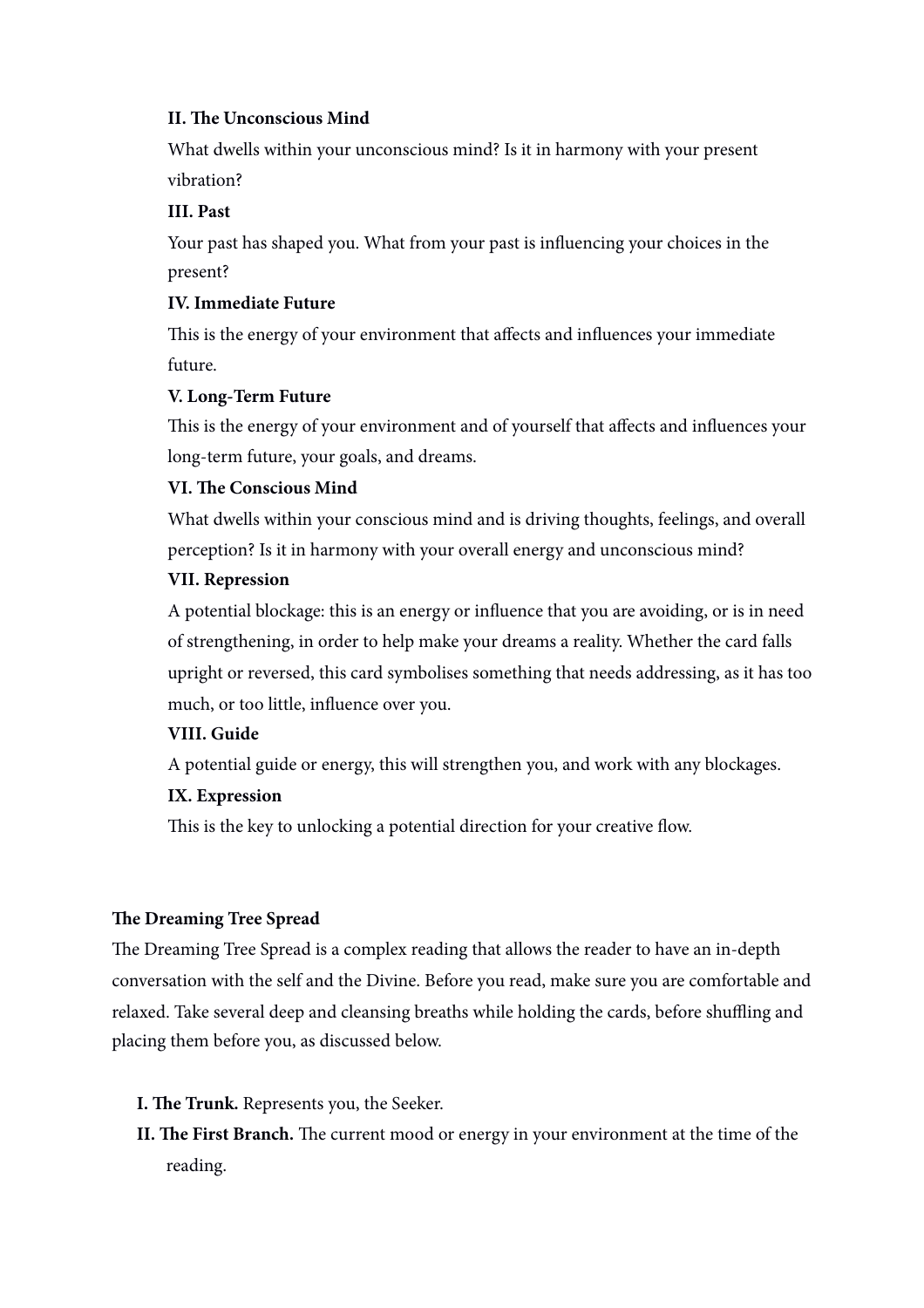**II. The Unconscious Mind**

What dwells within your unconscious mind? Is it in harmony with your present vibration?

**III. Past**

Your past has shaped you. What from your past is influencing your choices in the present?

**IV. Immediate Future**

This is the energy of your environment that affects and influences your immediate future.

**V. Long-Term Future**

This is the energy of your environment and of yourself that affects and influences your long-term future, your goals, and dreams.

**VI. The Conscious Mind**

What dwells within your conscious mind and is driving thoughts, feelings, and overall perception? Is it in harmony with your overall energy and unconscious mind?

**VII. Repression**

A potential blockage: this is an energy or influence that you are avoiding, or is in need of strengthening, in order to help make your dreams a reality. Whether the card falls upright or reversed, this card symbolises something that needs addressing, as it has too much, or too little, influence over you.

**VIII. Guide**

A potential guide or energy, this will strengthen you, and work with any blockages.

**IX. Expression**

This is the key to unlocking a potential direction for your creative flow.

**The Dreaming Tree Spread**

The Dreaming Tree Spread is a complex reading that allows the reader to have an in-depth conversation with the self and the Divine. Before you read, make sure you are comfortable and relaxed. Take several deep and cleansing breaths while holding the cards, before shuffling and placing them before you, as discussed below.

- **I. The Trunk.** Represents you, the Seeker.
- **II. The First Branch.** The current mood or energy in your environment at the time of the reading.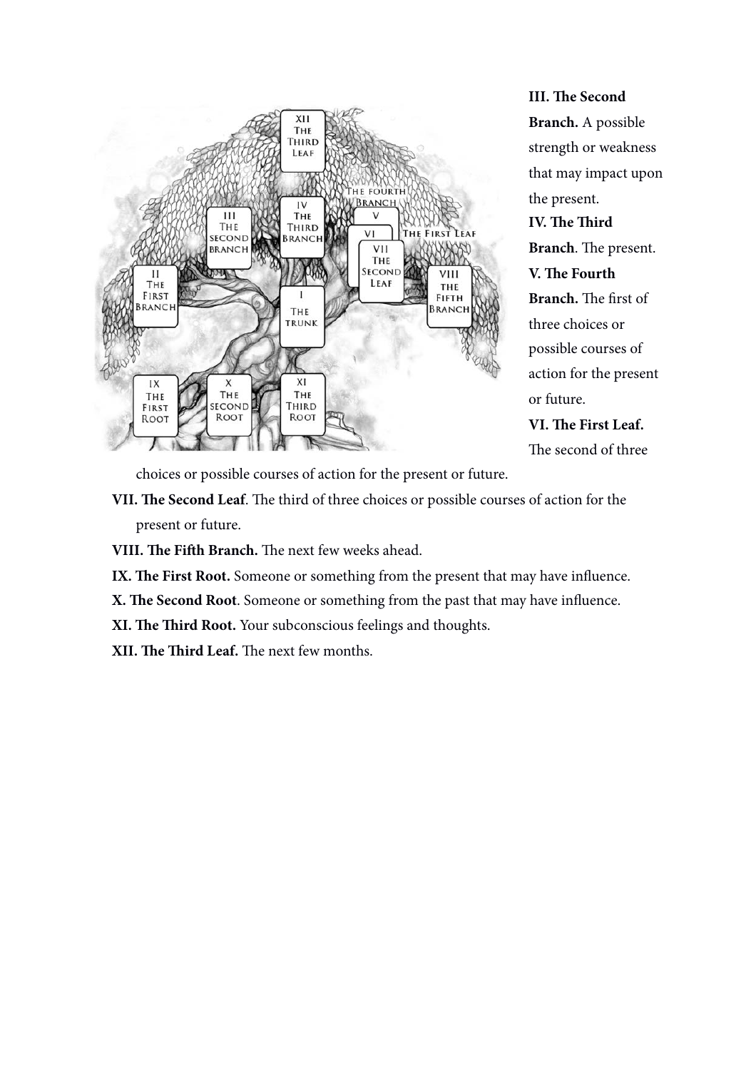**III. The Second Branch.** A possible strength or weakness that may impact upon the present.

**IV. The Third Branch**. The present.

**V. The Fourth Branch.** The first of three choices or possible courses of action for the present or future.

**VI. The First Leaf.** The second of three choices or possible courses of action for the present or future.

**VII. The Second Leaf**. The third of three choices or possible courses of action for the present or future.

**VIII. The Fifth Branch.** The next few weeks ahead.

**IX. The First Root.** Someone or something from the present that may have influence.

**X. The Second Root**. Someone or something from the past that may have influence.

**XI. The Third Root.** Your subconscious feelings and thoughts.

**XII. The Third Leaf.** The next few months.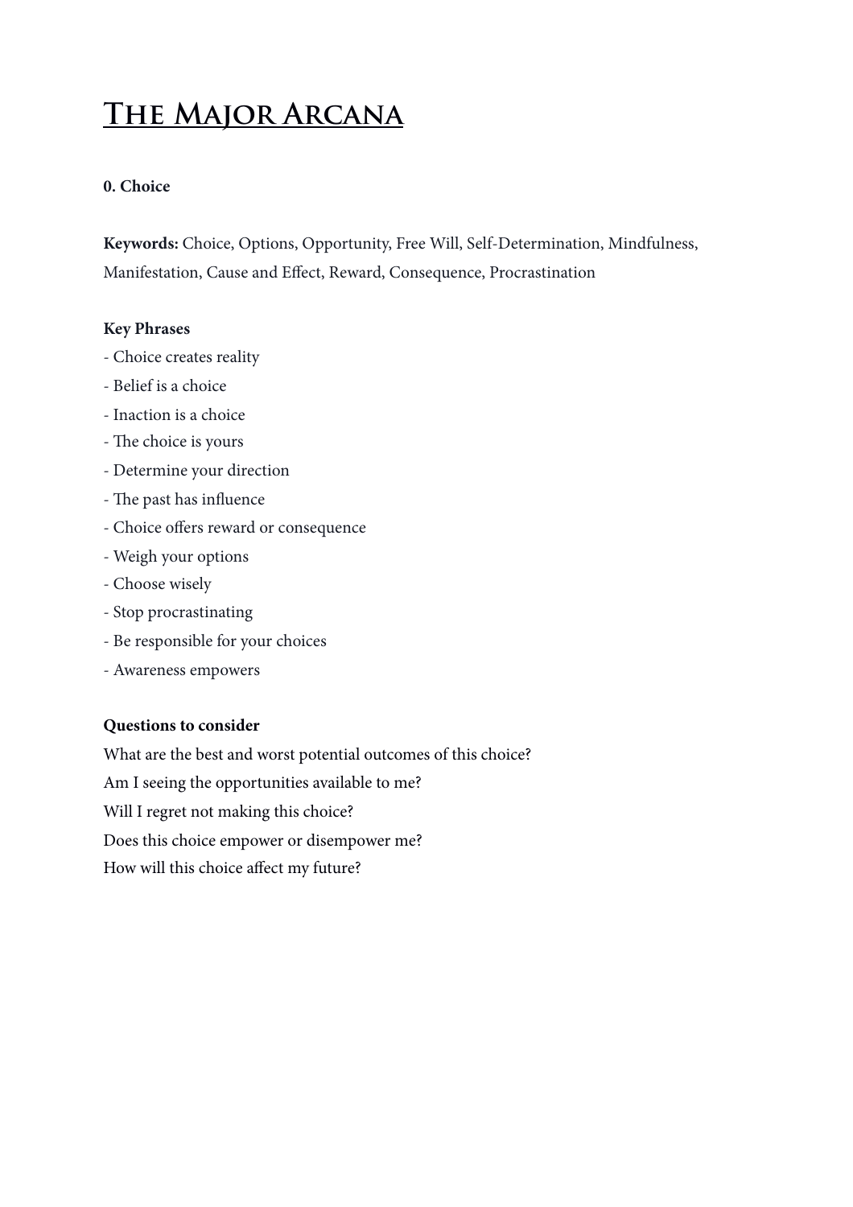# The Major Arcana

**0. Choice**

**Keywords:** Choice, Options, Opportunity, Free Will, Self-Determination, Mindfulness, Manifestation, Cause and Effect, Reward, Consequence, Procrastination

**Key Phrases**

- Choice creates reality
- Belief is a choice
- Inaction is a choice
- The choice is yours
- Determine your direction
- The past has influence
- Choice offers reward or consequence
- Weigh your options
- Choose wisely
- Stop procrastinating
- Be responsible for your choices
- Awareness empowers

**Questions to consider**

What are the best and worst potential outcomes of this choice?
Am I seeing the opportunities available to me?
Will I regret not making this choice?
Does this choice empower or disempower me?
How will this choice affect my future?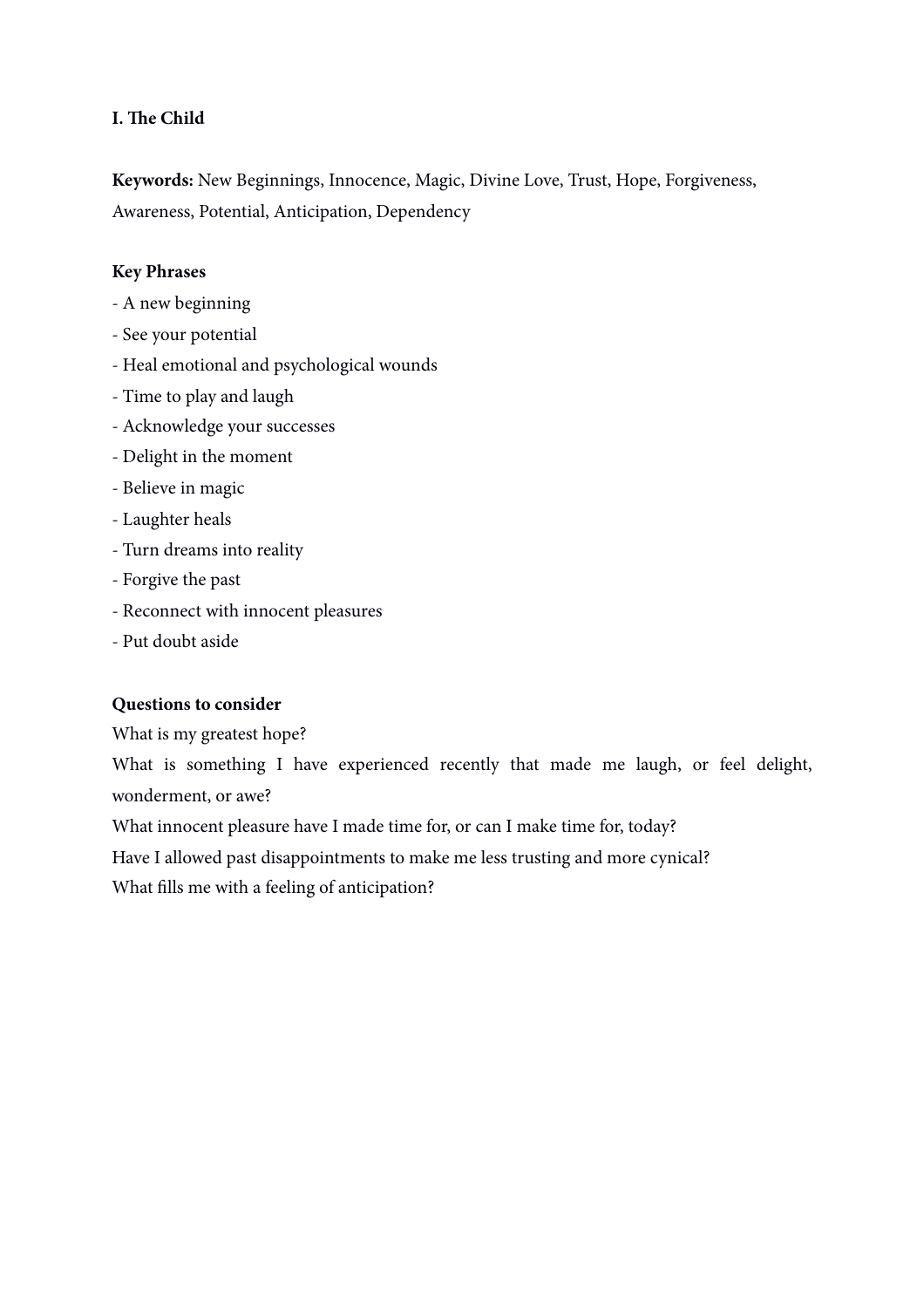## I. The Child

**Keywords:** New Beginnings, Innocence, Magic, Divine Love, Trust, Hope, Forgiveness, Awareness, Potential, Anticipation, Dependency

**Key Phrases**

- A new beginning
- See your potential
- Heal emotional and psychological wounds
- Time to play and laugh
- Acknowledge your successes
- Delight in the moment
- Believe in magic
- Laughter heals
- Turn dreams into reality
- Forgive the past
- Reconnect with innocent pleasures
- Put doubt aside

**Questions to consider**

What is my greatest hope?

What is something I have experienced recently that made me laugh, or feel delight, wonderment, or awe?

What innocent pleasure have I made time for, or can I make time for, today?

Have I allowed past disappointments to make me less trusting and more cynical?

What fills me with a feeling of anticipation?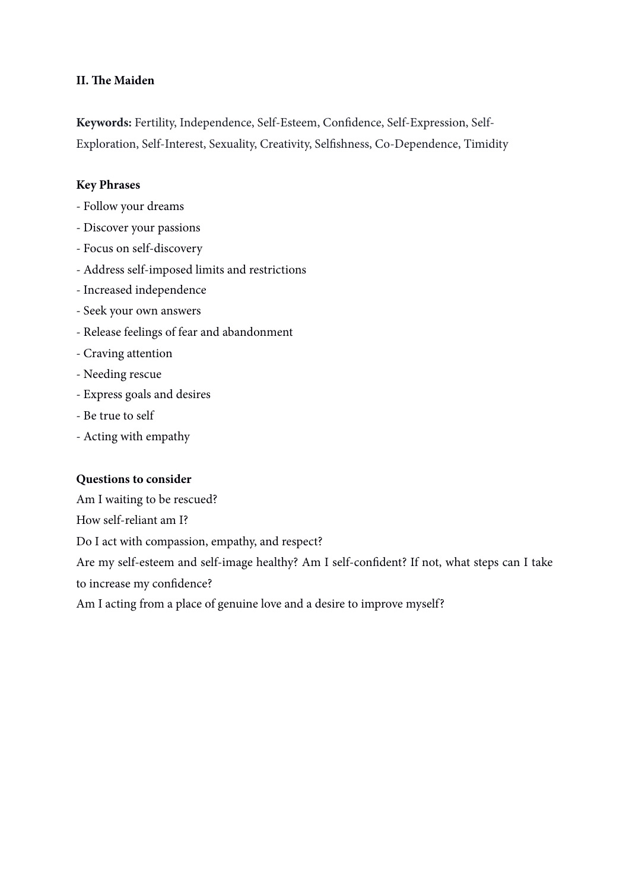**II. The Maiden**

**Keywords:** Fertility, Independence, Self-Esteem, Confidence, Self-Expression, Self-Exploration, Self-Interest, Sexuality, Creativity, Selfishness, Co-Dependence, Timidity

**Key Phrases**

- Follow your dreams
- Discover your passions
- Focus on self-discovery
- Address self-imposed limits and restrictions
- Increased independence
- Seek your own answers
- Release feelings of fear and abandonment
- Craving attention
- Needing rescue
- Express goals and desires
- Be true to self
- Acting with empathy

**Questions to consider**

Am I waiting to be rescued?

How self-reliant am I?

Do I act with compassion, empathy, and respect?

Are my self-esteem and self-image healthy? Am I self-confident? If not, what steps can I take to increase my confidence?

Am I acting from a place of genuine love and a desire to improve myself?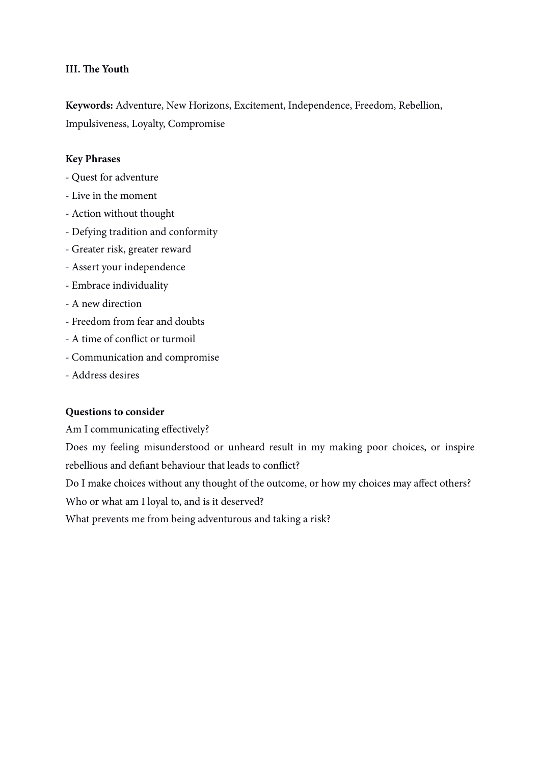### III. The Youth

**Keywords:** Adventure, New Horizons, Excitement, Independence, Freedom, Rebellion, Impulsiveness, Loyalty, Compromise

**Key Phrases**

- Quest for adventure
- Live in the moment
- Action without thought
- Defying tradition and conformity
- Greater risk, greater reward
- Assert your independence
- Embrace individuality
- A new direction
- Freedom from fear and doubts
- A time of conflict or turmoil
- Communication and compromise
- Address desires

**Questions to consider**

Am I communicating effectively?

Does my feeling misunderstood or unheard result in my making poor choices, or inspire rebellious and defiant behaviour that leads to conflict?

Do I make choices without any thought of the outcome, or how my choices may affect others?

Who or what am I loyal to, and is it deserved?

What prevents me from being adventurous and taking a risk?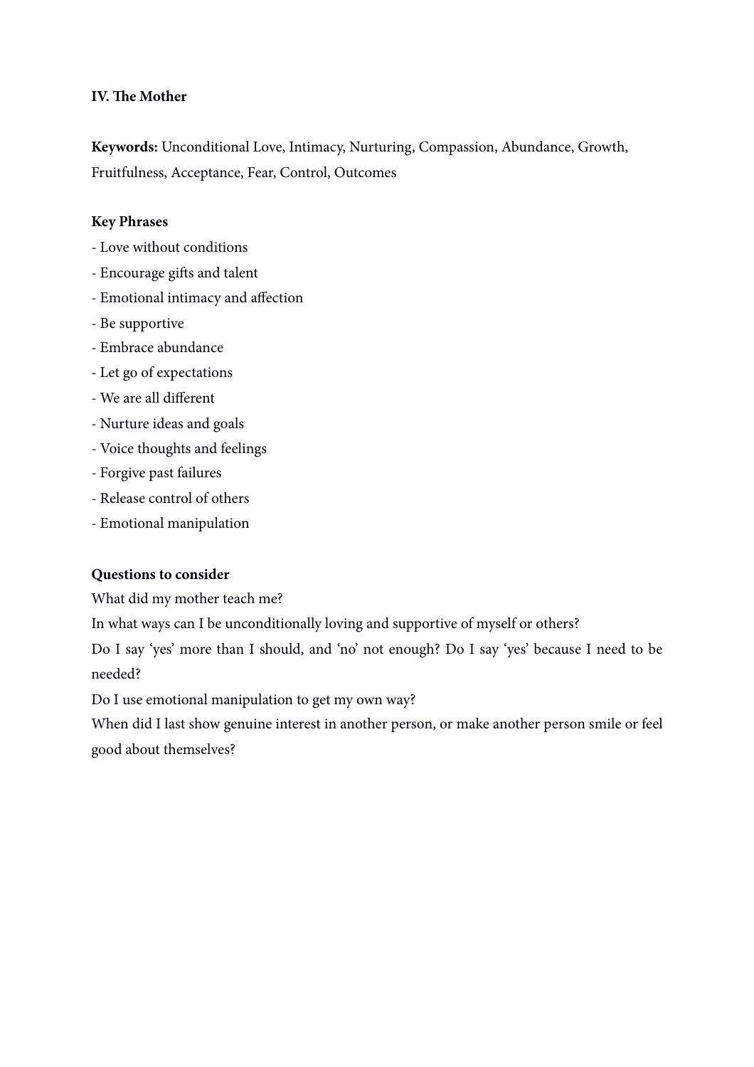**IV. The Mother**

**Keywords:** Unconditional Love, Intimacy, Nurturing, Compassion, Abundance, Growth, Fruitfulness, Acceptance, Fear, Control, Outcomes

**Key Phrases**

- Love without conditions
- Encourage gifts and talent
- Emotional intimacy and affection
- Be supportive
- Embrace abundance
- Let go of expectations
- We are all different
- Nurture ideas and goals
- Voice thoughts and feelings
- Forgive past failures
- Release control of others
- Emotional manipulation

**Questions to consider**

What did my mother teach me?

In what ways can I be unconditionally loving and supportive of myself or others?

Do I say 'yes' more than I should, and 'no' not enough? Do I say 'yes' because I need to be needed?

Do I use emotional manipulation to get my own way?

When did I last show genuine interest in another person, or make another person smile or feel good about themselves?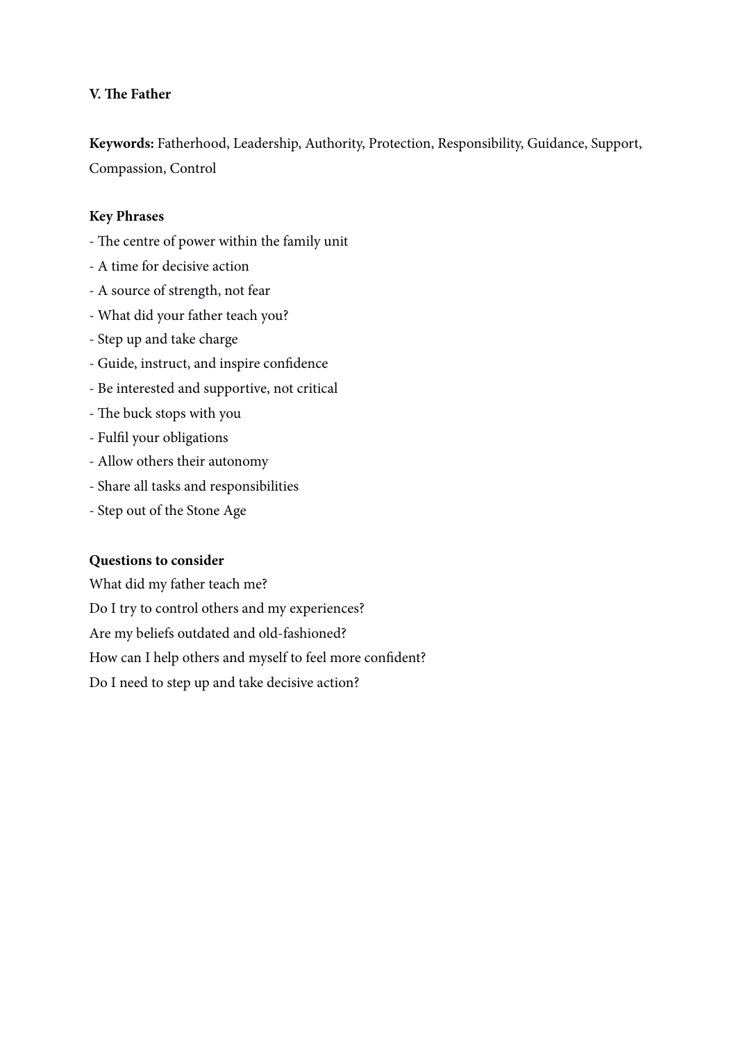**V. The Father**

**Keywords:** Fatherhood, Leadership, Authority, Protection, Responsibility, Guidance, Support, Compassion, Control

**Key Phrases**

- The centre of power within the family unit
- A time for decisive action
- A source of strength, not fear
- What did your father teach you?
- Step up and take charge
- Guide, instruct, and inspire confidence
- Be interested and supportive, not critical
- The buck stops with you
- Fulfil your obligations
- Allow others their autonomy
- Share all tasks and responsibilities
- Step out of the Stone Age

**Questions to consider**

What did my father teach me?

Do I try to control others and my experiences?

Are my beliefs outdated and old-fashioned?

How can I help others and myself to feel more confident?

Do I need to step up and take decisive action?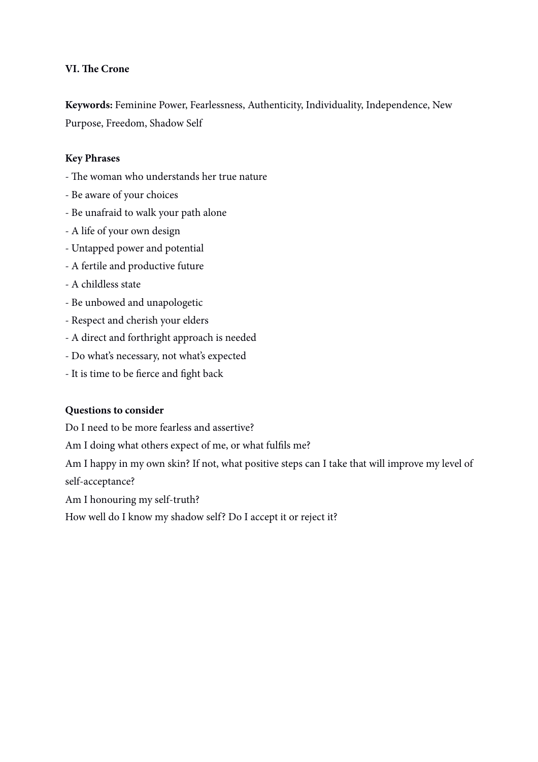**VI. The Crone**

**Keywords:** Feminine Power, Fearlessness, Authenticity, Individuality, Independence, New Purpose, Freedom, Shadow Self

**Key Phrases**

- The woman who understands her true nature
- Be aware of your choices
- Be unafraid to walk your path alone
- A life of your own design
- Untapped power and potential
- A fertile and productive future
- A childless state
- Be unbowed and unapologetic
- Respect and cherish your elders
- A direct and forthright approach is needed
- Do what's necessary, not what's expected
- It is time to be fierce and fight back

**Questions to consider**

Do I need to be more fearless and assertive?

Am I doing what others expect of me, or what fulfils me?

Am I happy in my own skin? If not, what positive steps can I take that will improve my level of self-acceptance?

Am I honouring my self-truth?

How well do I know my shadow self? Do I accept it or reject it?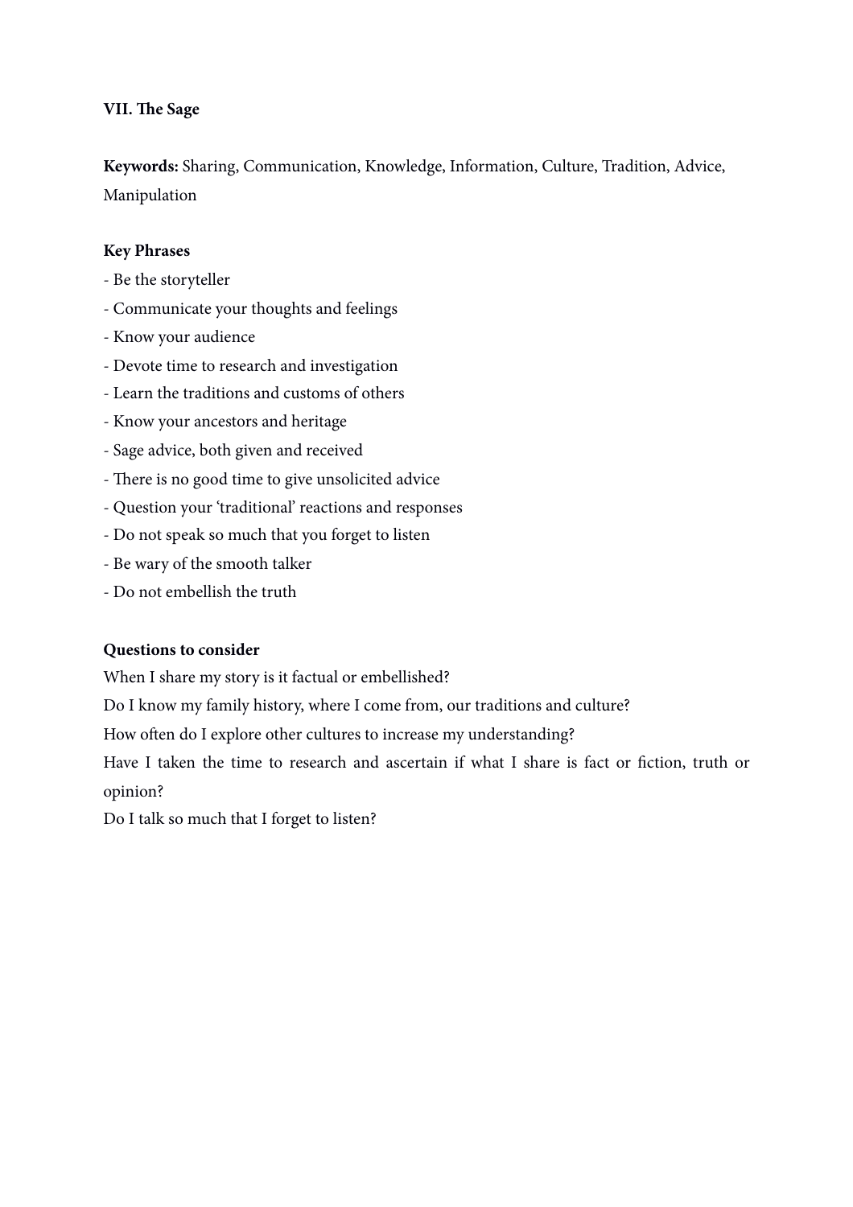## VII. The Sage

**Keywords:** Sharing, Communication, Knowledge, Information, Culture, Tradition, Advice, Manipulation

**Key Phrases**

- Be the storyteller
- Communicate your thoughts and feelings
- Know your audience
- Devote time to research and investigation
- Learn the traditions and customs of others
- Know your ancestors and heritage
- Sage advice, both given and received
- There is no good time to give unsolicited advice
- Question your 'traditional' reactions and responses
- Do not speak so much that you forget to listen
- Be wary of the smooth talker
- Do not embellish the truth

**Questions to consider**

When I share my story is it factual or embellished?

Do I know my family history, where I come from, our traditions and culture?

How often do I explore other cultures to increase my understanding?

Have I taken the time to research and ascertain if what I share is fact or fiction, truth or opinion?

Do I talk so much that I forget to listen?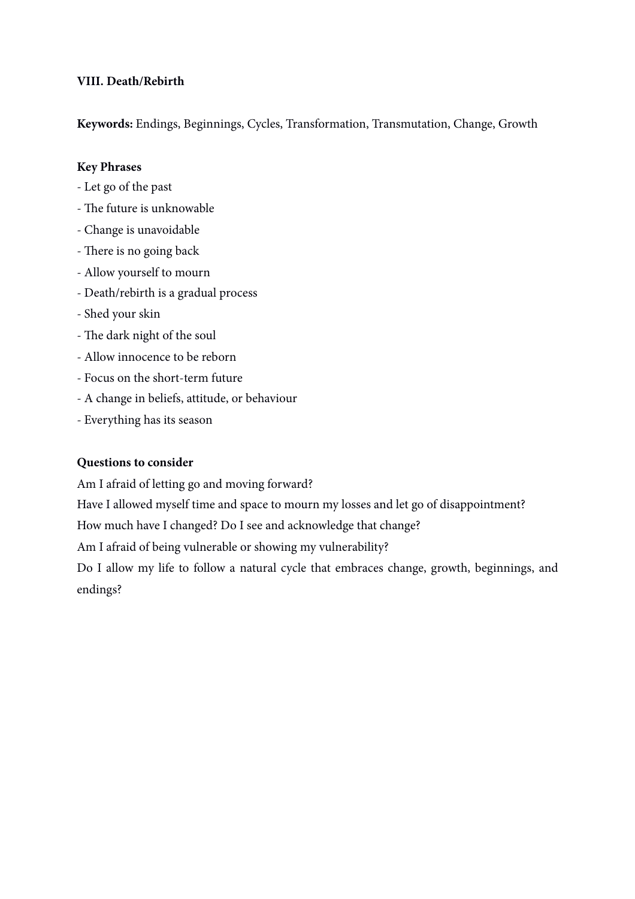## VIII. Death/Rebirth

**Keywords:** Endings, Beginnings, Cycles, Transformation, Transmutation, Change, Growth

**Key Phrases**

- Let go of the past
- The future is unknowable
- Change is unavoidable
- There is no going back
- Allow yourself to mourn
- Death/rebirth is a gradual process
- Shed your skin
- The dark night of the soul
- Allow innocence to be reborn
- Focus on the short-term future
- A change in beliefs, attitude, or behaviour
- Everything has its season

**Questions to consider**

Am I afraid of letting go and moving forward?

Have I allowed myself time and space to mourn my losses and let go of disappointment?

How much have I changed? Do I see and acknowledge that change?

Am I afraid of being vulnerable or showing my vulnerability?

Do I allow my life to follow a natural cycle that embraces change, growth, beginnings, and endings?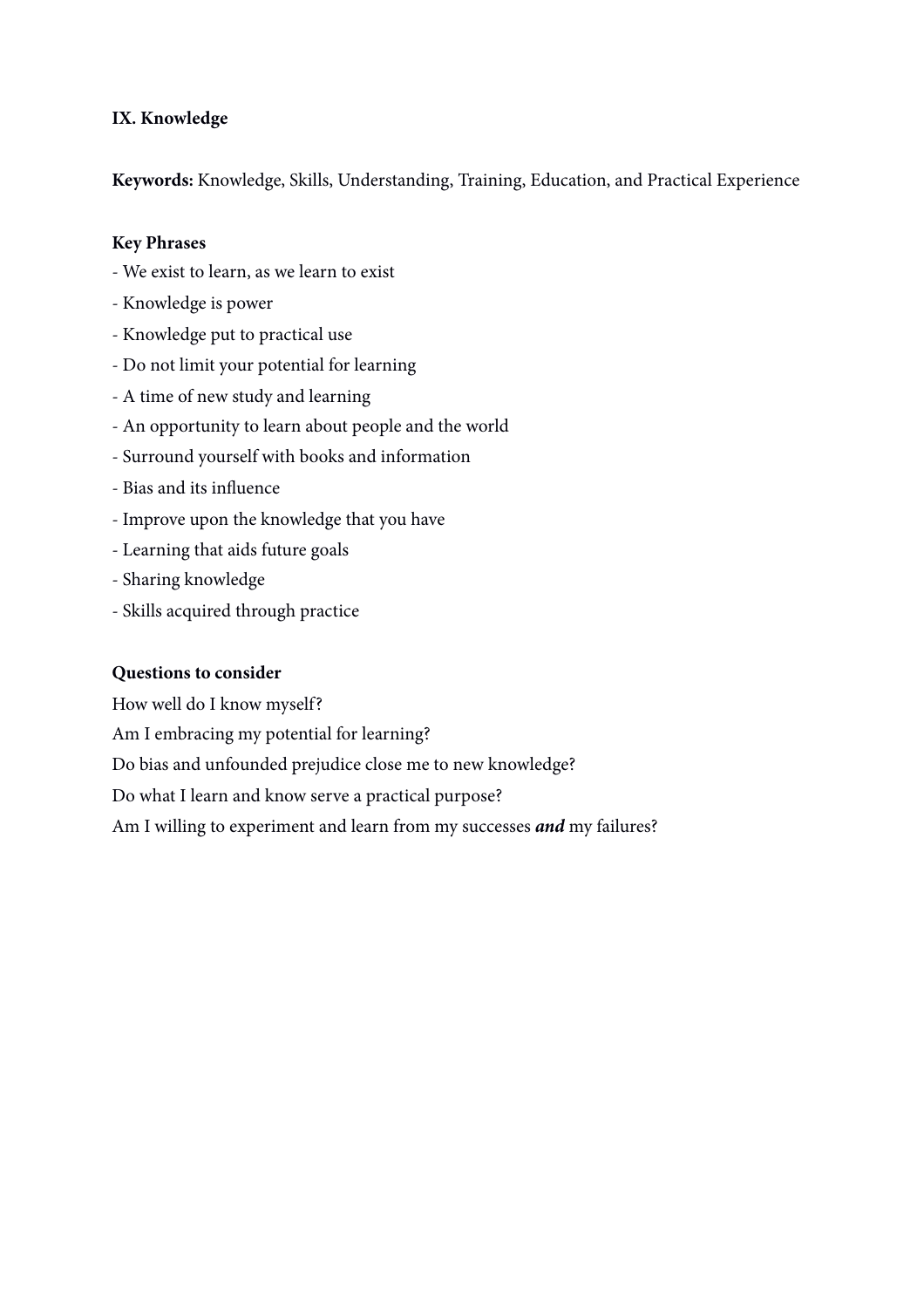## IX. Knowledge

**Keywords:** Knowledge, Skills, Understanding, Training, Education, and Practical Experience

**Key Phrases**

- We exist to learn, as we learn to exist
- Knowledge is power
- Knowledge put to practical use
- Do not limit your potential for learning
- A time of new study and learning
- An opportunity to learn about people and the world
- Surround yourself with books and information
- Bias and its influence
- Improve upon the knowledge that you have
- Learning that aids future goals
- Sharing knowledge
- Skills acquired through practice

**Questions to consider**

How well do I know myself?

Am I embracing my potential for learning?

Do bias and unfounded prejudice close me to new knowledge?

Do what I learn and know serve a practical purpose?

Am I willing to experiment and learn from my successes ***and*** my failures?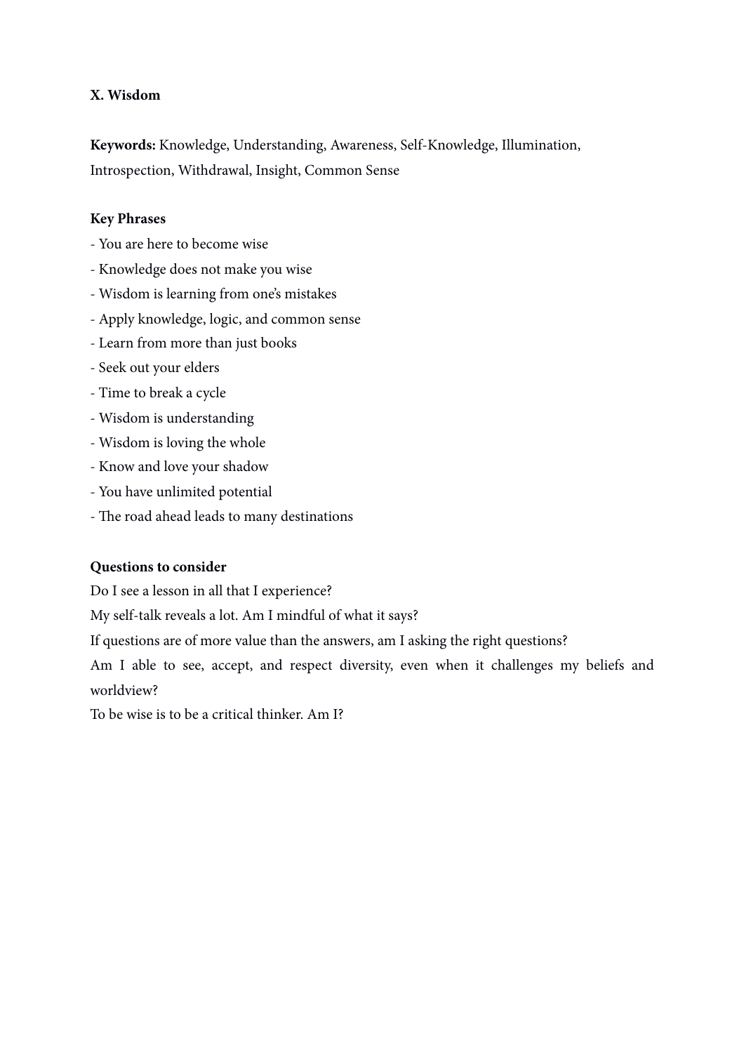**X. Wisdom**

**Keywords:** Knowledge, Understanding, Awareness, Self-Knowledge, Illumination, Introspection, Withdrawal, Insight, Common Sense

**Key Phrases**

- You are here to become wise
- Knowledge does not make you wise
- Wisdom is learning from one's mistakes
- Apply knowledge, logic, and common sense
- Learn from more than just books
- Seek out your elders
- Time to break a cycle
- Wisdom is understanding
- Wisdom is loving the whole
- Know and love your shadow
- You have unlimited potential
- The road ahead leads to many destinations

**Questions to consider**

Do I see a lesson in all that I experience?

My self-talk reveals a lot. Am I mindful of what it says?

If questions are of more value than the answers, am I asking the right questions?

Am I able to see, accept, and respect diversity, even when it challenges my beliefs and worldview?

To be wise is to be a critical thinker. Am I?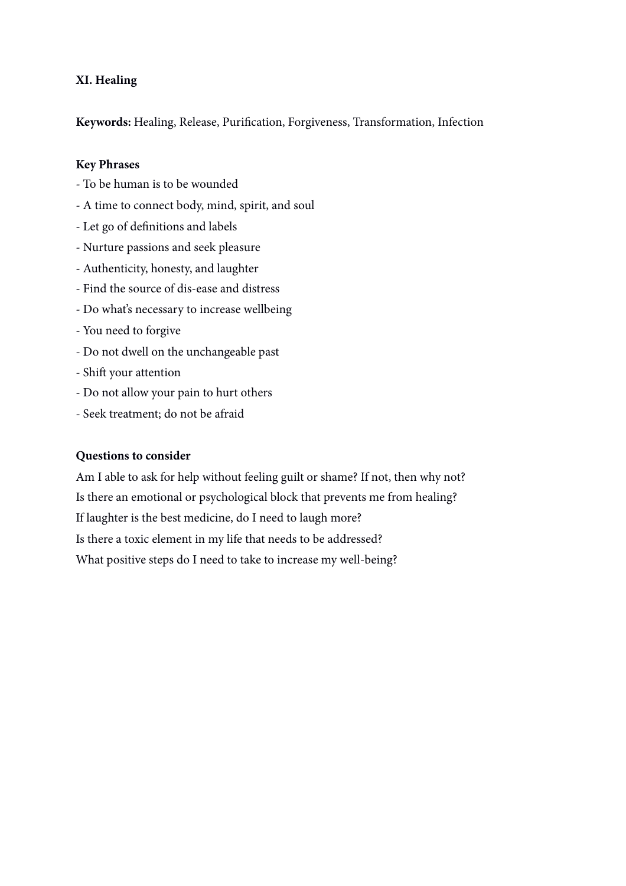**XI. Healing**

**Keywords:** Healing, Release, Purification, Forgiveness, Transformation, Infection

**Key Phrases**

- To be human is to be wounded
- A time to connect body, mind, spirit, and soul
- Let go of definitions and labels
- Nurture passions and seek pleasure
- Authenticity, honesty, and laughter
- Find the source of dis-ease and distress
- Do what's necessary to increase wellbeing
- You need to forgive
- Do not dwell on the unchangeable past
- Shift your attention
- Do not allow your pain to hurt others
- Seek treatment; do not be afraid

**Questions to consider**

Am I able to ask for help without feeling guilt or shame? If not, then why not?

Is there an emotional or psychological block that prevents me from healing?

If laughter is the best medicine, do I need to laugh more?

Is there a toxic element in my life that needs to be addressed?

What positive steps do I need to take to increase my well-being?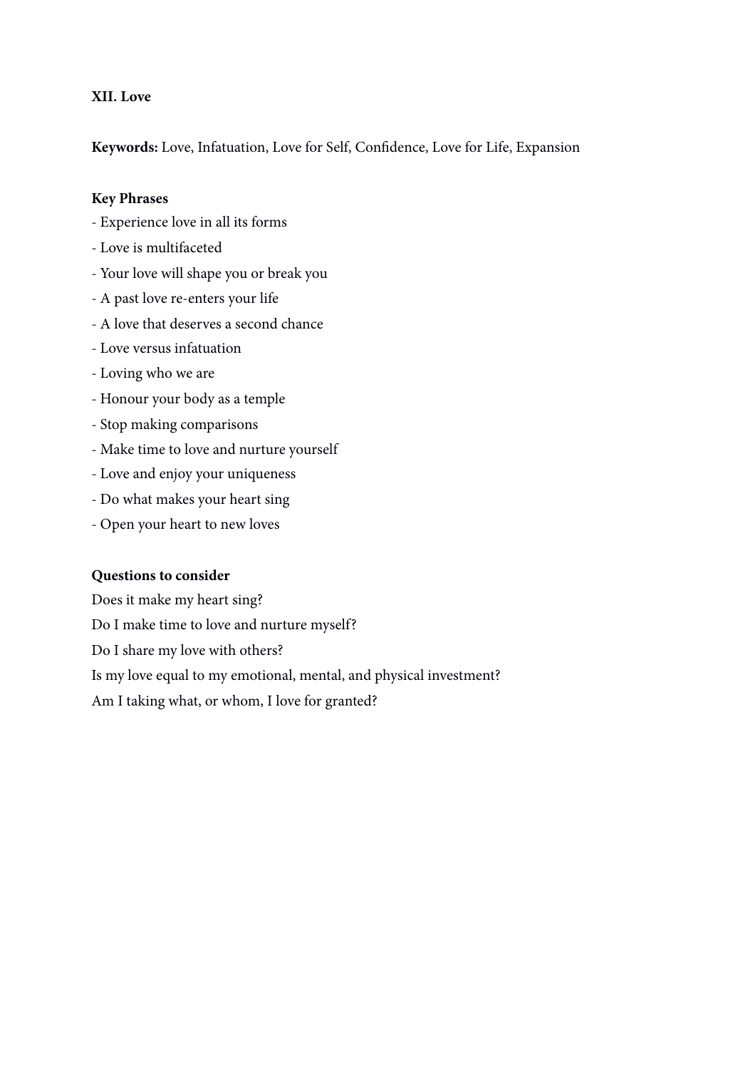**XII. Love**

**Keywords:** Love, Infatuation, Love for Self, Confidence, Love for Life, Expansion

**Key Phrases**

- Experience love in all its forms
- Love is multifaceted
- Your love will shape you or break you
- A past love re-enters your life
- A love that deserves a second chance
- Love versus infatuation
- Loving who we are
- Honour your body as a temple
- Stop making comparisons
- Make time to love and nurture yourself
- Love and enjoy your uniqueness
- Do what makes your heart sing
- Open your heart to new loves

**Questions to consider**

Does it make my heart sing?

Do I make time to love and nurture myself?

Do I share my love with others?

Is my love equal to my emotional, mental, and physical investment?

Am I taking what, or whom, I love for granted?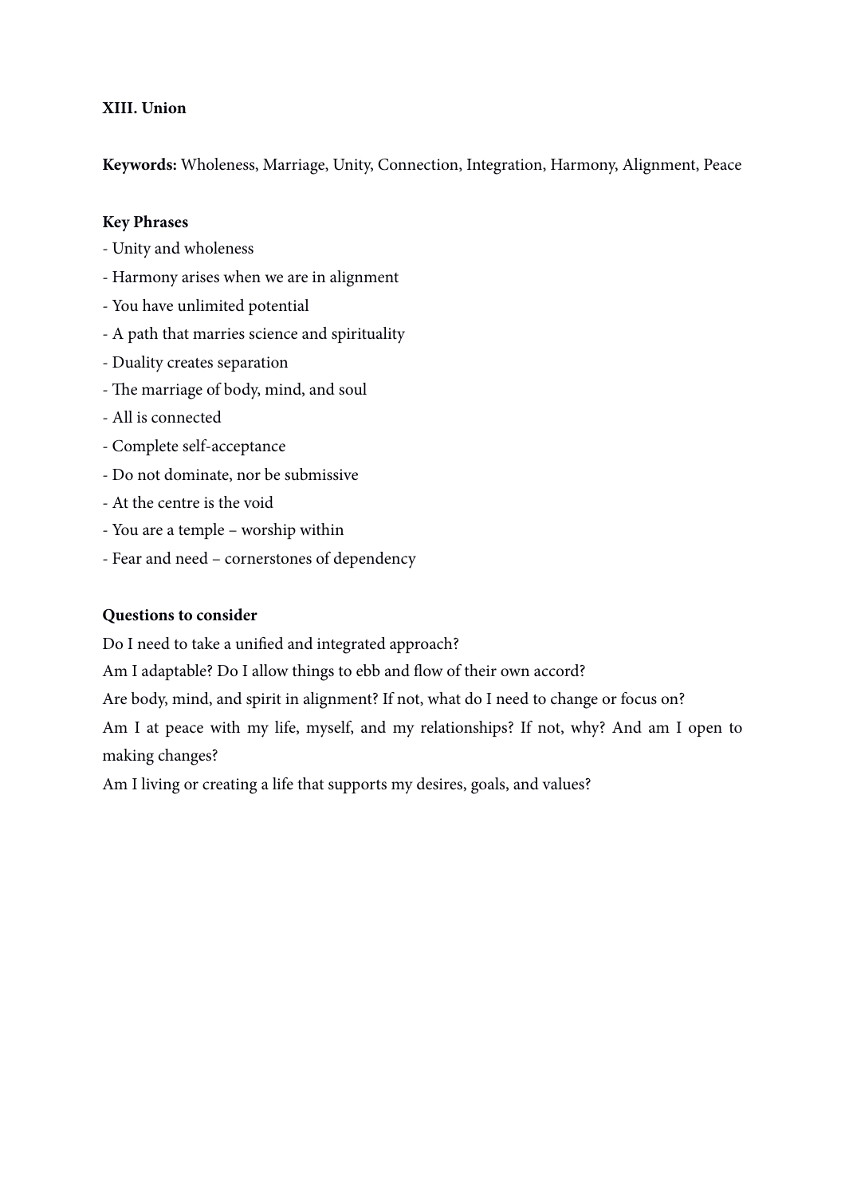## XIII. Union

**Keywords:** Wholeness, Marriage, Unity, Connection, Integration, Harmony, Alignment, Peace

### Key Phrases

- Unity and wholeness
- Harmony arises when we are in alignment
- You have unlimited potential
- A path that marries science and spirituality
- Duality creates separation
- The marriage of body, mind, and soul
- All is connected
- Complete self-acceptance
- Do not dominate, nor be submissive
- At the centre is the void
- You are a temple – worship within
- Fear and need – cornerstones of dependency

### Questions to consider

Do I need to take a unified and integrated approach?

Am I adaptable? Do I allow things to ebb and flow of their own accord?

Are body, mind, and spirit in alignment? If not, what do I need to change or focus on?

Am I at peace with my life, myself, and my relationships? If not, why? And am I open to making changes?

Am I living or creating a life that supports my desires, goals, and values?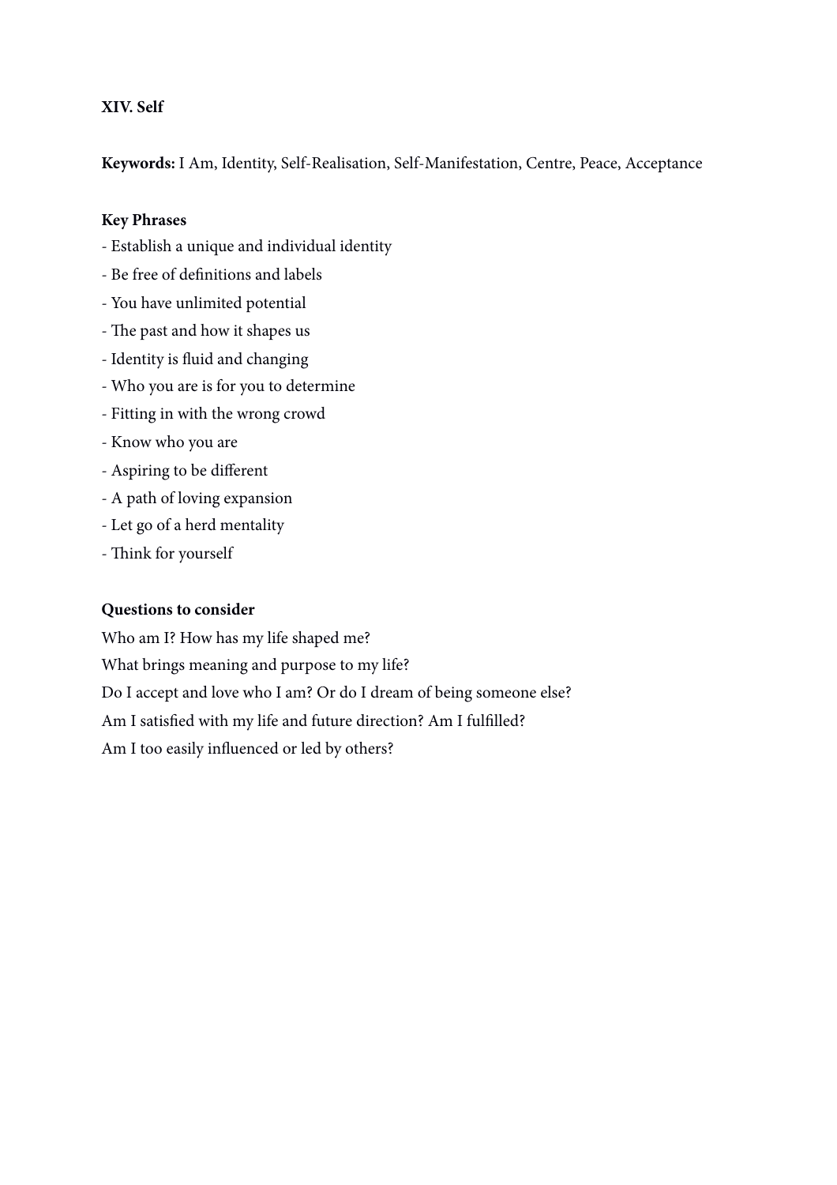**XIV. Self**

**Keywords:** I Am, Identity, Self-Realisation, Self-Manifestation, Centre, Peace, Acceptance

**Key Phrases**

- Establish a unique and individual identity
- Be free of definitions and labels
- You have unlimited potential
- The past and how it shapes us
- Identity is fluid and changing
- Who you are is for you to determine
- Fitting in with the wrong crowd
- Know who you are
- Aspiring to be different
- A path of loving expansion
- Let go of a herd mentality
- Think for yourself

**Questions to consider**

Who am I? How has my life shaped me?

What brings meaning and purpose to my life?

Do I accept and love who I am? Or do I dream of being someone else?

Am I satisfied with my life and future direction? Am I fulfilled?

Am I too easily influenced or led by others?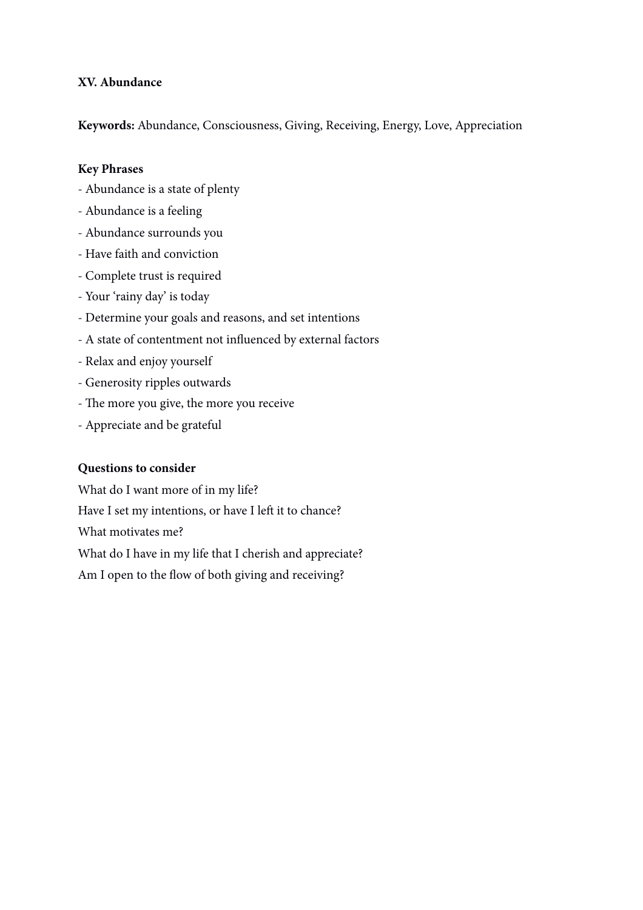## XV. Abundance

**Keywords:** Abundance, Consciousness, Giving, Receiving, Energy, Love, Appreciation

**Key Phrases**

- Abundance is a state of plenty
- Abundance is a feeling
- Abundance surrounds you
- Have faith and conviction
- Complete trust is required
- Your 'rainy day' is today
- Determine your goals and reasons, and set intentions
- A state of contentment not influenced by external factors
- Relax and enjoy yourself
- Generosity ripples outwards
- The more you give, the more you receive
- Appreciate and be grateful

**Questions to consider**

What do I want more of in my life?

Have I set my intentions, or have I left it to chance?

What motivates me?

What do I have in my life that I cherish and appreciate?

Am I open to the flow of both giving and receiving?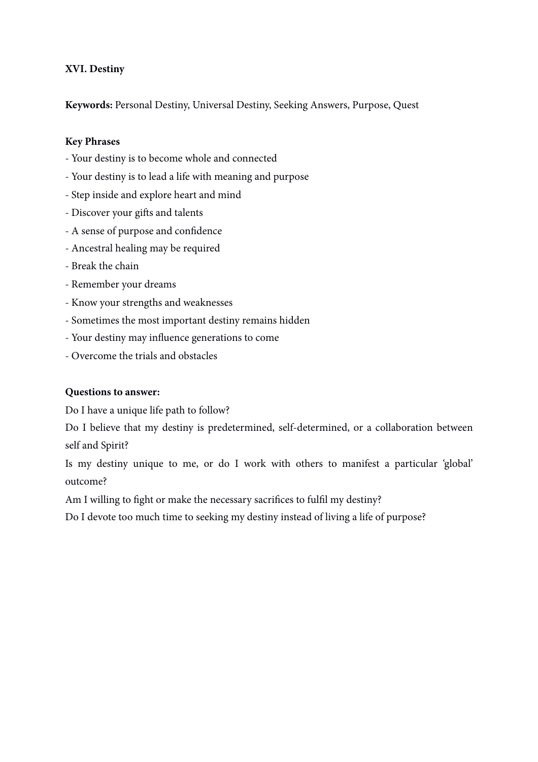**XVI. Destiny**

**Keywords:** Personal Destiny, Universal Destiny, Seeking Answers, Purpose, Quest

**Key Phrases**

- Your destiny is to become whole and connected
- Your destiny is to lead a life with meaning and purpose
- Step inside and explore heart and mind
- Discover your gifts and talents
- A sense of purpose and confidence
- Ancestral healing may be required
- Break the chain
- Remember your dreams
- Know your strengths and weaknesses
- Sometimes the most important destiny remains hidden
- Your destiny may influence generations to come
- Overcome the trials and obstacles

**Questions to answer:**

Do I have a unique life path to follow?

Do I believe that my destiny is predetermined, self-determined, or a collaboration between self and Spirit?

Is my destiny unique to me, or do I work with others to manifest a particular 'global' outcome?

Am I willing to fight or make the necessary sacrifices to fulfil my destiny?

Do I devote too much time to seeking my destiny instead of living a life of purpose?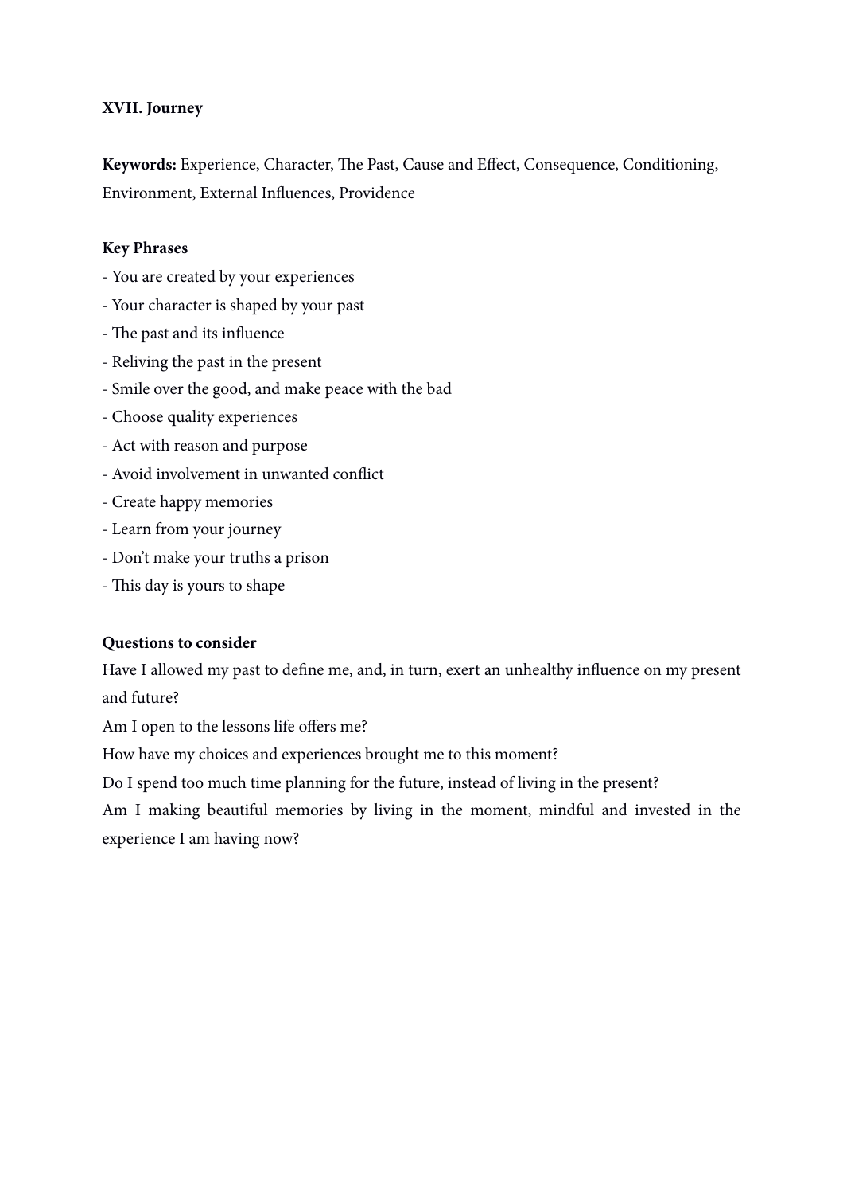## XVII. Journey

**Keywords:** Experience, Character, The Past, Cause and Effect, Consequence, Conditioning, Environment, External Influences, Providence

**Key Phrases**

- You are created by your experiences
- Your character is shaped by your past
- The past and its influence
- Reliving the past in the present
- Smile over the good, and make peace with the bad
- Choose quality experiences
- Act with reason and purpose
- Avoid involvement in unwanted conflict
- Create happy memories
- Learn from your journey
- Don't make your truths a prison
- This day is yours to shape

**Questions to consider**

Have I allowed my past to define me, and, in turn, exert an unhealthy influence on my present and future?

Am I open to the lessons life offers me?

How have my choices and experiences brought me to this moment?

Do I spend too much time planning for the future, instead of living in the present?

Am I making beautiful memories by living in the moment, mindful and invested in the experience I am having now?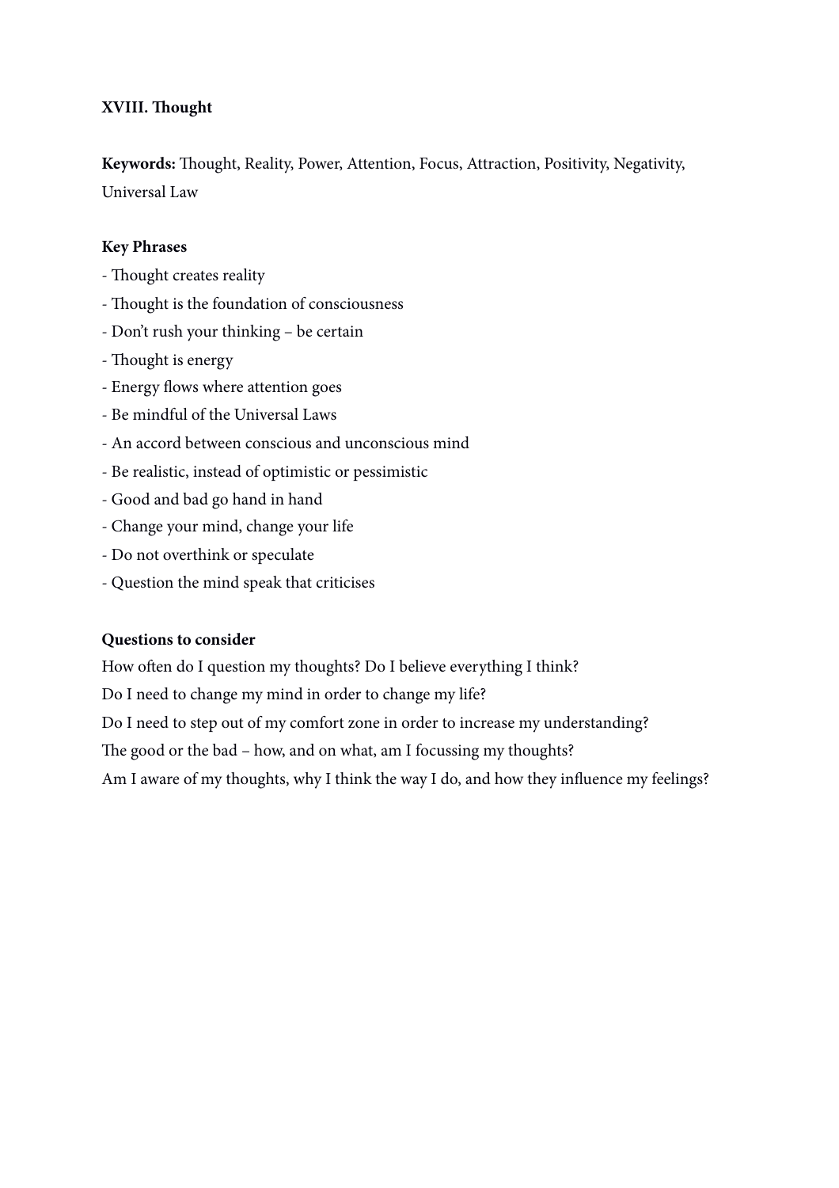### XVIII. Thought

**Keywords:** Thought, Reality, Power, Attention, Focus, Attraction, Positivity, Negativity, Universal Law

**Key Phrases**

- Thought creates reality
- Thought is the foundation of consciousness
- Don't rush your thinking – be certain
- Thought is energy
- Energy flows where attention goes
- Be mindful of the Universal Laws
- An accord between conscious and unconscious mind
- Be realistic, instead of optimistic or pessimistic
- Good and bad go hand in hand
- Change your mind, change your life
- Do not overthink or speculate
- Question the mind speak that criticises

**Questions to consider**

How often do I question my thoughts? Do I believe everything I think?

Do I need to change my mind in order to change my life?

Do I need to step out of my comfort zone in order to increase my understanding?

The good or the bad – how, and on what, am I focussing my thoughts?

Am I aware of my thoughts, why I think the way I do, and how they influence my feelings?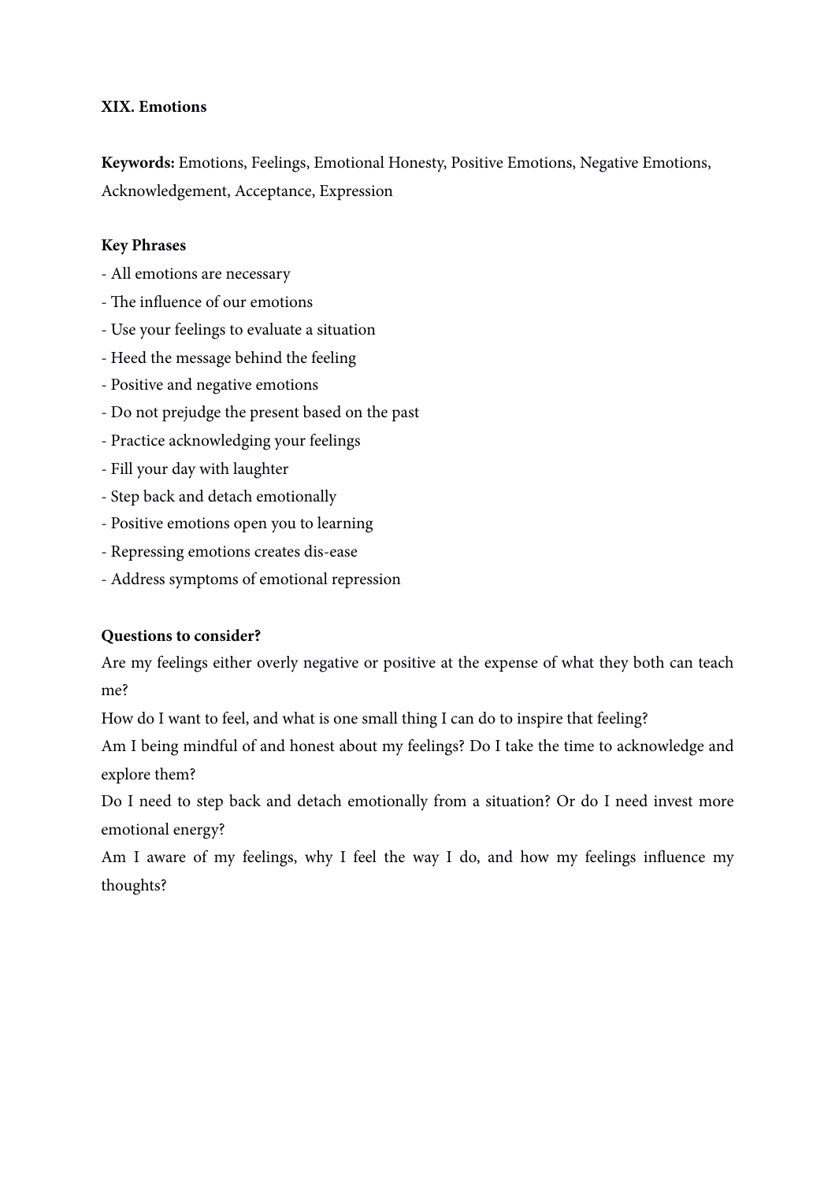**XIX. Emotions**

**Keywords:** Emotions, Feelings, Emotional Honesty, Positive Emotions, Negative Emotions, Acknowledgement, Acceptance, Expression

**Key Phrases**

- All emotions are necessary
- The influence of our emotions
- Use your feelings to evaluate a situation
- Heed the message behind the feeling
- Positive and negative emotions
- Do not prejudge the present based on the past
- Practice acknowledging your feelings
- Fill your day with laughter
- Step back and detach emotionally
- Positive emotions open you to learning
- Repressing emotions creates dis-ease
- Address symptoms of emotional repression

**Questions to consider?**

Are my feelings either overly negative or positive at the expense of what they both can teach me?

How do I want to feel, and what is one small thing I can do to inspire that feeling?

Am I being mindful of and honest about my feelings? Do I take the time to acknowledge and explore them?

Do I need to step back and detach emotionally from a situation? Or do I need invest more emotional energy?

Am I aware of my feelings, why I feel the way I do, and how my feelings influence my thoughts?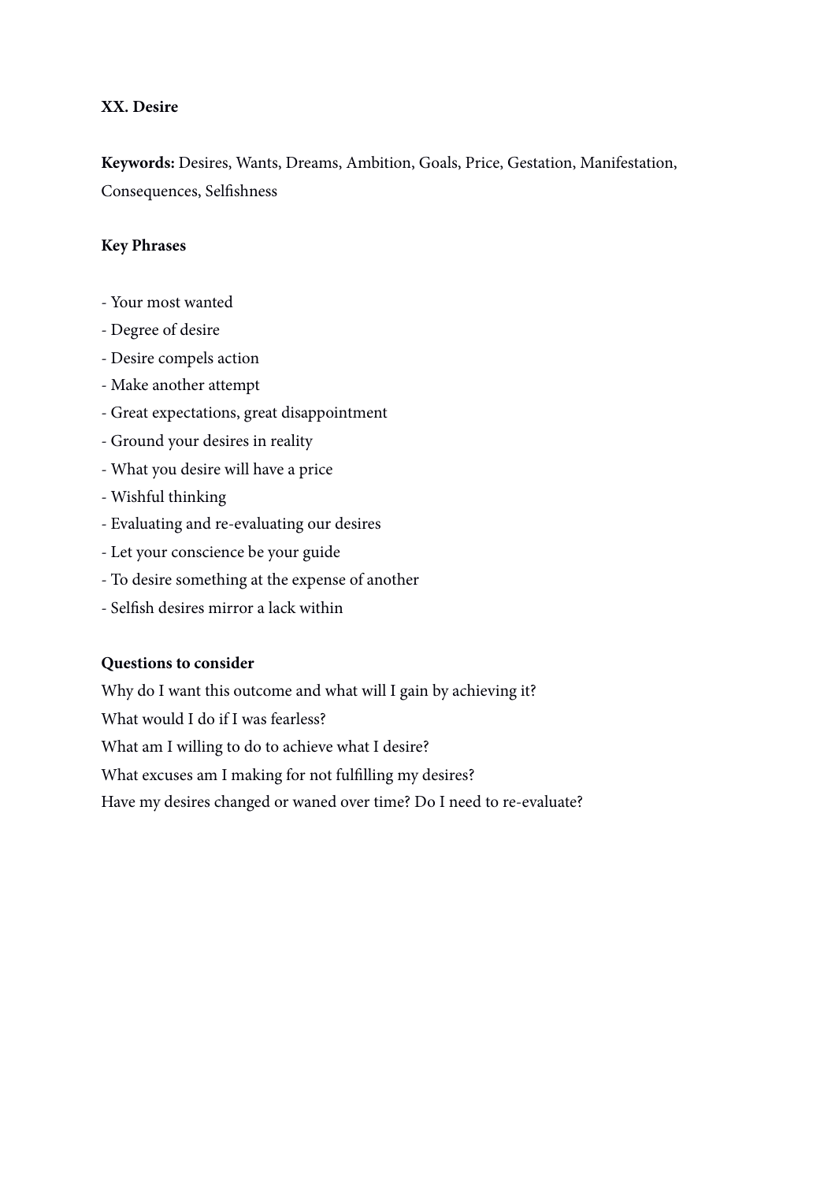**XX. Desire**

**Keywords:** Desires, Wants, Dreams, Ambition, Goals, Price, Gestation, Manifestation, Consequences, Selfishness

**Key Phrases**

- Your most wanted
- Degree of desire
- Desire compels action
- Make another attempt
- Great expectations, great disappointment
- Ground your desires in reality
- What you desire will have a price
- Wishful thinking
- Evaluating and re-evaluating our desires
- Let your conscience be your guide
- To desire something at the expense of another
- Selfish desires mirror a lack within

**Questions to consider**

Why do I want this outcome and what will I gain by achieving it?
What would I do if I was fearless?
What am I willing to do to achieve what I desire?
What excuses am I making for not fulfilling my desires?
Have my desires changed or waned over time? Do I need to re-evaluate?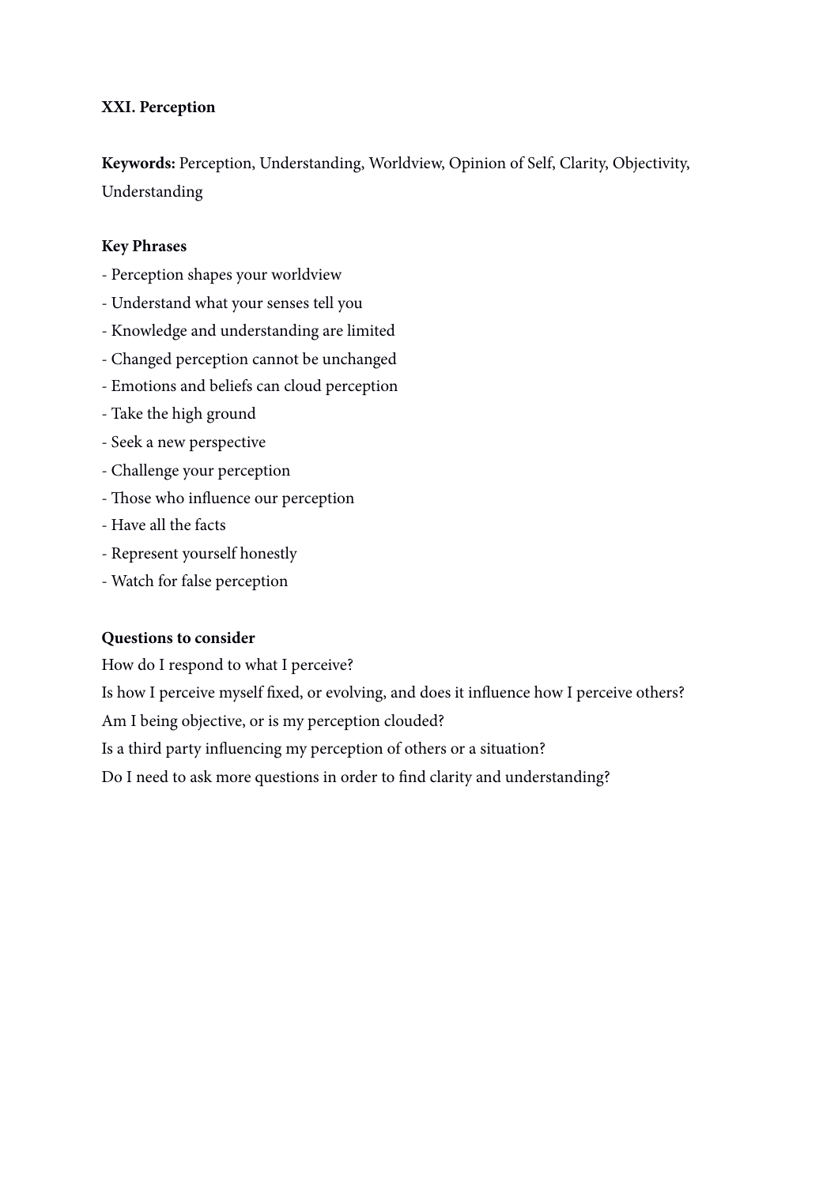**XXI. Perception**

**Keywords:** Perception, Understanding, Worldview, Opinion of Self, Clarity, Objectivity, Understanding

**Key Phrases**

- Perception shapes your worldview
- Understand what your senses tell you
- Knowledge and understanding are limited
- Changed perception cannot be unchanged
- Emotions and beliefs can cloud perception
- Take the high ground
- Seek a new perspective
- Challenge your perception
- Those who influence our perception
- Have all the facts
- Represent yourself honestly
- Watch for false perception

**Questions to consider**

How do I respond to what I perceive?

Is how I perceive myself fixed, or evolving, and does it influence how I perceive others?

Am I being objective, or is my perception clouded?

Is a third party influencing my perception of others or a situation?

Do I need to ask more questions in order to find clarity and understanding?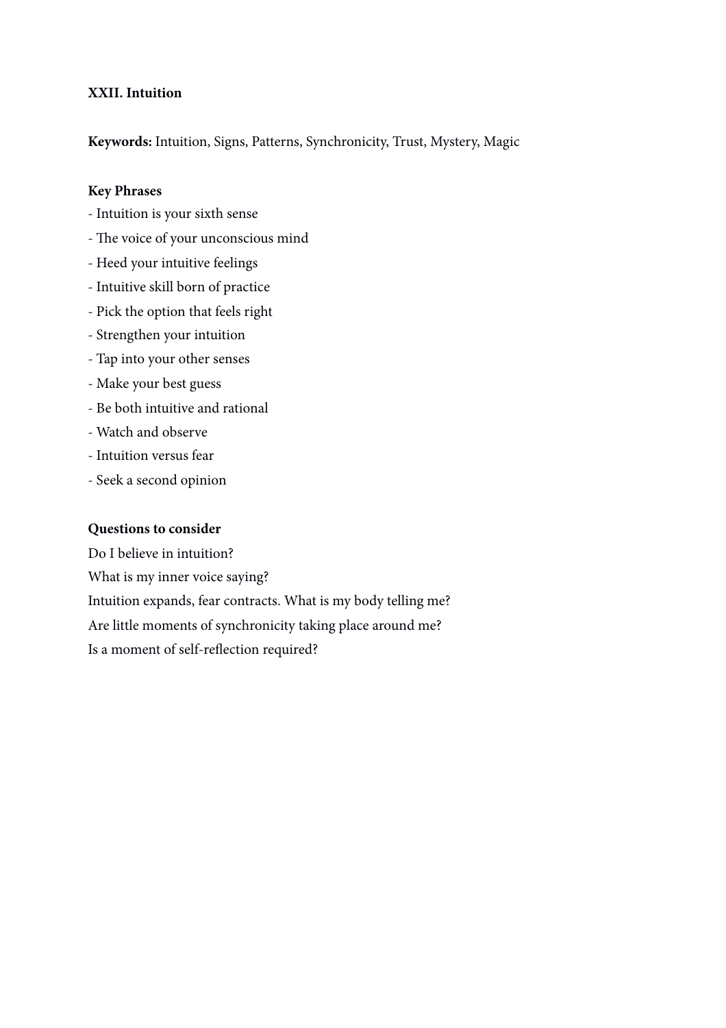**XXII. Intuition**

**Keywords:** Intuition, Signs, Patterns, Synchronicity, Trust, Mystery, Magic

**Key Phrases**

- Intuition is your sixth sense
- The voice of your unconscious mind
- Heed your intuitive feelings
- Intuitive skill born of practice
- Pick the option that feels right
- Strengthen your intuition
- Tap into your other senses
- Make your best guess
- Be both intuitive and rational
- Watch and observe
- Intuition versus fear
- Seek a second opinion

**Questions to consider**

Do I believe in intuition?

What is my inner voice saying?

Intuition expands, fear contracts. What is my body telling me?

Are little moments of synchronicity taking place around me?

Is a moment of self-reflection required?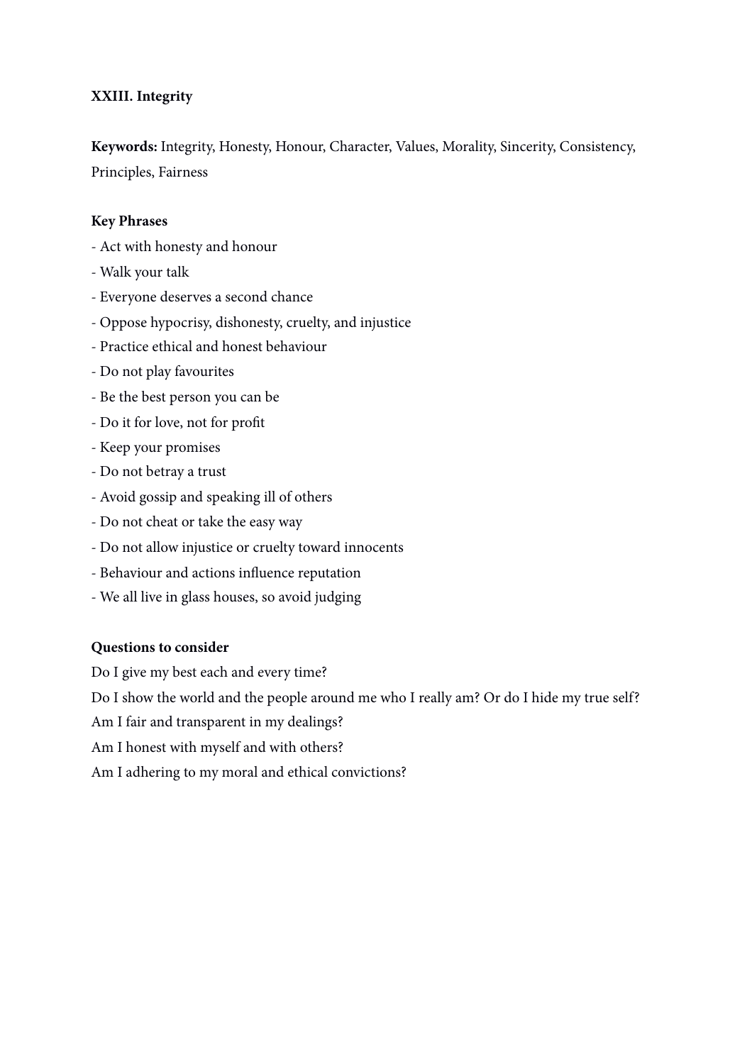**XXIII. Integrity**

**Keywords:** Integrity, Honesty, Honour, Character, Values, Morality, Sincerity, Consistency, Principles, Fairness

**Key Phrases**

- Act with honesty and honour
- Walk your talk
- Everyone deserves a second chance
- Oppose hypocrisy, dishonesty, cruelty, and injustice
- Practice ethical and honest behaviour
- Do not play favourites
- Be the best person you can be
- Do it for love, not for profit
- Keep your promises
- Do not betray a trust
- Avoid gossip and speaking ill of others
- Do not cheat or take the easy way
- Do not allow injustice or cruelty toward innocents
- Behaviour and actions influence reputation
- We all live in glass houses, so avoid judging

**Questions to consider**

Do I give my best each and every time?

Do I show the world and the people around me who I really am? Or do I hide my true self?

Am I fair and transparent in my dealings?

Am I honest with myself and with others?

Am I adhering to my moral and ethical convictions?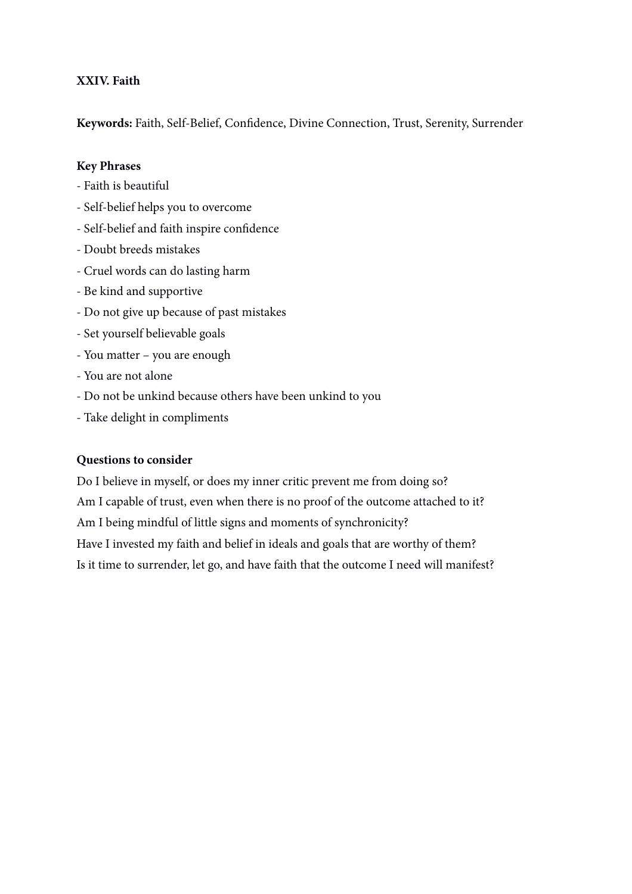## XXIV. Faith

**Keywords:** Faith, Self-Belief, Confidence, Divine Connection, Trust, Serenity, Surrender

**Key Phrases**

- Faith is beautiful
- Self-belief helps you to overcome
- Self-belief and faith inspire confidence
- Doubt breeds mistakes
- Cruel words can do lasting harm
- Be kind and supportive
- Do not give up because of past mistakes
- Set yourself believable goals
- You matter – you are enough
- You are not alone
- Do not be unkind because others have been unkind to you
- Take delight in compliments

**Questions to consider**

Do I believe in myself, or does my inner critic prevent me from doing so?
Am I capable of trust, even when there is no proof of the outcome attached to it?
Am I being mindful of little signs and moments of synchronicity?
Have I invested my faith and belief in ideals and goals that are worthy of them?
Is it time to surrender, let go, and have faith that the outcome I need will manifest?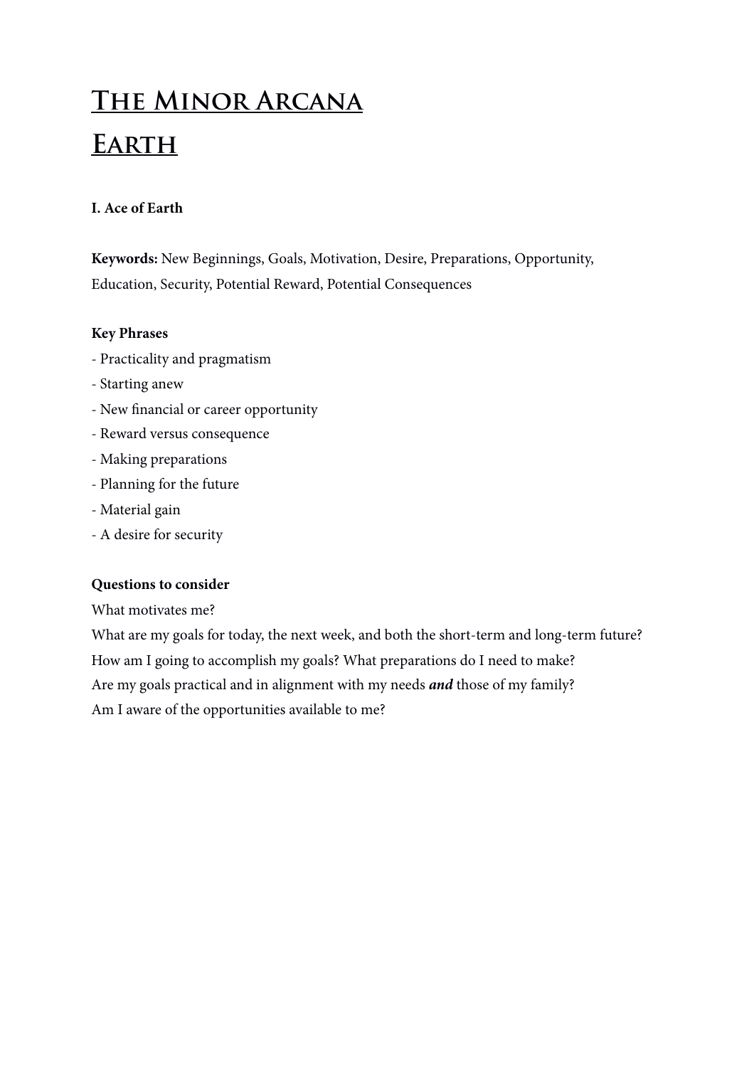# The Minor Arcana

# Earth

**I. Ace of Earth**

**Keywords:** New Beginnings, Goals, Motivation, Desire, Preparations, Opportunity, Education, Security, Potential Reward, Potential Consequences

**Key Phrases**

- Practicality and pragmatism
- Starting anew
- New financial or career opportunity
- Reward versus consequence
- Making preparations
- Planning for the future
- Material gain
- A desire for security

**Questions to consider**

What motivates me?

What are my goals for today, the next week, and both the short-term and long-term future?

How am I going to accomplish my goals? What preparations do I need to make?

Are my goals practical and in alignment with my needs ***and*** those of my family?

Am I aware of the opportunities available to me?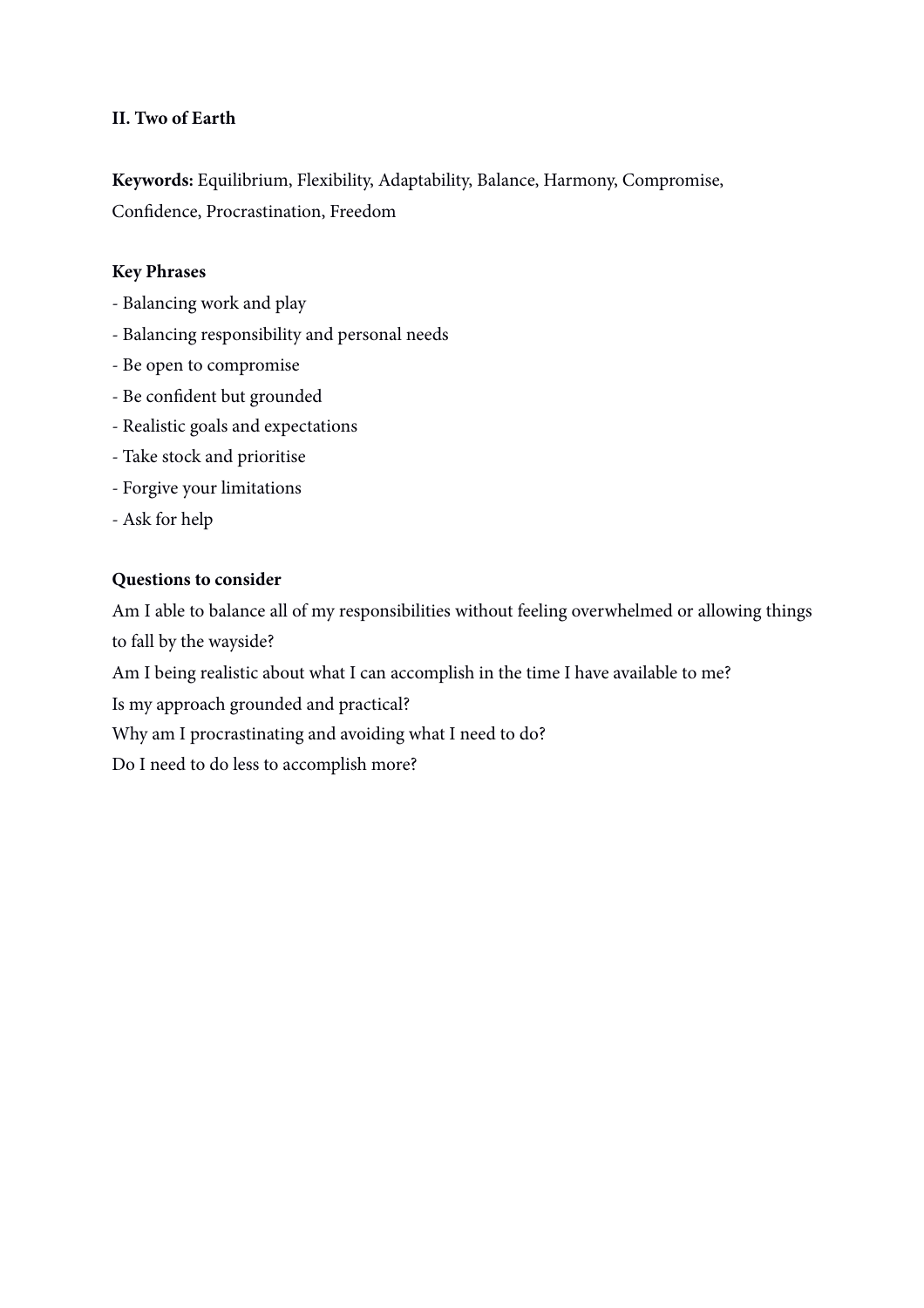**II. Two of Earth**

**Keywords:** Equilibrium, Flexibility, Adaptability, Balance, Harmony, Compromise, Confidence, Procrastination, Freedom

**Key Phrases**

- Balancing work and play
- Balancing responsibility and personal needs
- Be open to compromise
- Be confident but grounded
- Realistic goals and expectations
- Take stock and prioritise
- Forgive your limitations
- Ask for help

**Questions to consider**

Am I able to balance all of my responsibilities without feeling overwhelmed or allowing things to fall by the wayside?

Am I being realistic about what I can accomplish in the time I have available to me?

Is my approach grounded and practical?

Why am I procrastinating and avoiding what I need to do?

Do I need to do less to accomplish more?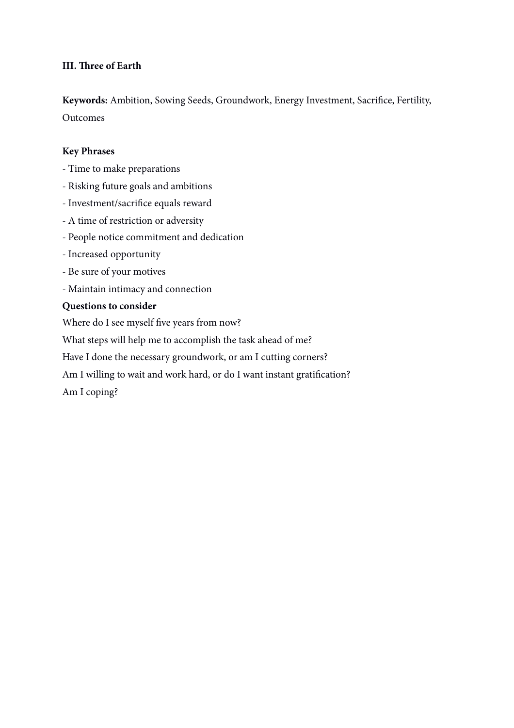### III. Three of Earth

**Keywords:** Ambition, Sowing Seeds, Groundwork, Energy Investment, Sacrifice, Fertility, Outcomes

**Key Phrases**

- Time to make preparations
- Risking future goals and ambitions
- Investment/sacrifice equals reward
- A time of restriction or adversity
- People notice commitment and dedication
- Increased opportunity
- Be sure of your motives
- Maintain intimacy and connection

**Questions to consider**

Where do I see myself five years from now?

What steps will help me to accomplish the task ahead of me?

Have I done the necessary groundwork, or am I cutting corners?

Am I willing to wait and work hard, or do I want instant gratification?

Am I coping?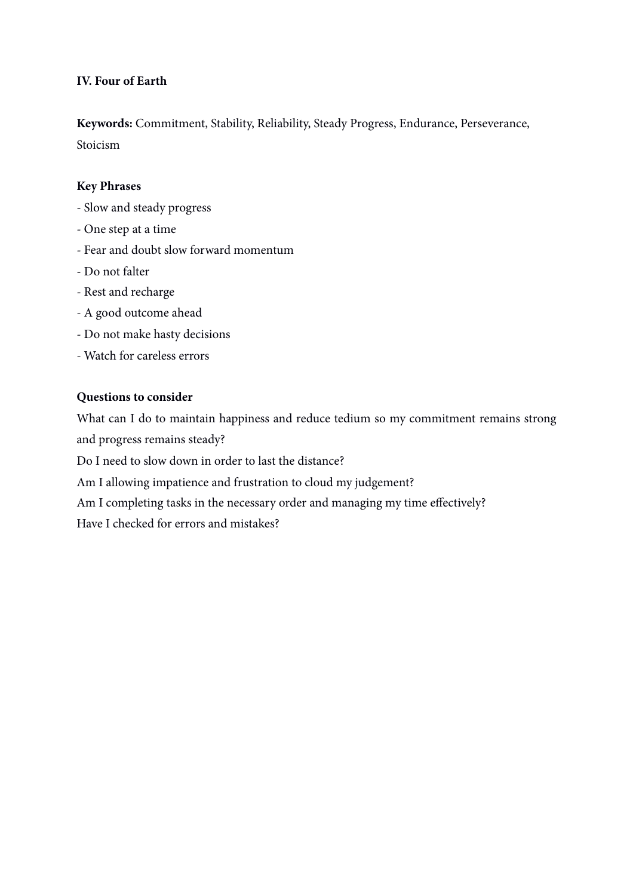### IV. Four of Earth

**Keywords:** Commitment, Stability, Reliability, Steady Progress, Endurance, Perseverance, Stoicism

**Key Phrases**

- Slow and steady progress
- One step at a time
- Fear and doubt slow forward momentum
- Do not falter
- Rest and recharge
- A good outcome ahead
- Do not make hasty decisions
- Watch for careless errors

**Questions to consider**

What can I do to maintain happiness and reduce tedium so my commitment remains strong and progress remains steady?

Do I need to slow down in order to last the distance?

Am I allowing impatience and frustration to cloud my judgement?

Am I completing tasks in the necessary order and managing my time effectively?

Have I checked for errors and mistakes?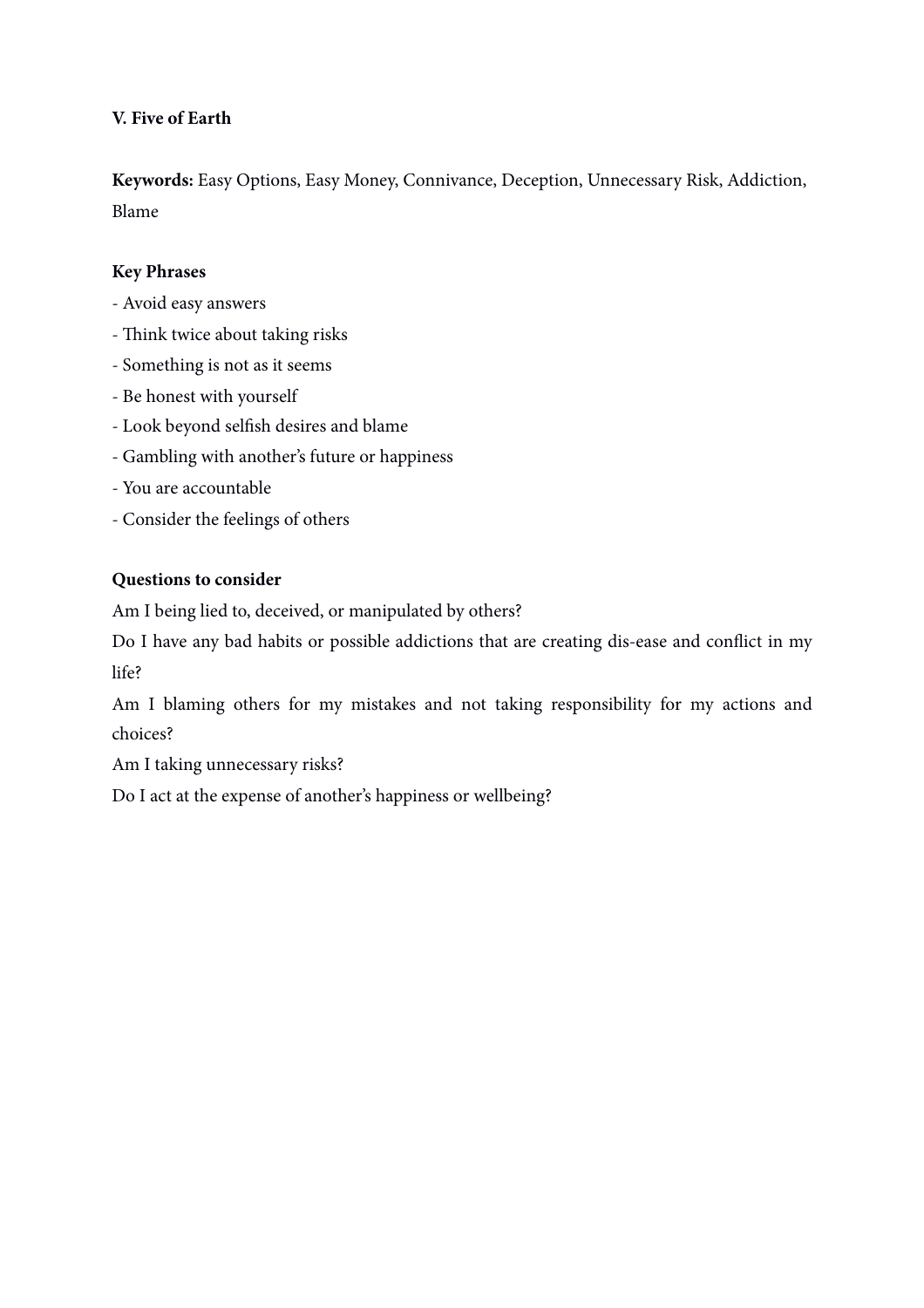### V. Five of Earth

**Keywords:** Easy Options, Easy Money, Connivance, Deception, Unnecessary Risk, Addiction, Blame

**Key Phrases**

- Avoid easy answers
- Think twice about taking risks
- Something is not as it seems
- Be honest with yourself
- Look beyond selfish desires and blame
- Gambling with another's future or happiness
- You are accountable
- Consider the feelings of others

**Questions to consider**

Am I being lied to, deceived, or manipulated by others?

Do I have any bad habits or possible addictions that are creating dis-ease and conflict in my life?

Am I blaming others for my mistakes and not taking responsibility for my actions and choices?

Am I taking unnecessary risks?

Do I act at the expense of another's happiness or wellbeing?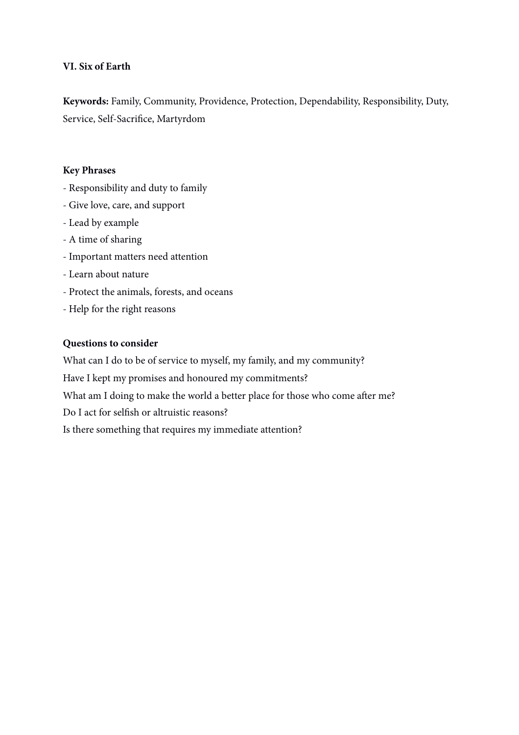**VI. Six of Earth**

**Keywords:** Family, Community, Providence, Protection, Dependability, Responsibility, Duty, Service, Self-Sacrifice, Martyrdom

**Key Phrases**

- Responsibility and duty to family
- Give love, care, and support
- Lead by example
- A time of sharing
- Important matters need attention
- Learn about nature
- Protect the animals, forests, and oceans
- Help for the right reasons

**Questions to consider**

What can I do to be of service to myself, my family, and my community?

Have I kept my promises and honoured my commitments?

What am I doing to make the world a better place for those who come after me?

Do I act for selfish or altruistic reasons?

Is there something that requires my immediate attention?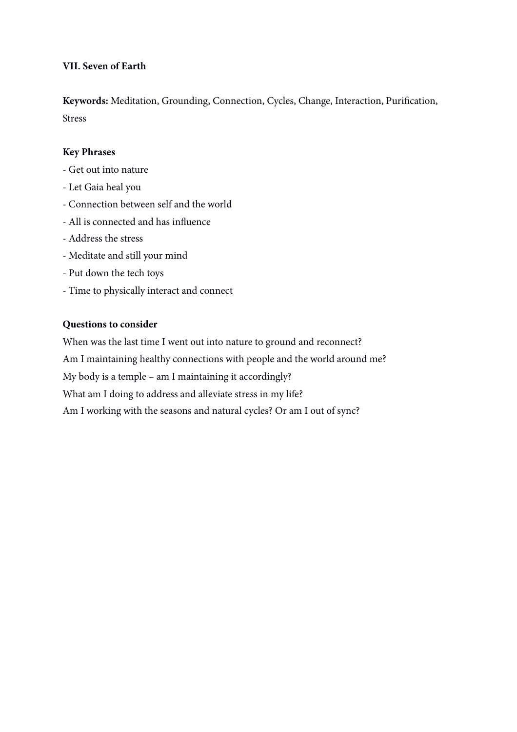**VII. Seven of Earth**

**Keywords:** Meditation, Grounding, Connection, Cycles, Change, Interaction, Purification, Stress

**Key Phrases**

- Get out into nature
- Let Gaia heal you
- Connection between self and the world
- All is connected and has influence
- Address the stress
- Meditate and still your mind
- Put down the tech toys
- Time to physically interact and connect

**Questions to consider**

When was the last time I went out into nature to ground and reconnect?
Am I maintaining healthy connections with people and the world around me?
My body is a temple – am I maintaining it accordingly?
What am I doing to address and alleviate stress in my life?
Am I working with the seasons and natural cycles? Or am I out of sync?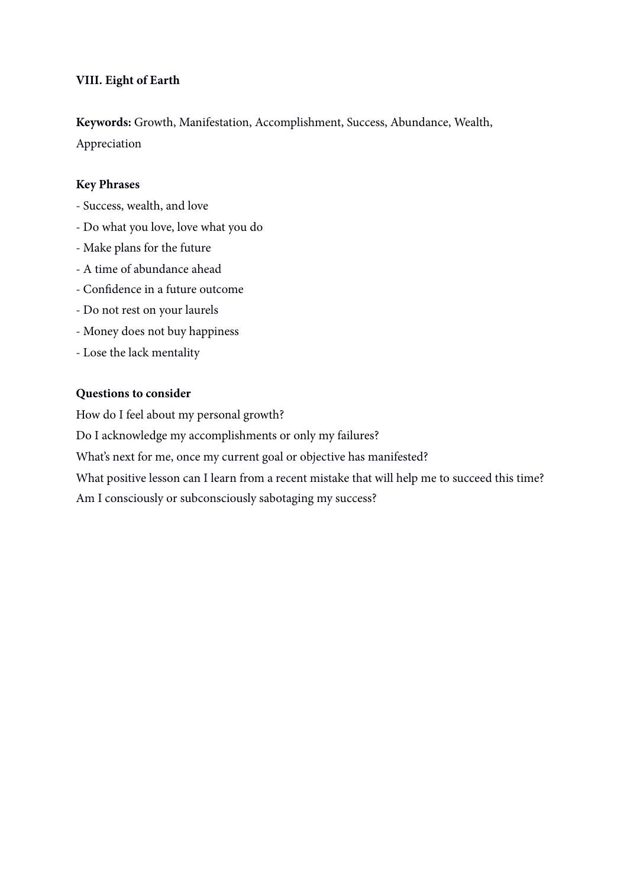### VIII. Eight of Earth

**Keywords:** Growth, Manifestation, Accomplishment, Success, Abundance, Wealth, Appreciation

**Key Phrases**

- Success, wealth, and love
- Do what you love, love what you do
- Make plans for the future
- A time of abundance ahead
- Confidence in a future outcome
- Do not rest on your laurels
- Money does not buy happiness
- Lose the lack mentality

**Questions to consider**

How do I feel about my personal growth?

Do I acknowledge my accomplishments or only my failures?

What's next for me, once my current goal or objective has manifested?

What positive lesson can I learn from a recent mistake that will help me to succeed this time?

Am I consciously or subconsciously sabotaging my success?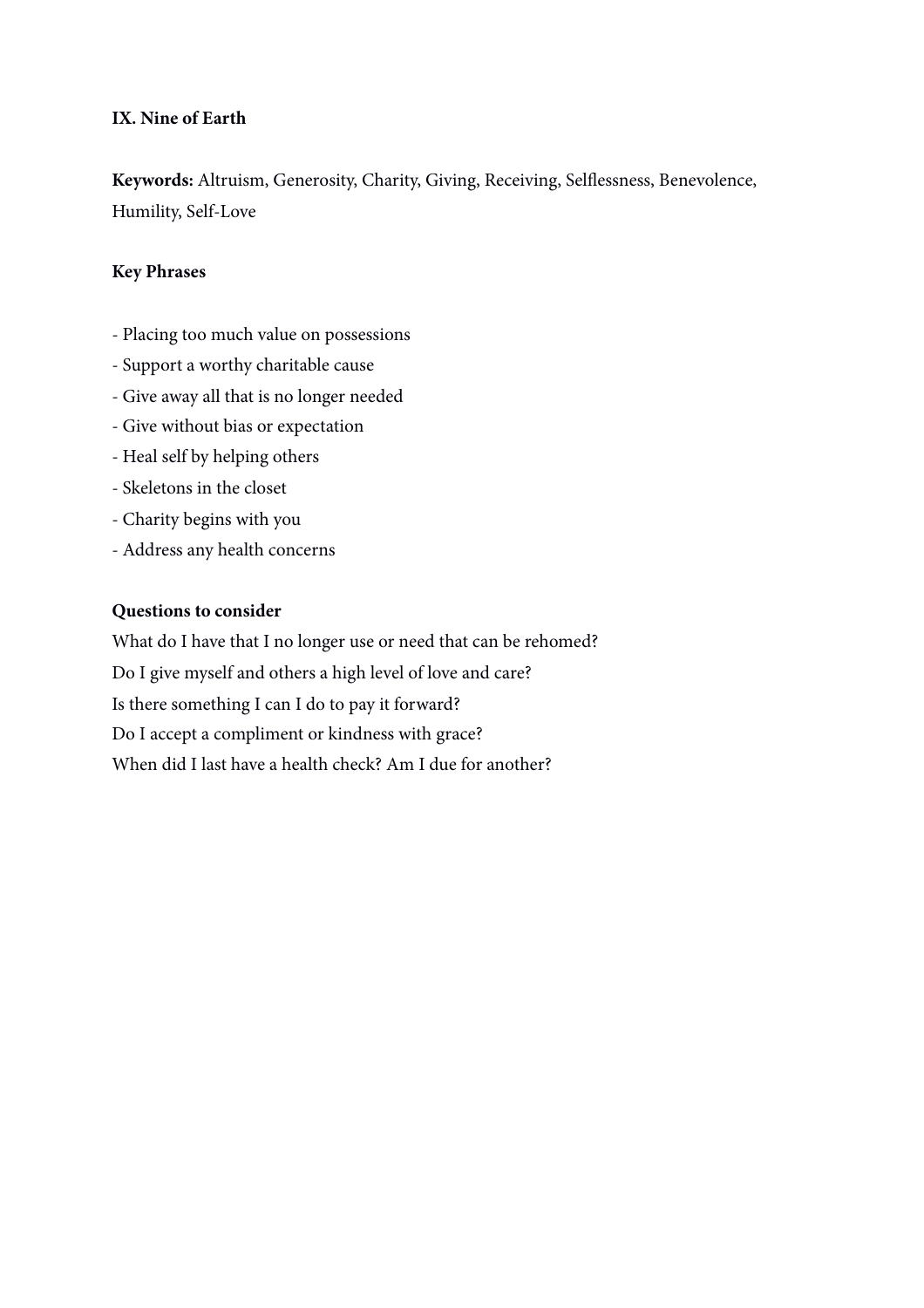**IX. Nine of Earth**

**Keywords:** Altruism, Generosity, Charity, Giving, Receiving, Selflessness, Benevolence, Humility, Self-Love

**Key Phrases**

- Placing too much value on possessions
- Support a worthy charitable cause
- Give away all that is no longer needed
- Give without bias or expectation
- Heal self by helping others
- Skeletons in the closet
- Charity begins with you
- Address any health concerns

**Questions to consider**

What do I have that I no longer use or need that can be rehomed?
Do I give myself and others a high level of love and care?
Is there something I can I do to pay it forward?
Do I accept a compliment or kindness with grace?
When did I last have a health check? Am I due for another?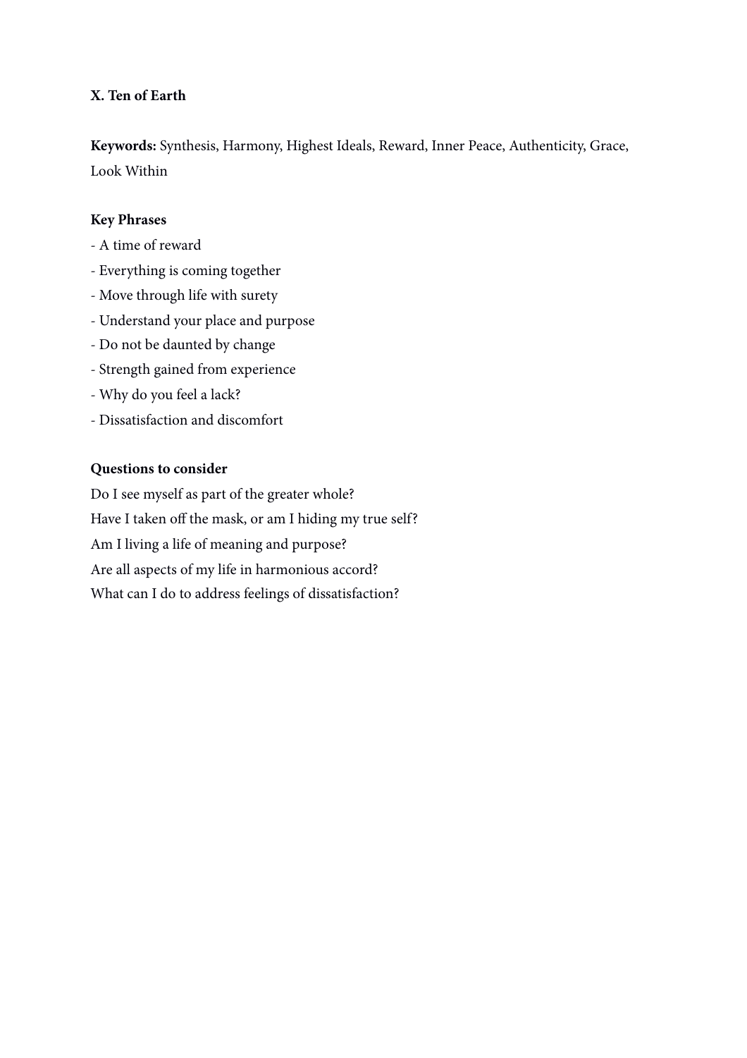**X. Ten of Earth**

**Keywords:** Synthesis, Harmony, Highest Ideals, Reward, Inner Peace, Authenticity, Grace, Look Within

**Key Phrases**

- A time of reward
- Everything is coming together
- Move through life with surety
- Understand your place and purpose
- Do not be daunted by change
- Strength gained from experience
- Why do you feel a lack?
- Dissatisfaction and discomfort

**Questions to consider**

Do I see myself as part of the greater whole?
Have I taken off the mask, or am I hiding my true self?
Am I living a life of meaning and purpose?
Are all aspects of my life in harmonious accord?
What can I do to address feelings of dissatisfaction?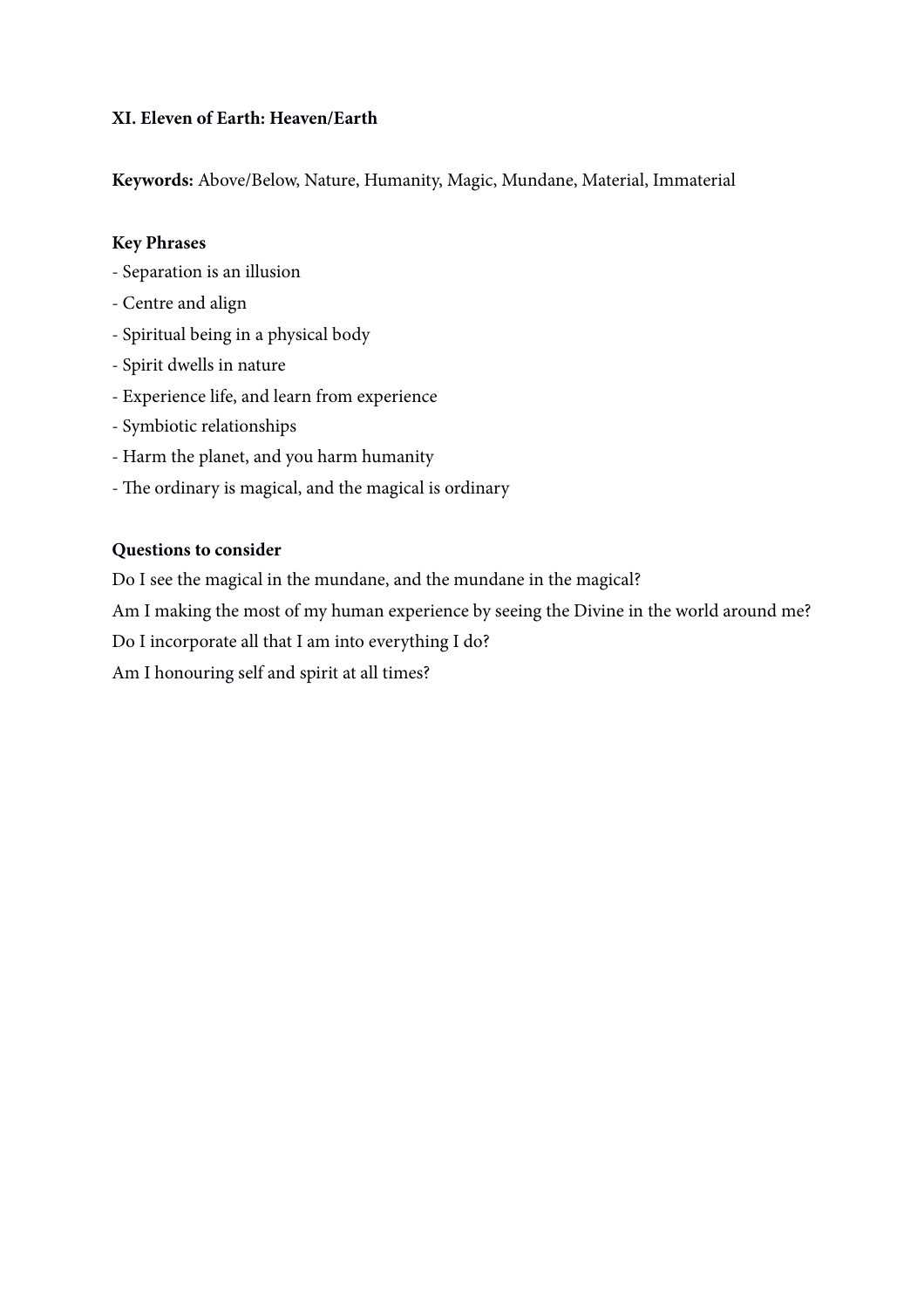**XI. Eleven of Earth: Heaven/Earth**

**Keywords:** Above/Below, Nature, Humanity, Magic, Mundane, Material, Immaterial

**Key Phrases**

- Separation is an illusion
- Centre and align
- Spiritual being in a physical body
- Spirit dwells in nature
- Experience life, and learn from experience
- Symbiotic relationships
- Harm the planet, and you harm humanity
- The ordinary is magical, and the magical is ordinary

**Questions to consider**

Do I see the magical in the mundane, and the mundane in the magical?

Am I making the most of my human experience by seeing the Divine in the world around me?

Do I incorporate all that I am into everything I do?

Am I honouring self and spirit at all times?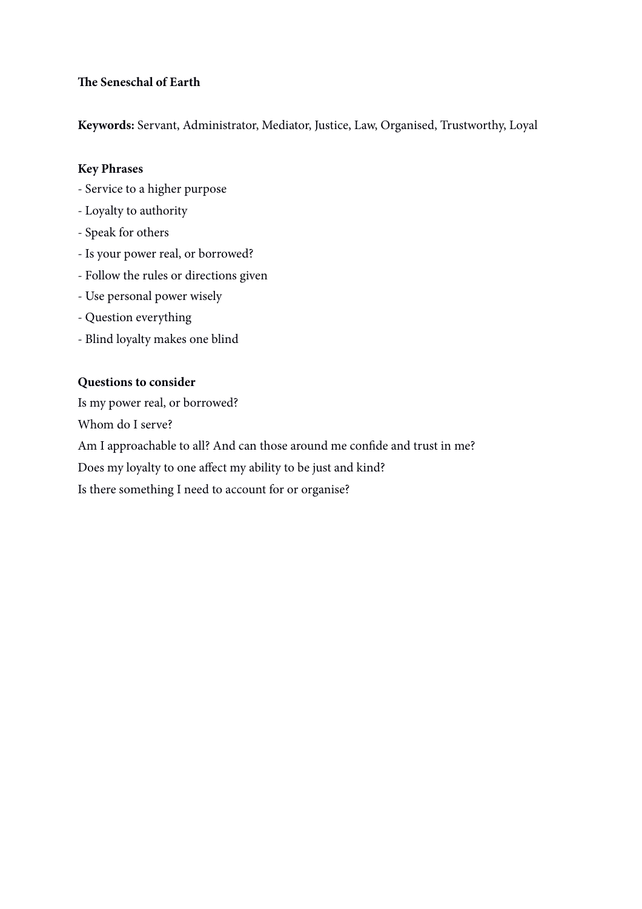**The Seneschal of Earth**

**Keywords:** Servant, Administrator, Mediator, Justice, Law, Organised, Trustworthy, Loyal

**Key Phrases**

- Service to a higher purpose
- Loyalty to authority
- Speak for others
- Is your power real, or borrowed?
- Follow the rules or directions given
- Use personal power wisely
- Question everything
- Blind loyalty makes one blind

**Questions to consider**

Is my power real, or borrowed?

Whom do I serve?

Am I approachable to all? And can those around me confide and trust in me?

Does my loyalty to one affect my ability to be just and kind?

Is there something I need to account for or organise?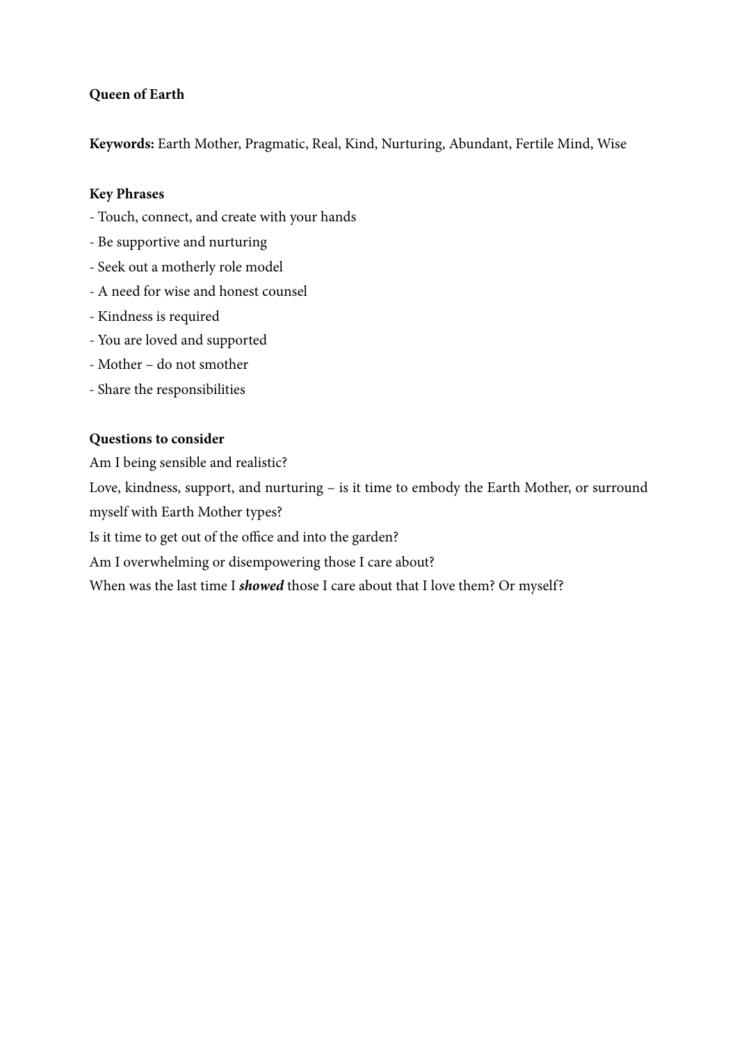**Queen of Earth**

**Keywords:** Earth Mother, Pragmatic, Real, Kind, Nurturing, Abundant, Fertile Mind, Wise

**Key Phrases**

- Touch, connect, and create with your hands
- Be supportive and nurturing
- Seek out a motherly role model
- A need for wise and honest counsel
- Kindness is required
- You are loved and supported
- Mother – do not smother
- Share the responsibilities

**Questions to consider**

Am I being sensible and realistic?

Love, kindness, support, and nurturing – is it time to embody the Earth Mother, or surround myself with Earth Mother types?

Is it time to get out of the office and into the garden?

Am I overwhelming or disempowering those I care about?

When was the last time I ***showed*** those I care about that I love them? Or myself?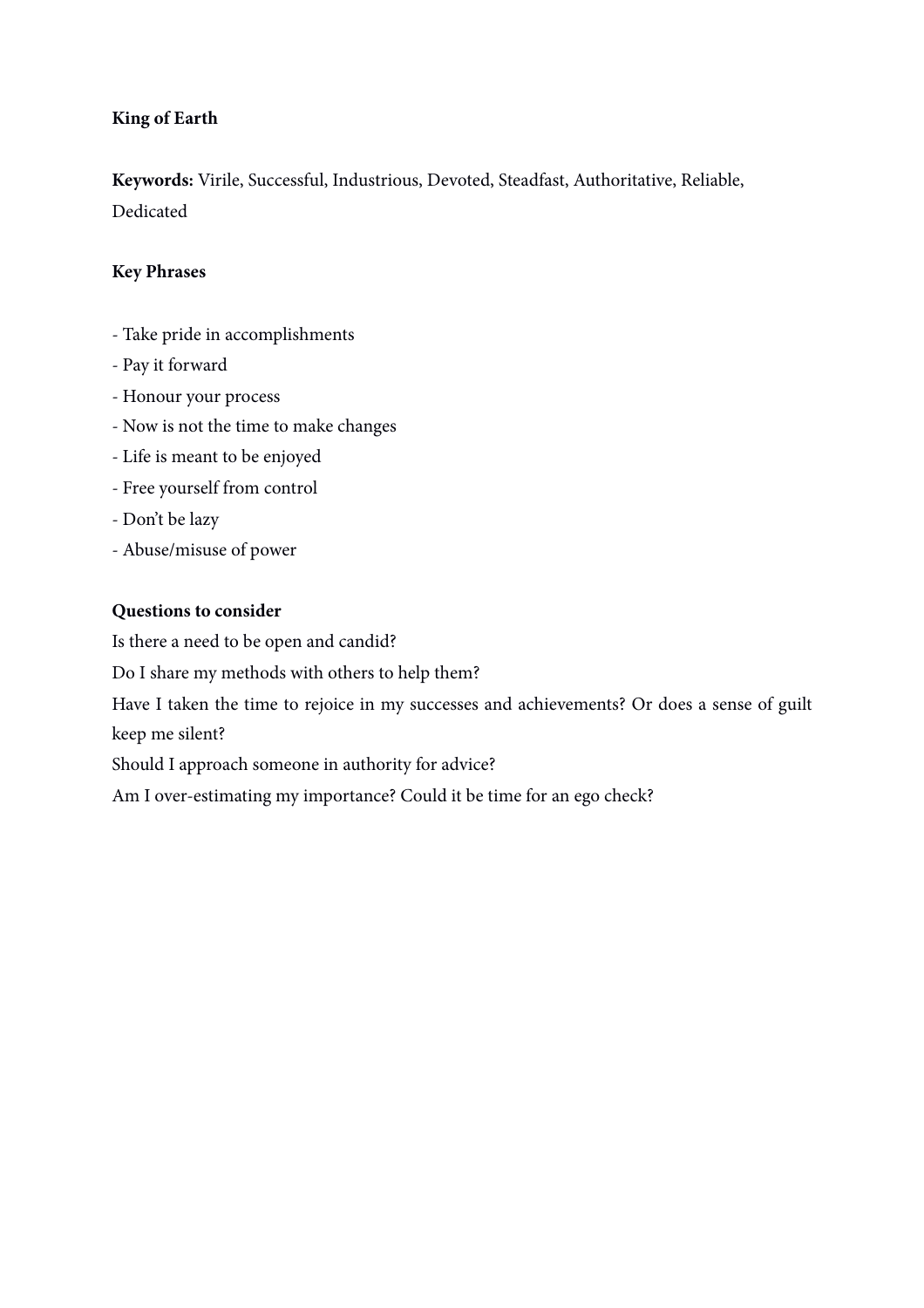**King of Earth**

**Keywords:** Virile, Successful, Industrious, Devoted, Steadfast, Authoritative, Reliable, Dedicated

**Key Phrases**

- Take pride in accomplishments
- Pay it forward
- Honour your process
- Now is not the time to make changes
- Life is meant to be enjoyed
- Free yourself from control
- Don't be lazy
- Abuse/misuse of power

**Questions to consider**

Is there a need to be open and candid?

Do I share my methods with others to help them?

Have I taken the time to rejoice in my successes and achievements? Or does a sense of guilt keep me silent?

Should I approach someone in authority for advice?

Am I over-estimating my importance? Could it be time for an ego check?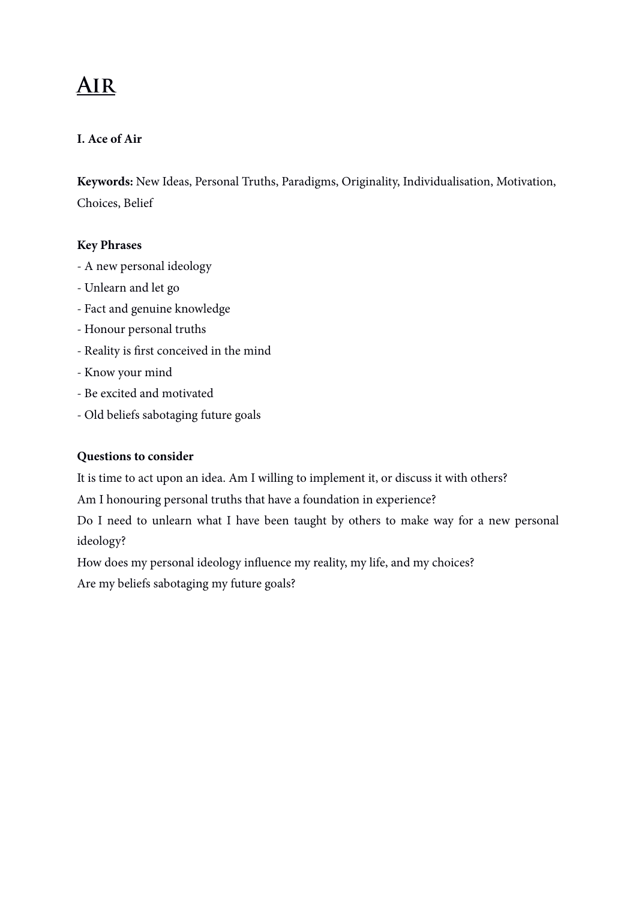# Air

### I. Ace of Air

**Keywords:** New Ideas, Personal Truths, Paradigms, Originality, Individualisation, Motivation, Choices, Belief

**Key Phrases**

- A new personal ideology
- Unlearn and let go
- Fact and genuine knowledge
- Honour personal truths
- Reality is first conceived in the mind
- Know your mind
- Be excited and motivated
- Old beliefs sabotaging future goals

**Questions to consider**

It is time to act upon an idea. Am I willing to implement it, or discuss it with others?
Am I honouring personal truths that have a foundation in experience?
Do I need to unlearn what I have been taught by others to make way for a new personal ideology?
How does my personal ideology influence my reality, my life, and my choices?
Are my beliefs sabotaging my future goals?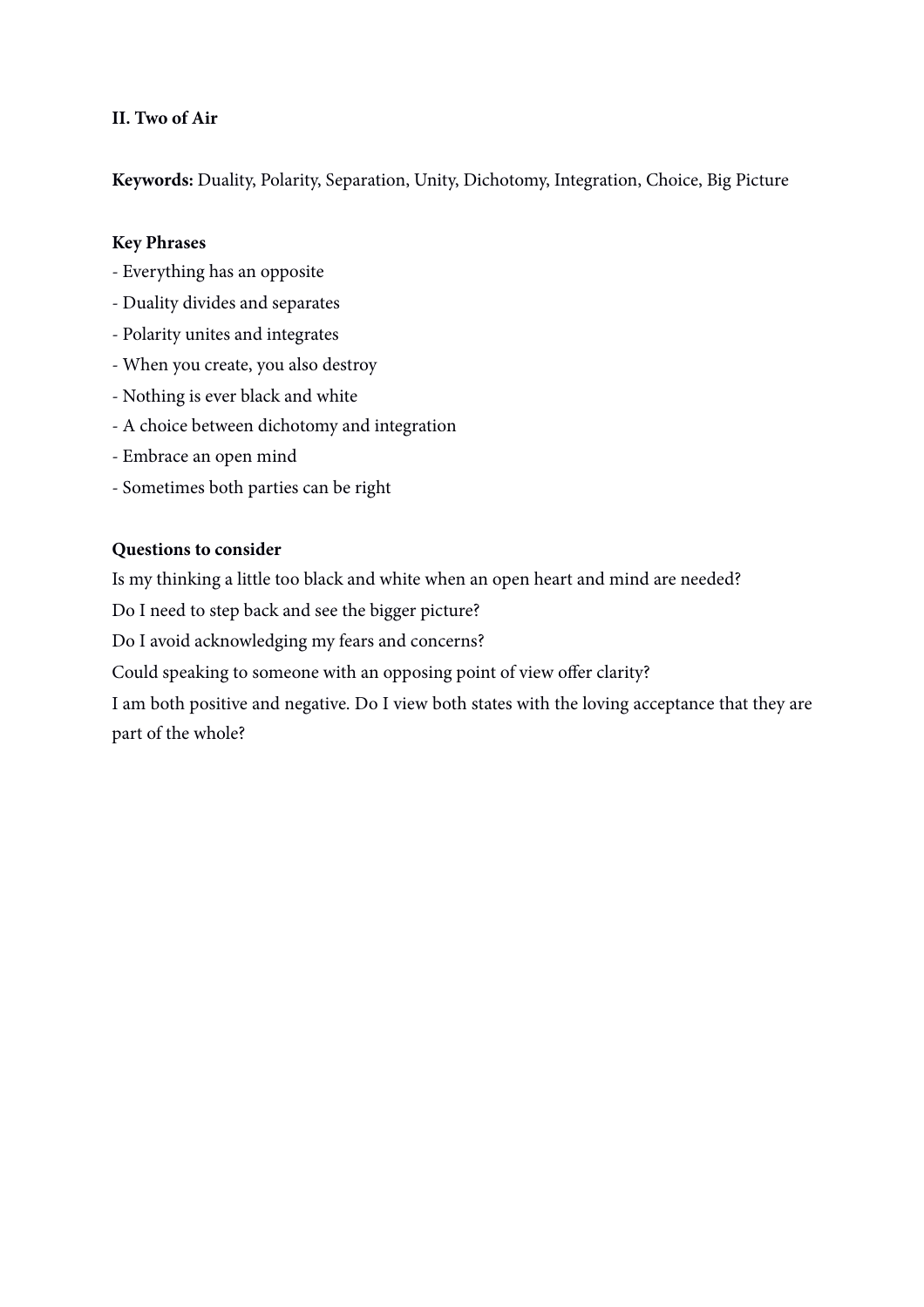## II. Two of Air

**Keywords:** Duality, Polarity, Separation, Unity, Dichotomy, Integration, Choice, Big Picture

**Key Phrases**

- Everything has an opposite
- Duality divides and separates
- Polarity unites and integrates
- When you create, you also destroy
- Nothing is ever black and white
- A choice between dichotomy and integration
- Embrace an open mind
- Sometimes both parties can be right

**Questions to consider**

Is my thinking a little too black and white when an open heart and mind are needed?

Do I need to step back and see the bigger picture?

Do I avoid acknowledging my fears and concerns?

Could speaking to someone with an opposing point of view offer clarity?

I am both positive and negative. Do I view both states with the loving acceptance that they are part of the whole?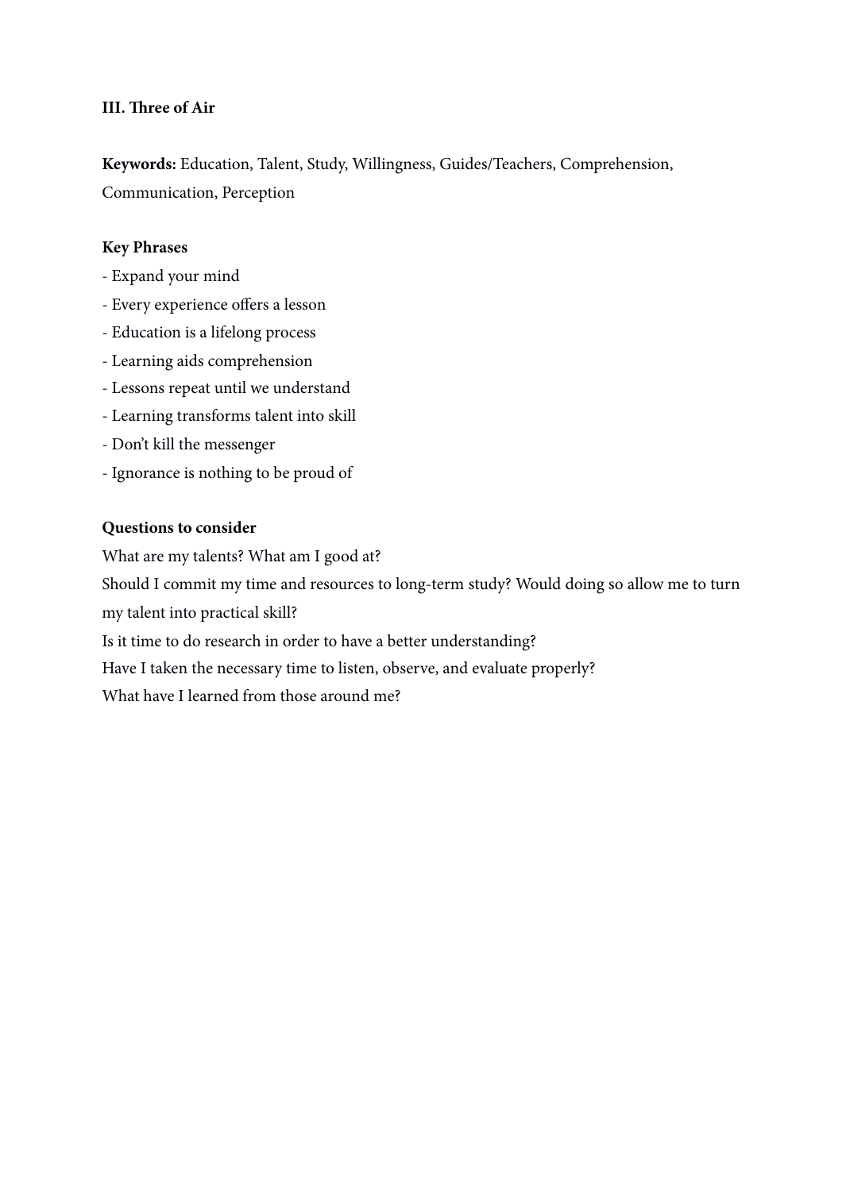**III. Three of Air**

**Keywords:** Education, Talent, Study, Willingness, Guides/Teachers, Comprehension, Communication, Perception

**Key Phrases**

- Expand your mind
- Every experience offers a lesson
- Education is a lifelong process
- Learning aids comprehension
- Lessons repeat until we understand
- Learning transforms talent into skill
- Don't kill the messenger
- Ignorance is nothing to be proud of

**Questions to consider**

What are my talents? What am I good at?

Should I commit my time and resources to long-term study? Would doing so allow me to turn my talent into practical skill?

Is it time to do research in order to have a better understanding?

Have I taken the necessary time to listen, observe, and evaluate properly?

What have I learned from those around me?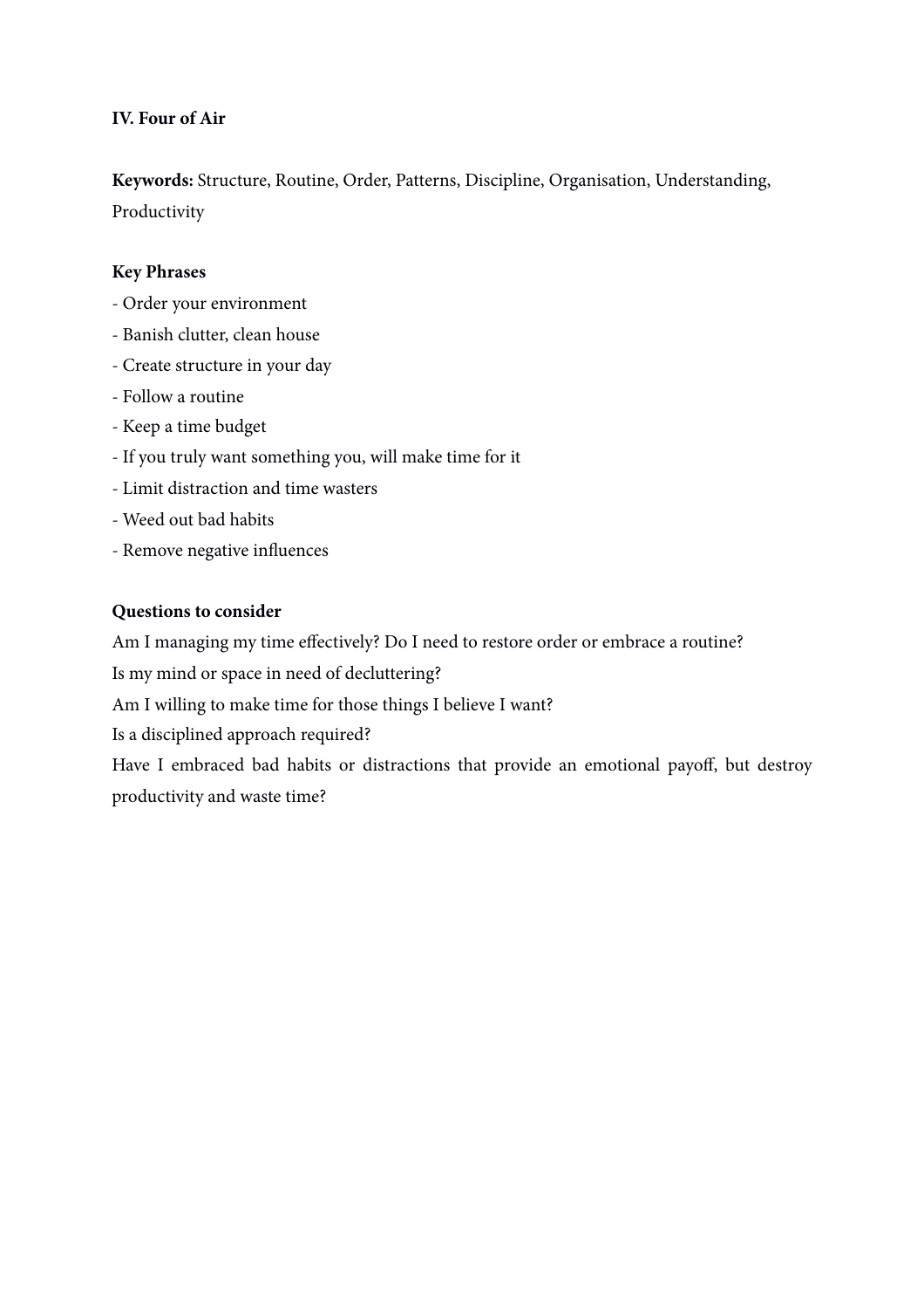**IV. Four of Air**

**Keywords:** Structure, Routine, Order, Patterns, Discipline, Organisation, Understanding, Productivity

**Key Phrases**

- Order your environment
- Banish clutter, clean house
- Create structure in your day
- Follow a routine
- Keep a time budget
- If you truly want something you, will make time for it
- Limit distraction and time wasters
- Weed out bad habits
- Remove negative influences

**Questions to consider**

Am I managing my time effectively? Do I need to restore order or embrace a routine?

Is my mind or space in need of decluttering?

Am I willing to make time for those things I believe I want?

Is a disciplined approach required?

Have I embraced bad habits or distractions that provide an emotional payoff, but destroy productivity and waste time?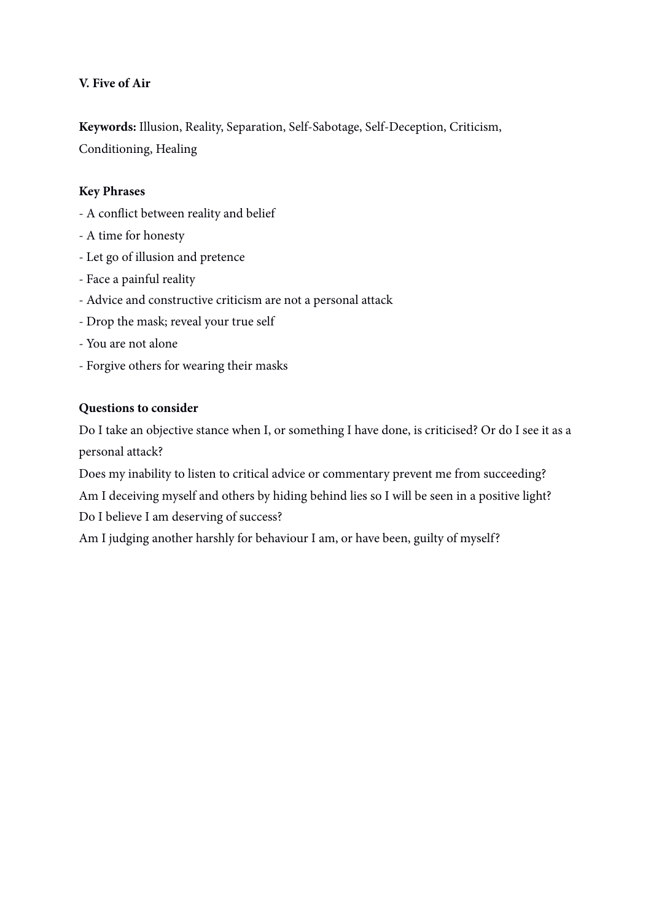**V. Five of Air**

**Keywords:** Illusion, Reality, Separation, Self-Sabotage, Self-Deception, Criticism, Conditioning, Healing

**Key Phrases**

- A conflict between reality and belief
- A time for honesty
- Let go of illusion and pretence
- Face a painful reality
- Advice and constructive criticism are not a personal attack
- Drop the mask; reveal your true self
- You are not alone
- Forgive others for wearing their masks

**Questions to consider**

Do I take an objective stance when I, or something I have done, is criticised? Or do I see it as a personal attack?

Does my inability to listen to critical advice or commentary prevent me from succeeding?

Am I deceiving myself and others by hiding behind lies so I will be seen in a positive light?

Do I believe I am deserving of success?

Am I judging another harshly for behaviour I am, or have been, guilty of myself?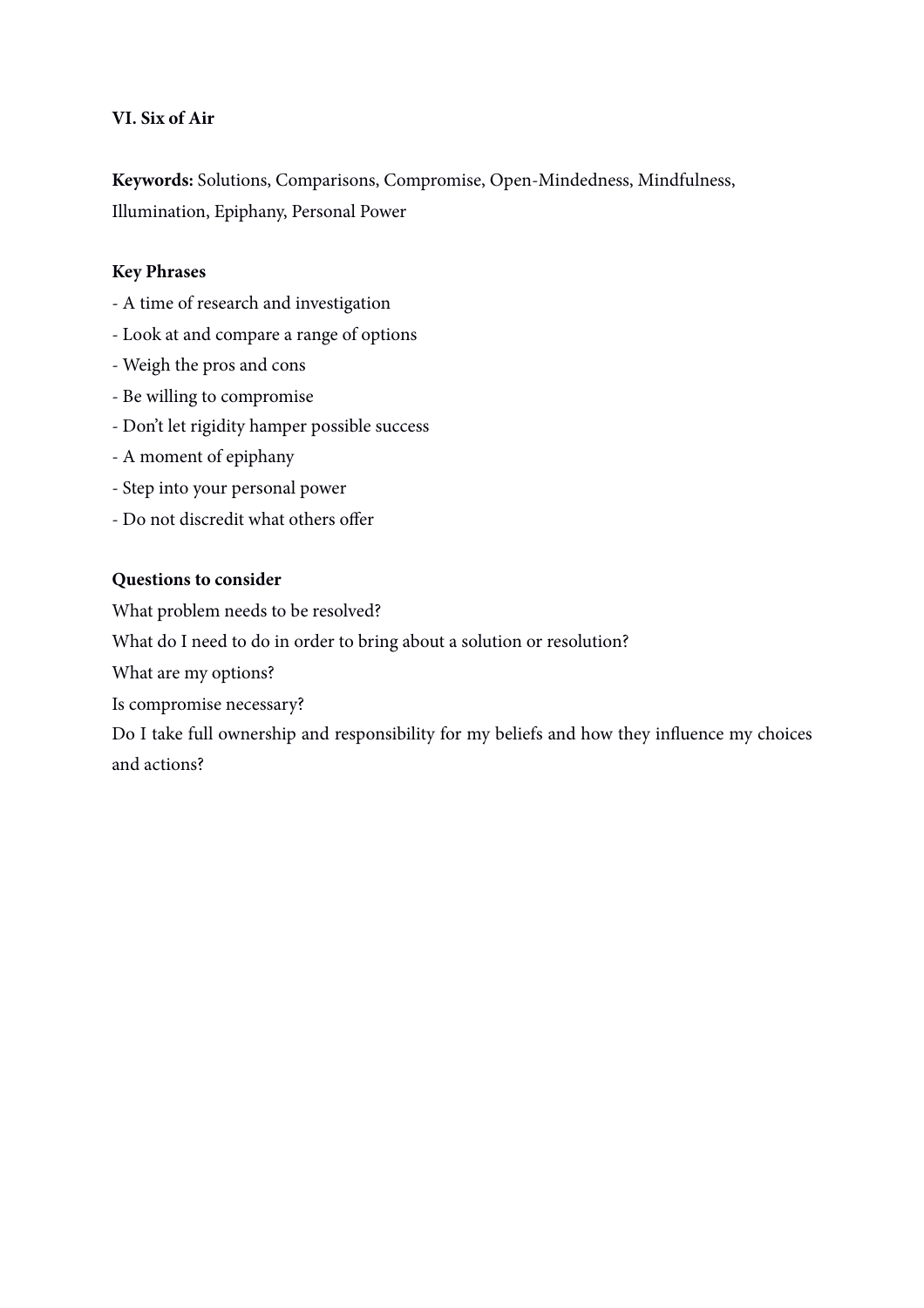**VI. Six of Air**

**Keywords:** Solutions, Comparisons, Compromise, Open-Mindedness, Mindfulness, Illumination, Epiphany, Personal Power

**Key Phrases**

- A time of research and investigation
- Look at and compare a range of options
- Weigh the pros and cons
- Be willing to compromise
- Don't let rigidity hamper possible success
- A moment of epiphany
- Step into your personal power
- Do not discredit what others offer

**Questions to consider**

What problem needs to be resolved?

What do I need to do in order to bring about a solution or resolution?

What are my options?

Is compromise necessary?

Do I take full ownership and responsibility for my beliefs and how they influence my choices and actions?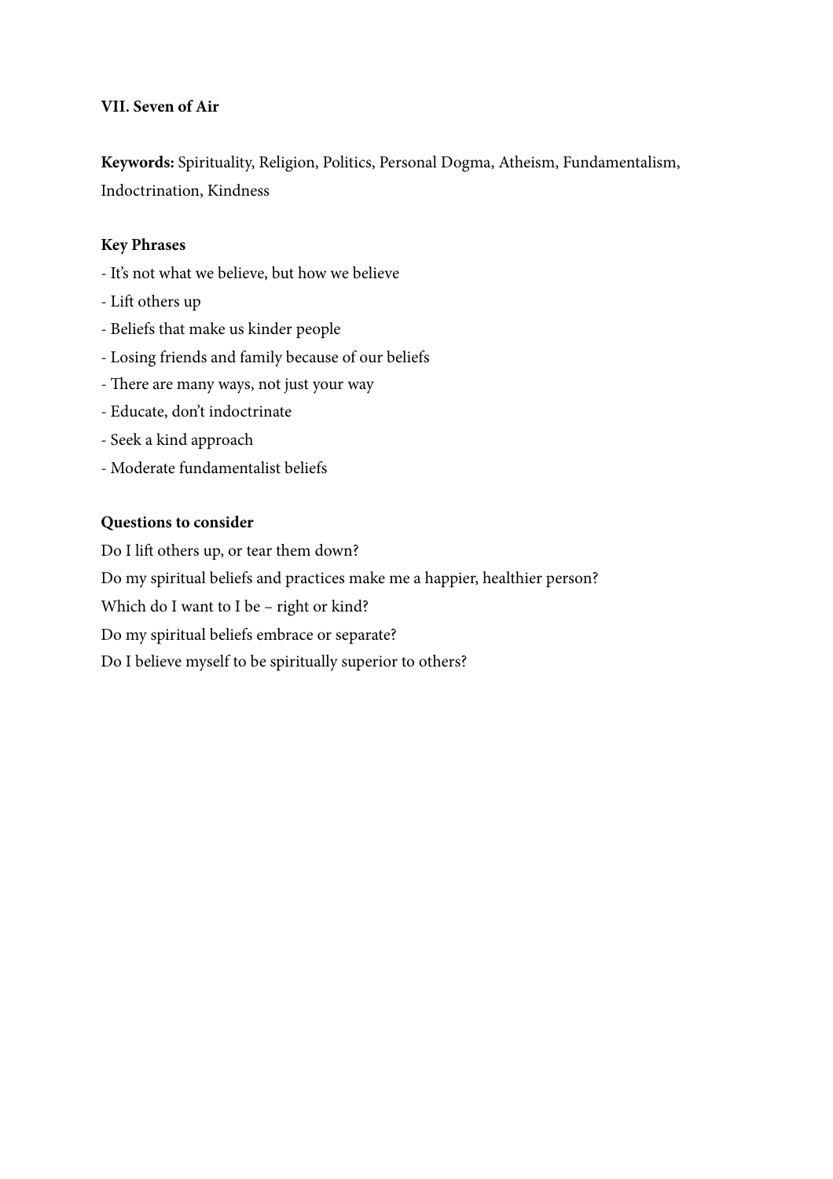## VII. Seven of Air

**Keywords:** Spirituality, Religion, Politics, Personal Dogma, Atheism, Fundamentalism, Indoctrination, Kindness

### Key Phrases

- It's not what we believe, but how we believe
- Lift others up
- Beliefs that make us kinder people
- Losing friends and family because of our beliefs
- There are many ways, not just your way
- Educate, don't indoctrinate
- Seek a kind approach
- Moderate fundamentalist beliefs

### Questions to consider

Do I lift others up, or tear them down?

Do my spiritual beliefs and practices make me a happier, healthier person?

Which do I want to I be – right or kind?

Do my spiritual beliefs embrace or separate?

Do I believe myself to be spiritually superior to others?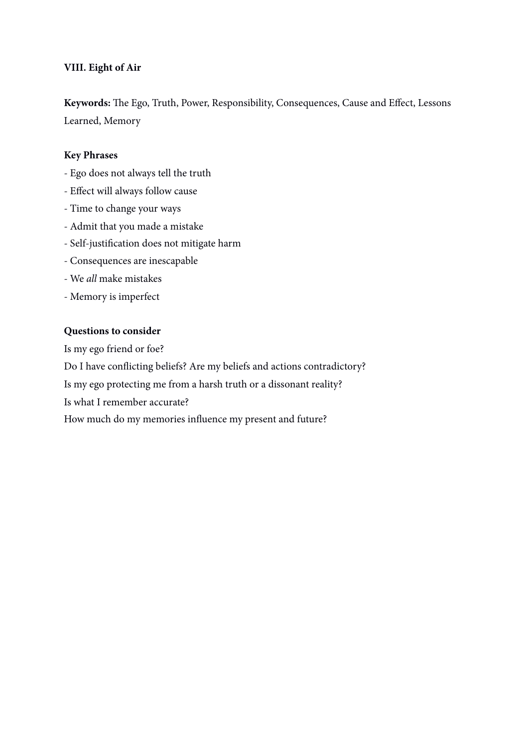### VIII. Eight of Air

**Keywords:** The Ego, Truth, Power, Responsibility, Consequences, Cause and Effect, Lessons Learned, Memory

**Key Phrases**

- Ego does not always tell the truth
- Effect will always follow cause
- Time to change your ways
- Admit that you made a mistake
- Self-justification does not mitigate harm
- Consequences are inescapable
- We *all* make mistakes
- Memory is imperfect

**Questions to consider**

Is my ego friend or foe?

Do I have conflicting beliefs? Are my beliefs and actions contradictory?

Is my ego protecting me from a harsh truth or a dissonant reality?

Is what I remember accurate?

How much do my memories influence my present and future?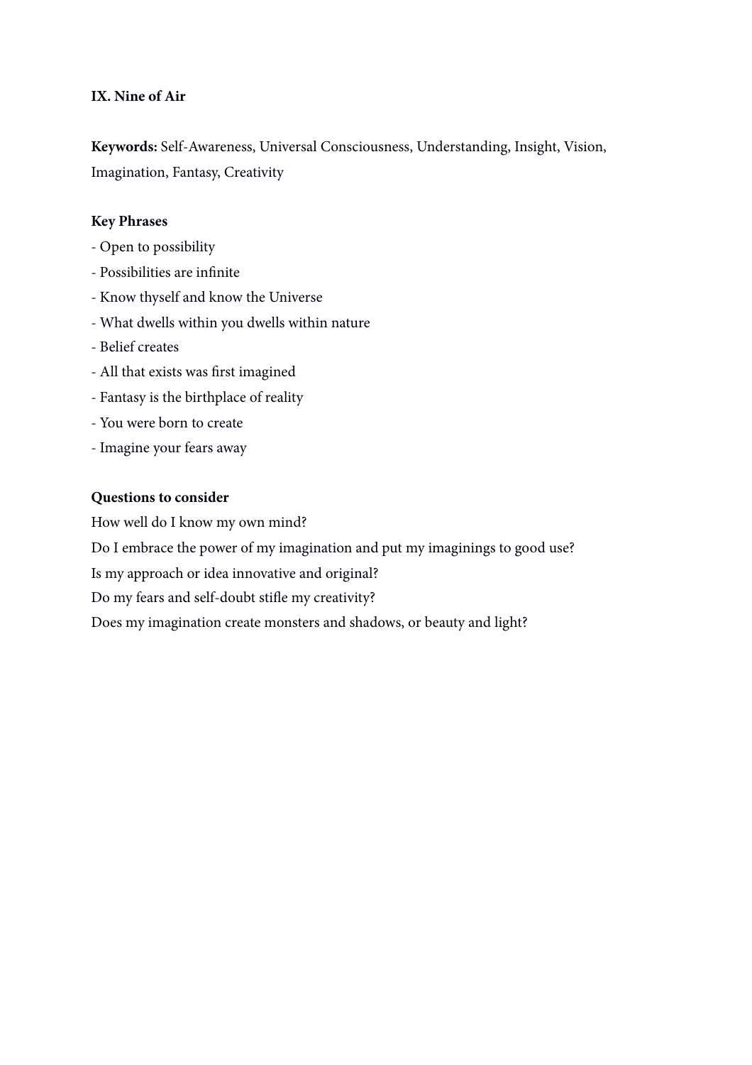**IX. Nine of Air**

**Keywords:** Self-Awareness, Universal Consciousness, Understanding, Insight, Vision, Imagination, Fantasy, Creativity

**Key Phrases**

- Open to possibility
- Possibilities are infinite
- Know thyself and know the Universe
- What dwells within you dwells within nature
- Belief creates
- All that exists was first imagined
- Fantasy is the birthplace of reality
- You were born to create
- Imagine your fears away

**Questions to consider**

How well do I know my own mind?

Do I embrace the power of my imagination and put my imaginings to good use?

Is my approach or idea innovative and original?

Do my fears and self-doubt stifle my creativity?

Does my imagination create monsters and shadows, or beauty and light?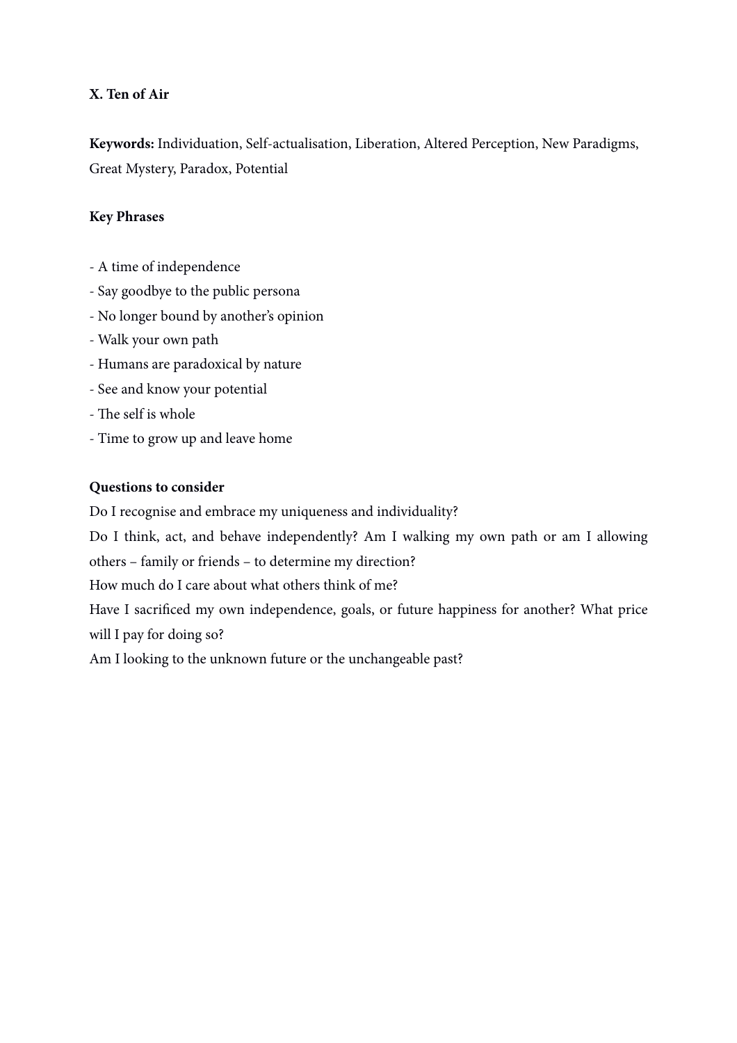**X. Ten of Air**

**Keywords:** Individuation, Self-actualisation, Liberation, Altered Perception, New Paradigms, Great Mystery, Paradox, Potential

**Key Phrases**

- A time of independence
- Say goodbye to the public persona
- No longer bound by another's opinion
- Walk your own path
- Humans are paradoxical by nature
- See and know your potential
- The self is whole
- Time to grow up and leave home

**Questions to consider**

Do I recognise and embrace my uniqueness and individuality?

Do I think, act, and behave independently? Am I walking my own path or am I allowing others – family or friends – to determine my direction?

How much do I care about what others think of me?

Have I sacrificed my own independence, goals, or future happiness for another? What price will I pay for doing so?

Am I looking to the unknown future or the unchangeable past?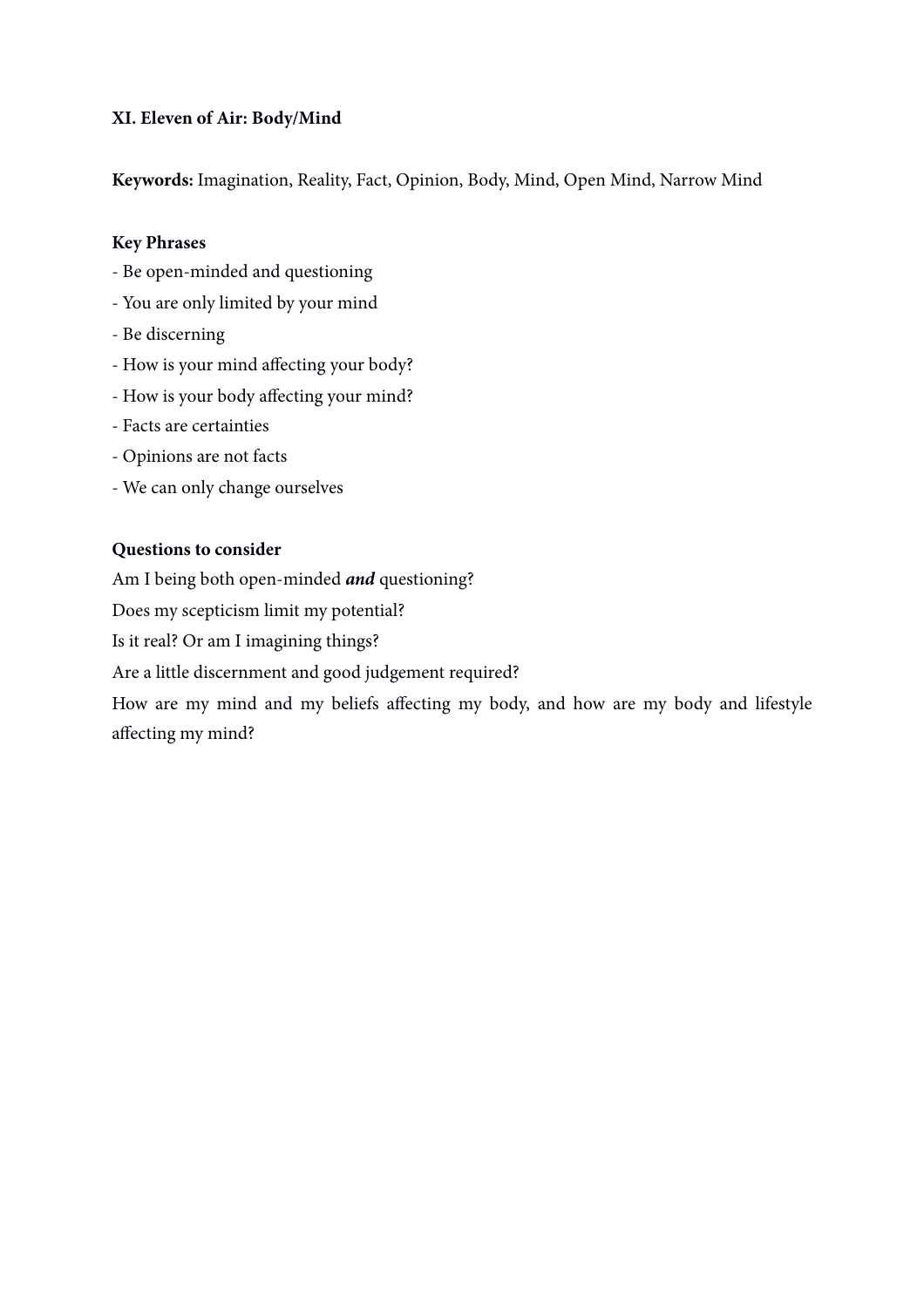## XI. Eleven of Air: Body/Mind

**Keywords:** Imagination, Reality, Fact, Opinion, Body, Mind, Open Mind, Narrow Mind

**Key Phrases**

- Be open-minded and questioning
- You are only limited by your mind
- Be discerning
- How is your mind affecting your body?
- How is your body affecting your mind?
- Facts are certainties
- Opinions are not facts
- We can only change ourselves

**Questions to consider**

Am I being both open-minded ***and*** questioning?

Does my scepticism limit my potential?

Is it real? Or am I imagining things?

Are a little discernment and good judgement required?

How are my mind and my beliefs affecting my body, and how are my body and lifestyle affecting my mind?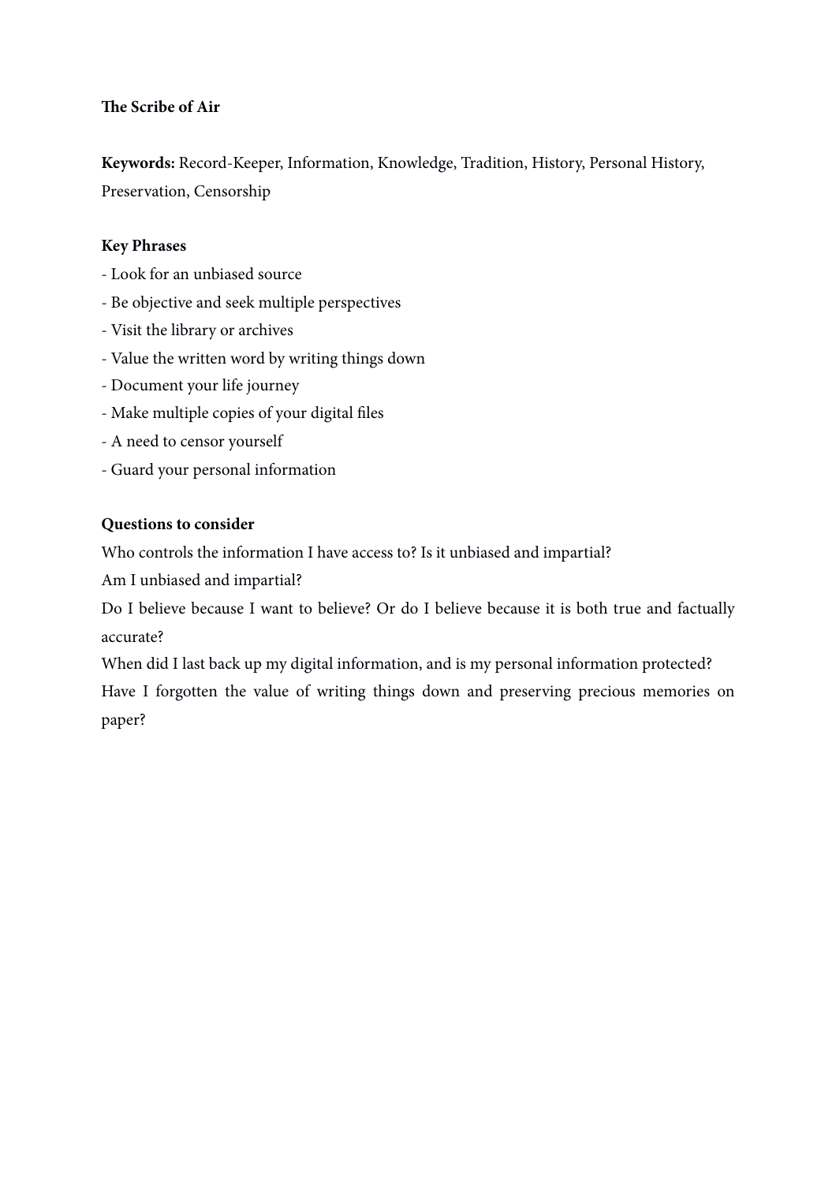**The Scribe of Air**

**Keywords:** Record-Keeper, Information, Knowledge, Tradition, History, Personal History, Preservation, Censorship

**Key Phrases**

- Look for an unbiased source
- Be objective and seek multiple perspectives
- Visit the library or archives
- Value the written word by writing things down
- Document your life journey
- Make multiple copies of your digital files
- A need to censor yourself
- Guard your personal information

**Questions to consider**

Who controls the information I have access to? Is it unbiased and impartial?

Am I unbiased and impartial?

Do I believe because I want to believe? Or do I believe because it is both true and factually accurate?

When did I last back up my digital information, and is my personal information protected?

Have I forgotten the value of writing things down and preserving precious memories on paper?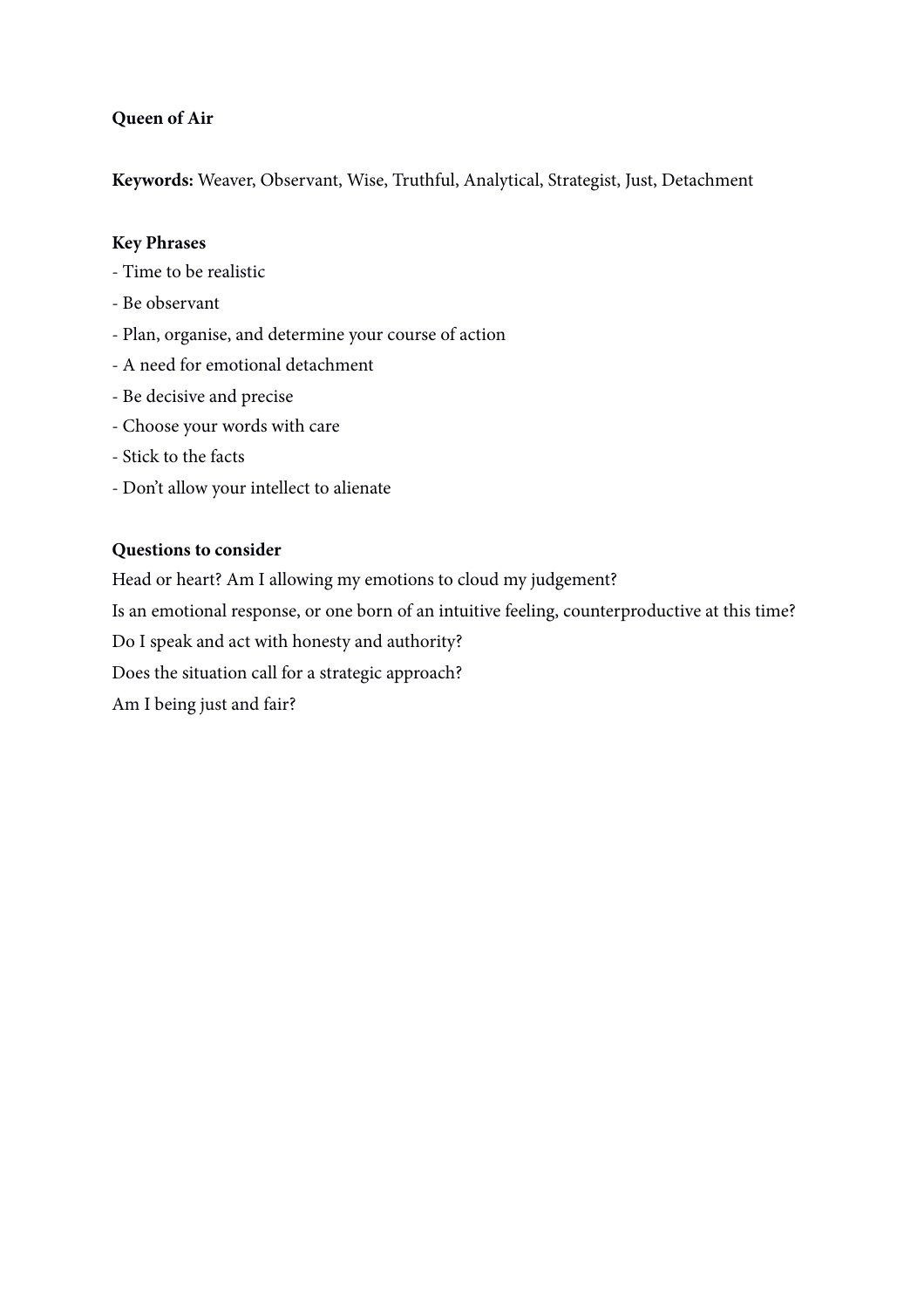**Queen of Air**

**Keywords:** Weaver, Observant, Wise, Truthful, Analytical, Strategist, Just, Detachment

**Key Phrases**

- Time to be realistic
- Be observant
- Plan, organise, and determine your course of action
- A need for emotional detachment
- Be decisive and precise
- Choose your words with care
- Stick to the facts
- Don’t allow your intellect to alienate

**Questions to consider**

Head or heart? Am I allowing my emotions to cloud my judgement?

Is an emotional response, or one born of an intuitive feeling, counterproductive at this time?

Do I speak and act with honesty and authority?

Does the situation call for a strategic approach?

Am I being just and fair?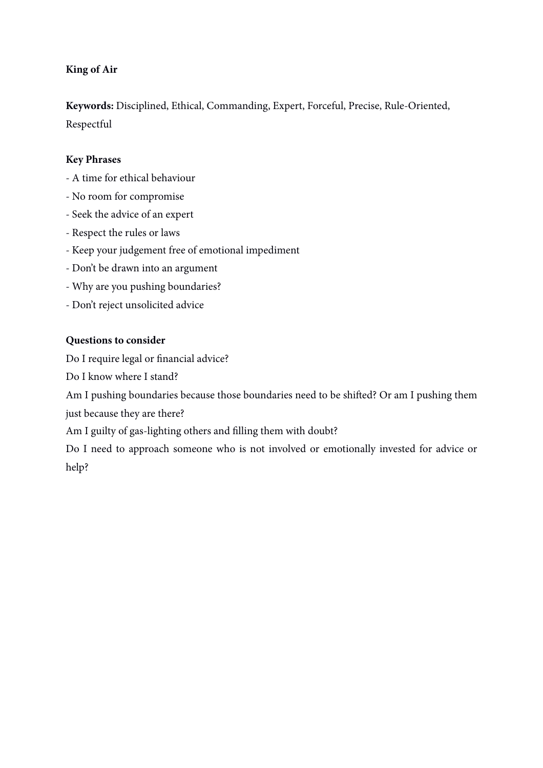**King of Air**

**Keywords:** Disciplined, Ethical, Commanding, Expert, Forceful, Precise, Rule-Oriented, Respectful

**Key Phrases**

- A time for ethical behaviour
- No room for compromise
- Seek the advice of an expert
- Respect the rules or laws
- Keep your judgement free of emotional impediment
- Don't be drawn into an argument
- Why are you pushing boundaries?
- Don't reject unsolicited advice

**Questions to consider**

Do I require legal or financial advice?

Do I know where I stand?

Am I pushing boundaries because those boundaries need to be shifted? Or am I pushing them just because they are there?

Am I guilty of gas-lighting others and filling them with doubt?

Do I need to approach someone who is not involved or emotionally invested for advice or help?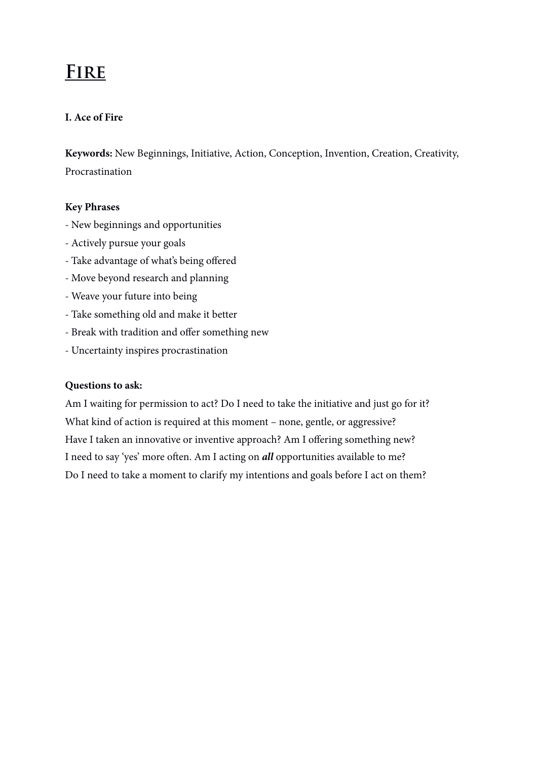# Fire

### I. Ace of Fire

**Keywords:** New Beginnings, Initiative, Action, Conception, Invention, Creation, Creativity, Procrastination

**Key Phrases**

- New beginnings and opportunities
- Actively pursue your goals
- Take advantage of what's being offered
- Move beyond research and planning
- Weave your future into being
- Take something old and make it better
- Break with tradition and offer something new
- Uncertainty inspires procrastination

**Questions to ask:**

Am I waiting for permission to act? Do I need to take the initiative and just go for it?
What kind of action is required at this moment – none, gentle, or aggressive?
Have I taken an innovative or inventive approach? Am I offering something new?
I need to say 'yes' more often. Am I acting on ***all*** opportunities available to me?
Do I need to take a moment to clarify my intentions and goals before I act on them?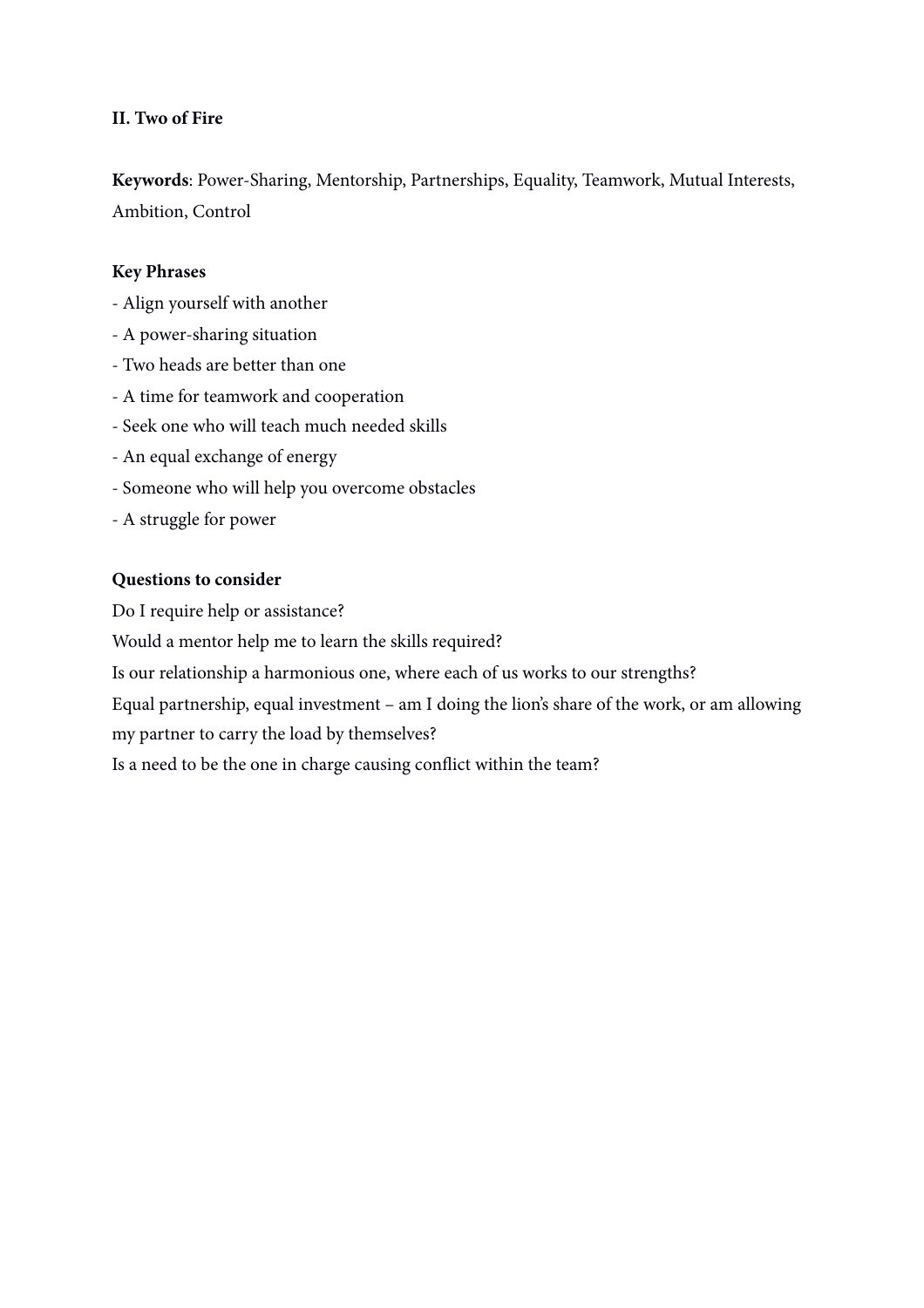**II. Two of Fire**

**Keywords**: Power-Sharing, Mentorship, Partnerships, Equality, Teamwork, Mutual Interests, Ambition, Control

**Key Phrases**

- Align yourself with another
- A power-sharing situation
- Two heads are better than one
- A time for teamwork and cooperation
- Seek one who will teach much needed skills
- An equal exchange of energy
- Someone who will help you overcome obstacles
- A struggle for power

**Questions to consider**

Do I require help or assistance?

Would a mentor help me to learn the skills required?

Is our relationship a harmonious one, where each of us works to our strengths?

Equal partnership, equal investment – am I doing the lion's share of the work, or am allowing my partner to carry the load by themselves?

Is a need to be the one in charge causing conflict within the team?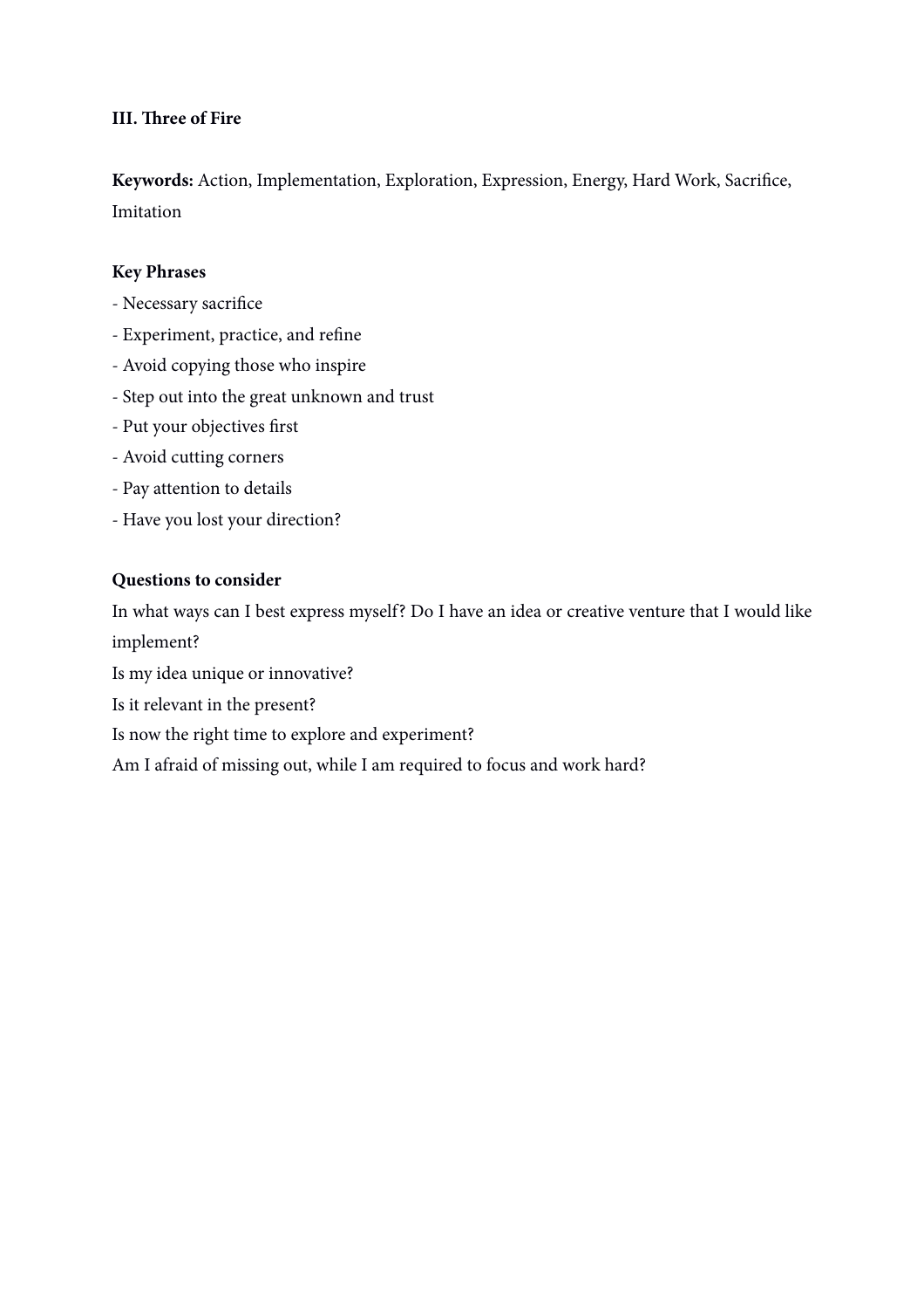**III. Three of Fire**

**Keywords:** Action, Implementation, Exploration, Expression, Energy, Hard Work, Sacrifice, Imitation

**Key Phrases**

- Necessary sacrifice
- Experiment, practice, and refine
- Avoid copying those who inspire
- Step out into the great unknown and trust
- Put your objectives first
- Avoid cutting corners
- Pay attention to details
- Have you lost your direction?

**Questions to consider**

In what ways can I best express myself? Do I have an idea or creative venture that I would like implement?

Is my idea unique or innovative?

Is it relevant in the present?

Is now the right time to explore and experiment?

Am I afraid of missing out, while I am required to focus and work hard?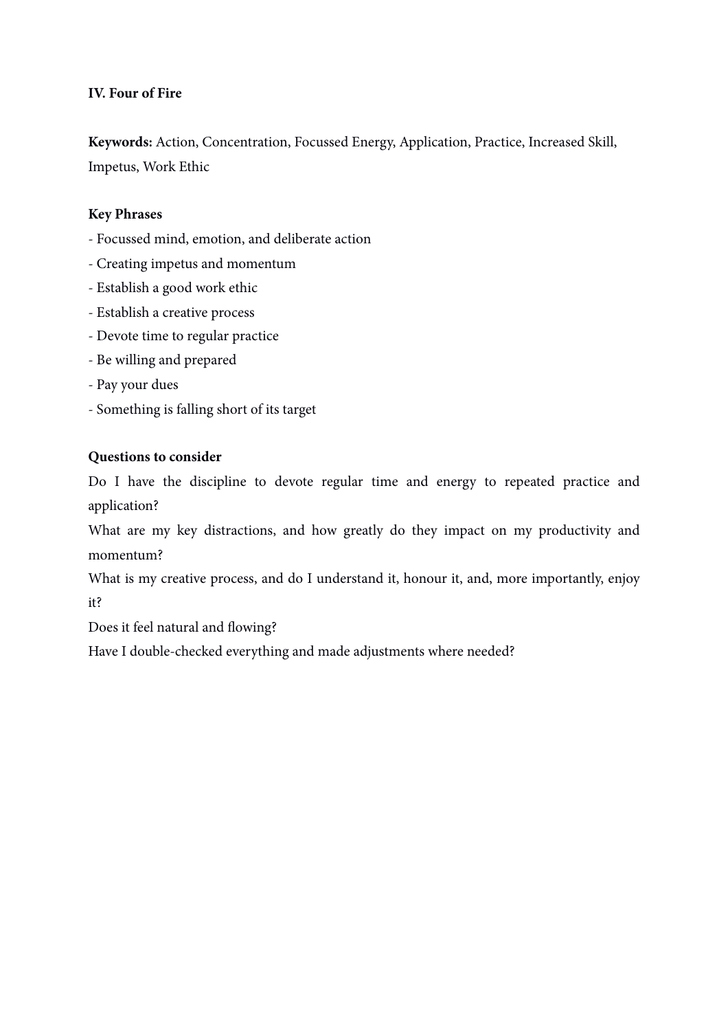**IV. Four of Fire**

**Keywords:** Action, Concentration, Focussed Energy, Application, Practice, Increased Skill, Impetus, Work Ethic

**Key Phrases**

- Focussed mind, emotion, and deliberate action
- Creating impetus and momentum
- Establish a good work ethic
- Establish a creative process
- Devote time to regular practice
- Be willing and prepared
- Pay your dues
- Something is falling short of its target

**Questions to consider**

Do I have the discipline to devote regular time and energy to repeated practice and application?

What are my key distractions, and how greatly do they impact on my productivity and momentum?

What is my creative process, and do I understand it, honour it, and, more importantly, enjoy it?

Does it feel natural and flowing?

Have I double-checked everything and made adjustments where needed?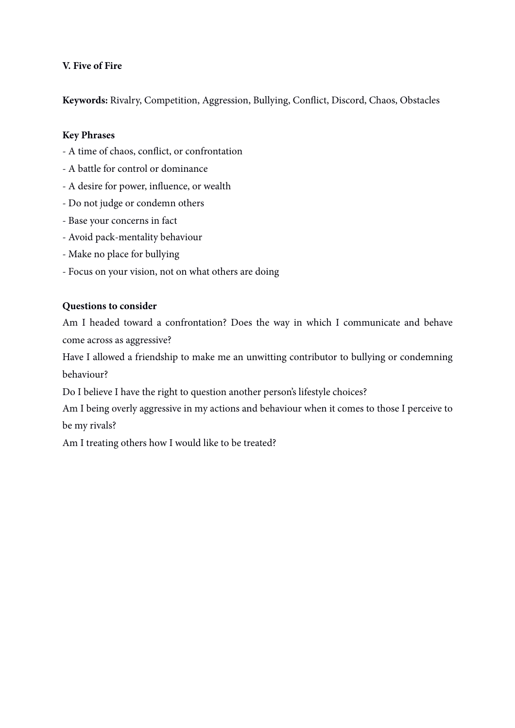**V. Five of Fire**

**Keywords:** Rivalry, Competition, Aggression, Bullying, Conflict, Discord, Chaos, Obstacles

**Key Phrases**

- A time of chaos, conflict, or confrontation
- A battle for control or dominance
- A desire for power, influence, or wealth
- Do not judge or condemn others
- Base your concerns in fact
- Avoid pack-mentality behaviour
- Make no place for bullying
- Focus on your vision, not on what others are doing

**Questions to consider**

Am I headed toward a confrontation? Does the way in which I communicate and behave come across as aggressive?

Have I allowed a friendship to make me an unwitting contributor to bullying or condemning behaviour?

Do I believe I have the right to question another person's lifestyle choices?

Am I being overly aggressive in my actions and behaviour when it comes to those I perceive to be my rivals?

Am I treating others how I would like to be treated?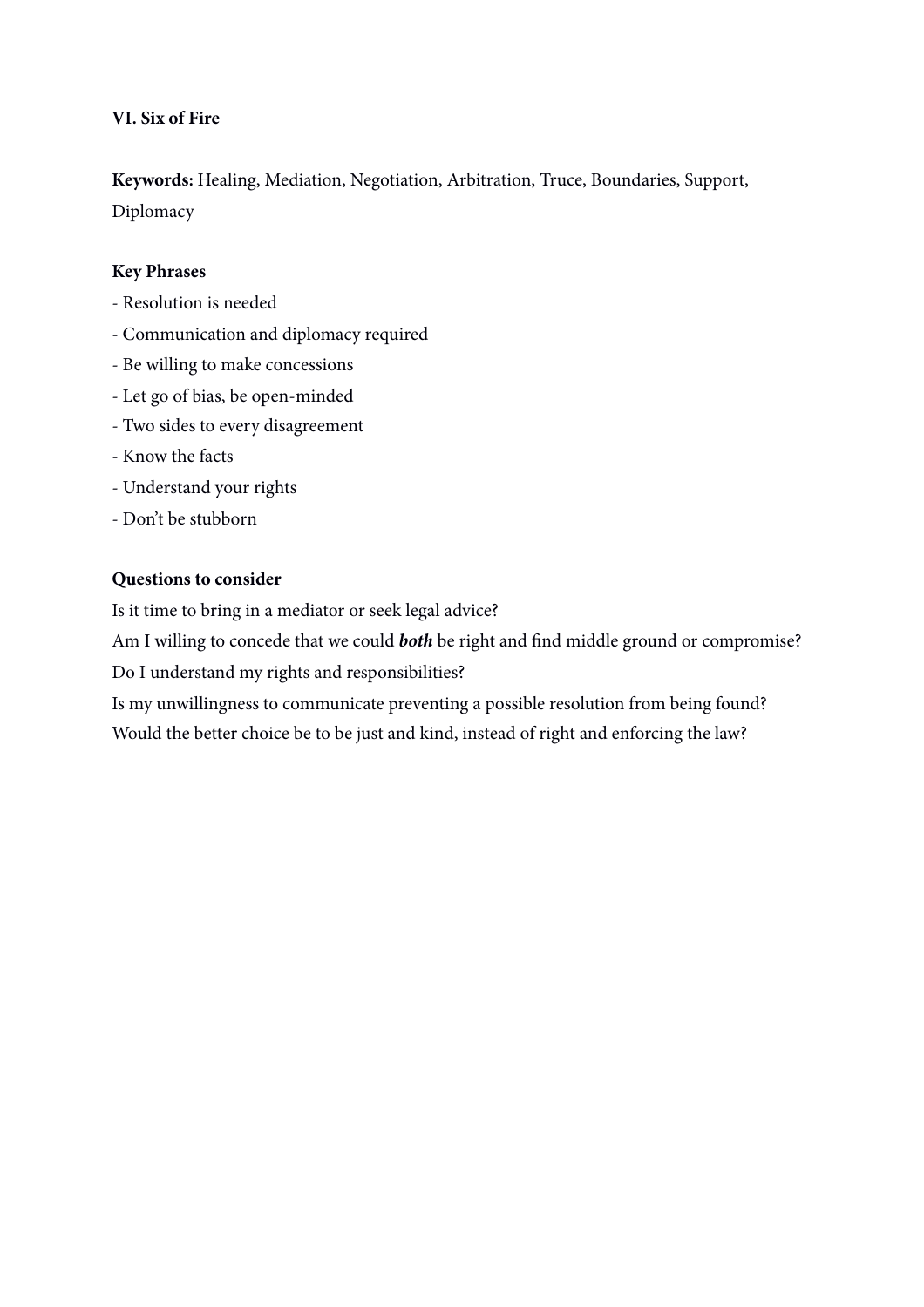**VI. Six of Fire**

**Keywords:** Healing, Mediation, Negotiation, Arbitration, Truce, Boundaries, Support, Diplomacy

**Key Phrases**

- Resolution is needed
- Communication and diplomacy required
- Be willing to make concessions
- Let go of bias, be open-minded
- Two sides to every disagreement
- Know the facts
- Understand your rights
- Don't be stubborn

**Questions to consider**

Is it time to bring in a mediator or seek legal advice?

Am I willing to concede that we could ***both*** be right and find middle ground or compromise?

Do I understand my rights and responsibilities?

Is my unwillingness to communicate preventing a possible resolution from being found?

Would the better choice be to be just and kind, instead of right and enforcing the law?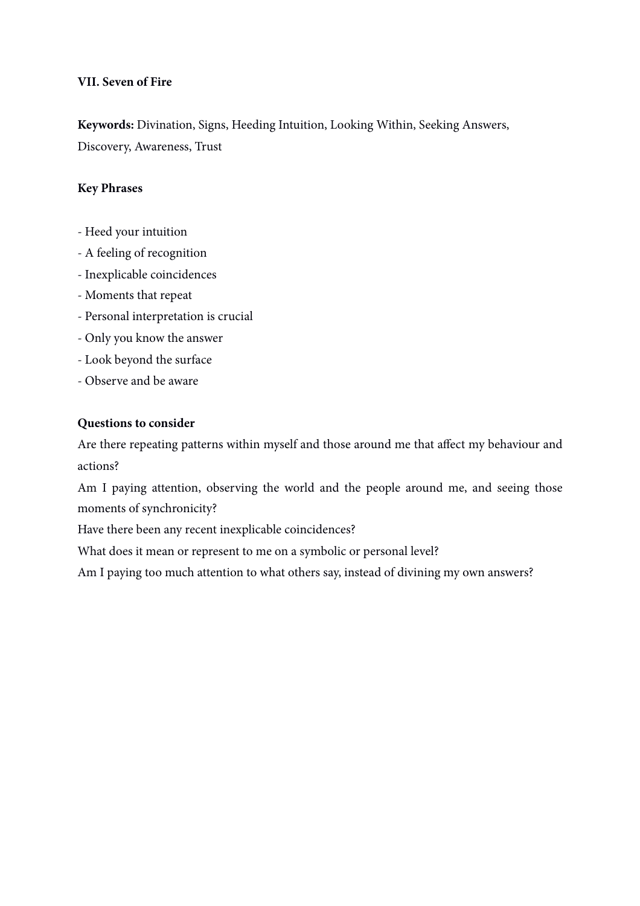**VII. Seven of Fire**

**Keywords:** Divination, Signs, Heeding Intuition, Looking Within, Seeking Answers, Discovery, Awareness, Trust

**Key Phrases**

- Heed your intuition
- A feeling of recognition
- Inexplicable coincidences
- Moments that repeat
- Personal interpretation is crucial
- Only you know the answer
- Look beyond the surface
- Observe and be aware

**Questions to consider**

Are there repeating patterns within myself and those around me that affect my behaviour and actions?

Am I paying attention, observing the world and the people around me, and seeing those moments of synchronicity?

Have there been any recent inexplicable coincidences?

What does it mean or represent to me on a symbolic or personal level?

Am I paying too much attention to what others say, instead of divining my own answers?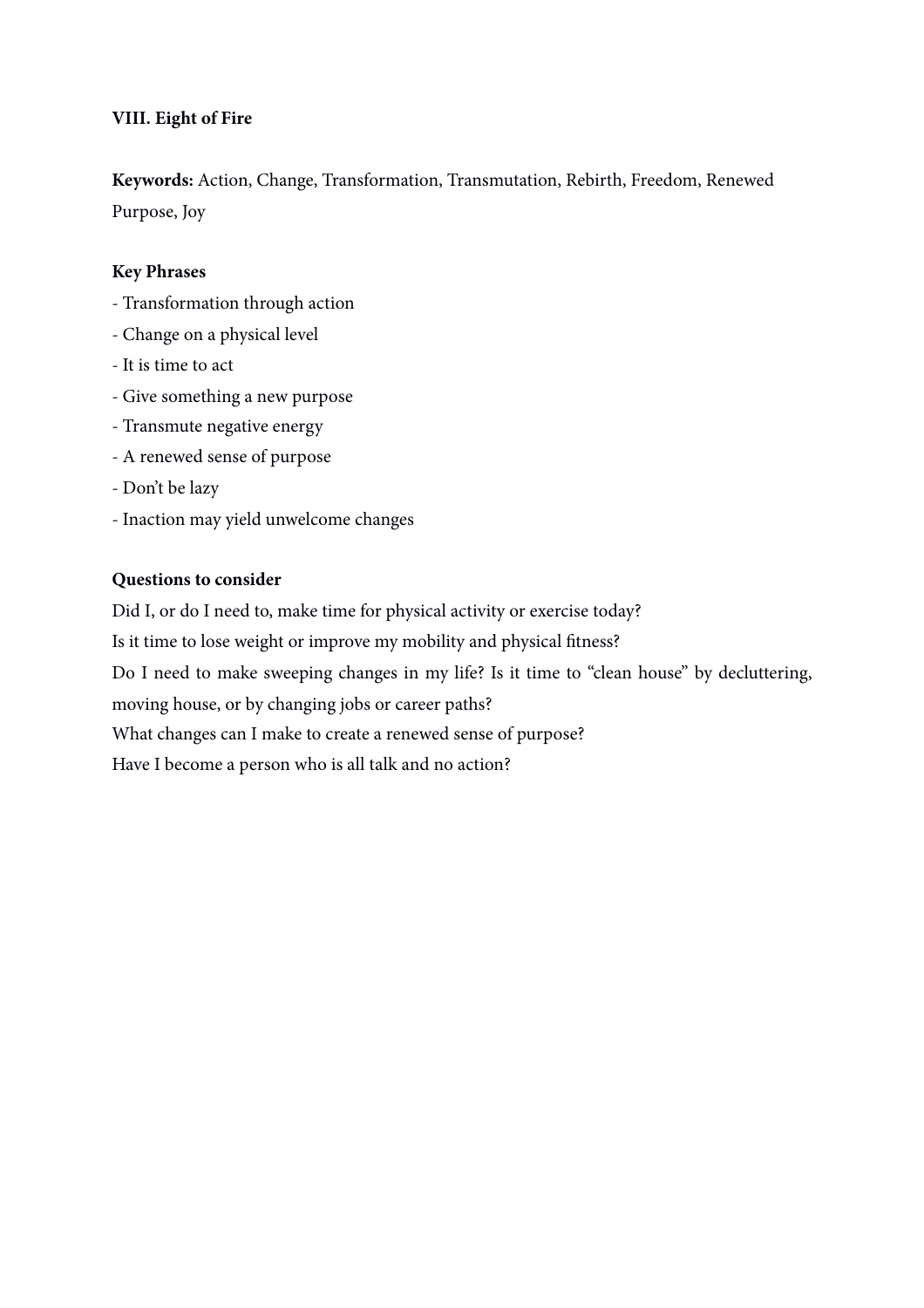**VIII. Eight of Fire**

**Keywords:** Action, Change, Transformation, Transmutation, Rebirth, Freedom, Renewed Purpose, Joy

**Key Phrases**

- Transformation through action
- Change on a physical level
- It is time to act
- Give something a new purpose
- Transmute negative energy
- A renewed sense of purpose
- Don't be lazy
- Inaction may yield unwelcome changes

**Questions to consider**

Did I, or do I need to, make time for physical activity or exercise today?

Is it time to lose weight or improve my mobility and physical fitness?

Do I need to make sweeping changes in my life? Is it time to "clean house" by decluttering, moving house, or by changing jobs or career paths?

What changes can I make to create a renewed sense of purpose?

Have I become a person who is all talk and no action?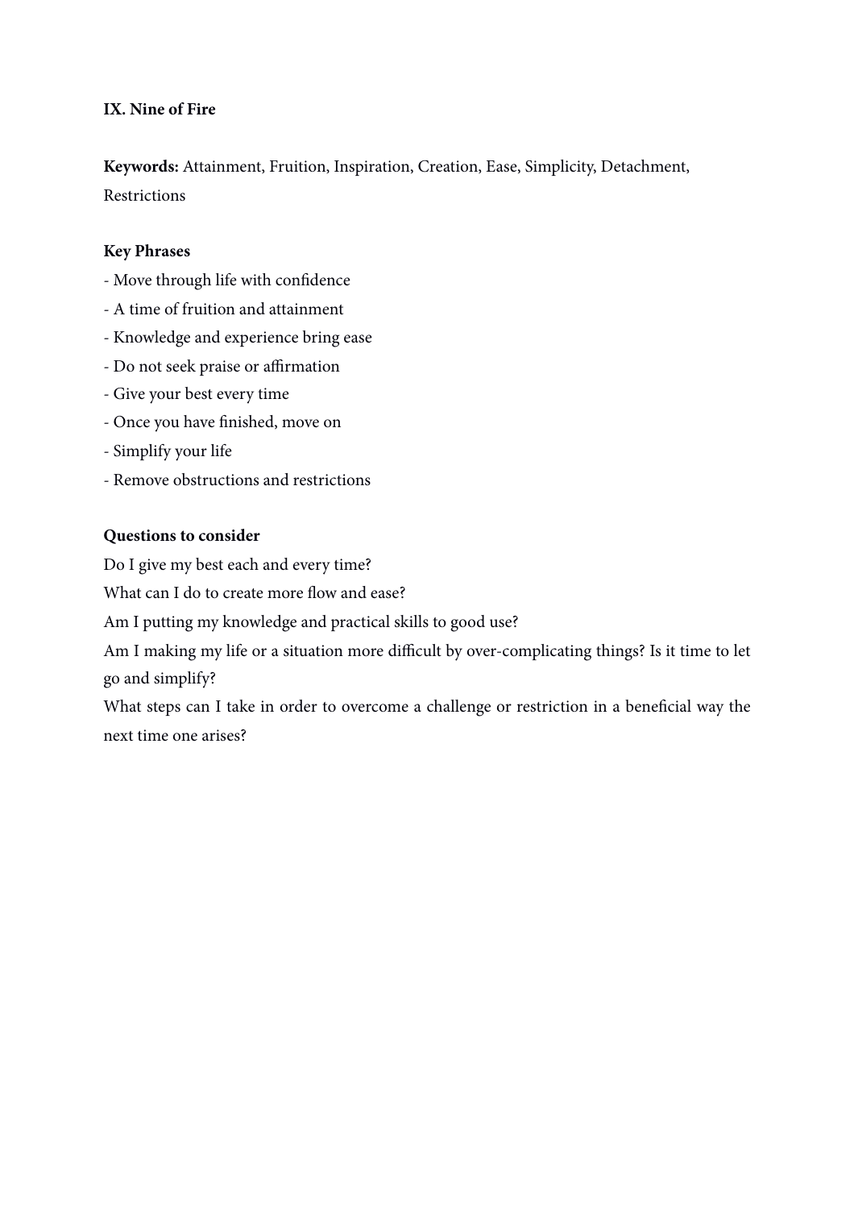**IX. Nine of Fire**

**Keywords:** Attainment, Fruition, Inspiration, Creation, Ease, Simplicity, Detachment, Restrictions

**Key Phrases**

- Move through life with confidence
- A time of fruition and attainment
- Knowledge and experience bring ease
- Do not seek praise or affirmation
- Give your best every time
- Once you have finished, move on
- Simplify your life
- Remove obstructions and restrictions

**Questions to consider**

Do I give my best each and every time?

What can I do to create more flow and ease?

Am I putting my knowledge and practical skills to good use?

Am I making my life or a situation more difficult by over-complicating things? Is it time to let go and simplify?

What steps can I take in order to overcome a challenge or restriction in a beneficial way the next time one arises?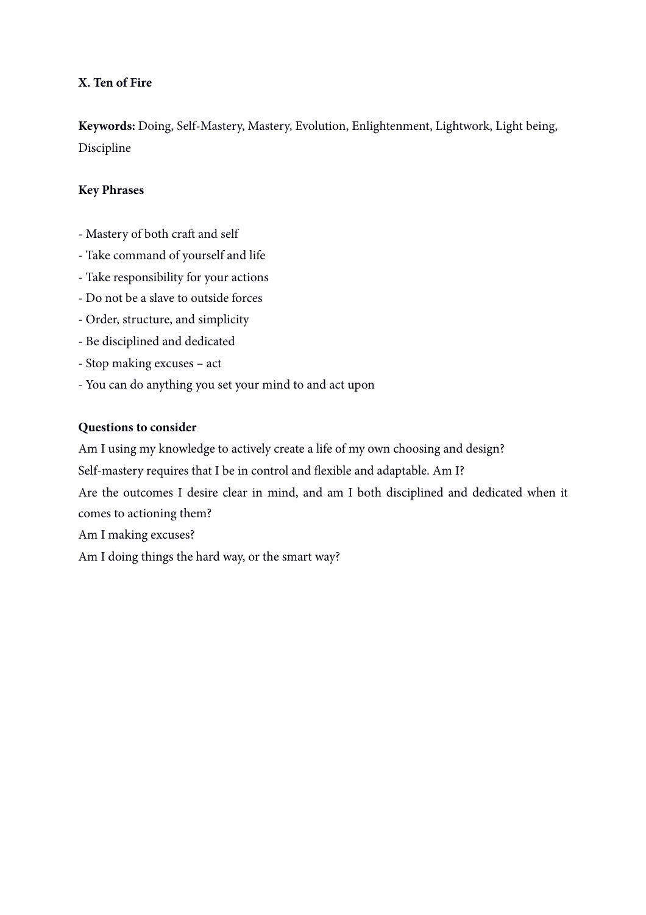**X. Ten of Fire**

**Keywords:** Doing, Self-Mastery, Mastery, Evolution, Enlightenment, Lightwork, Light being, Discipline

**Key Phrases**

- Mastery of both craft and self
- Take command of yourself and life
- Take responsibility for your actions
- Do not be a slave to outside forces
- Order, structure, and simplicity
- Be disciplined and dedicated
- Stop making excuses – act
- You can do anything you set your mind to and act upon

**Questions to consider**

Am I using my knowledge to actively create a life of my own choosing and design?

Self-mastery requires that I be in control and flexible and adaptable. Am I?

Are the outcomes I desire clear in mind, and am I both disciplined and dedicated when it comes to actioning them?

Am I making excuses?

Am I doing things the hard way, or the smart way?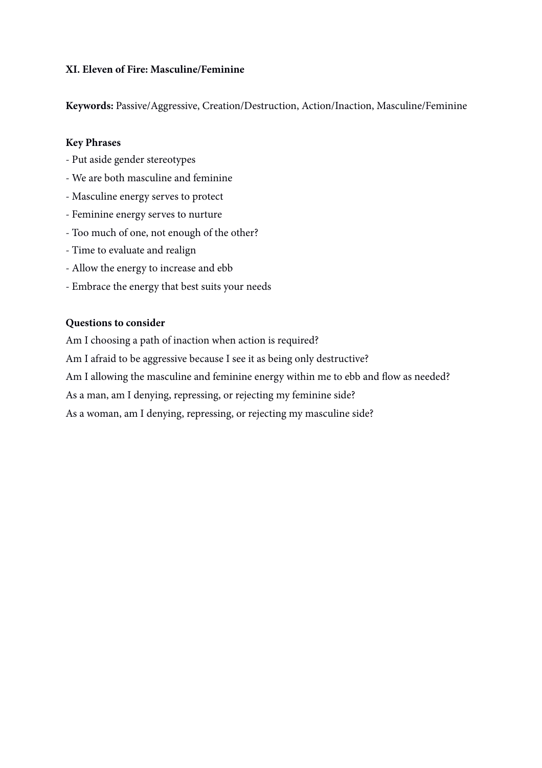**XI. Eleven of Fire: Masculine/Feminine**

**Keywords:** Passive/Aggressive, Creation/Destruction, Action/Inaction, Masculine/Feminine

**Key Phrases**

- Put aside gender stereotypes
- We are both masculine and feminine
- Masculine energy serves to protect
- Feminine energy serves to nurture
- Too much of one, not enough of the other?
- Time to evaluate and realign
- Allow the energy to increase and ebb
- Embrace the energy that best suits your needs

**Questions to consider**

Am I choosing a path of inaction when action is required?

Am I afraid to be aggressive because I see it as being only destructive?

Am I allowing the masculine and feminine energy within me to ebb and flow as needed?

As a man, am I denying, repressing, or rejecting my feminine side?

As a woman, am I denying, repressing, or rejecting my masculine side?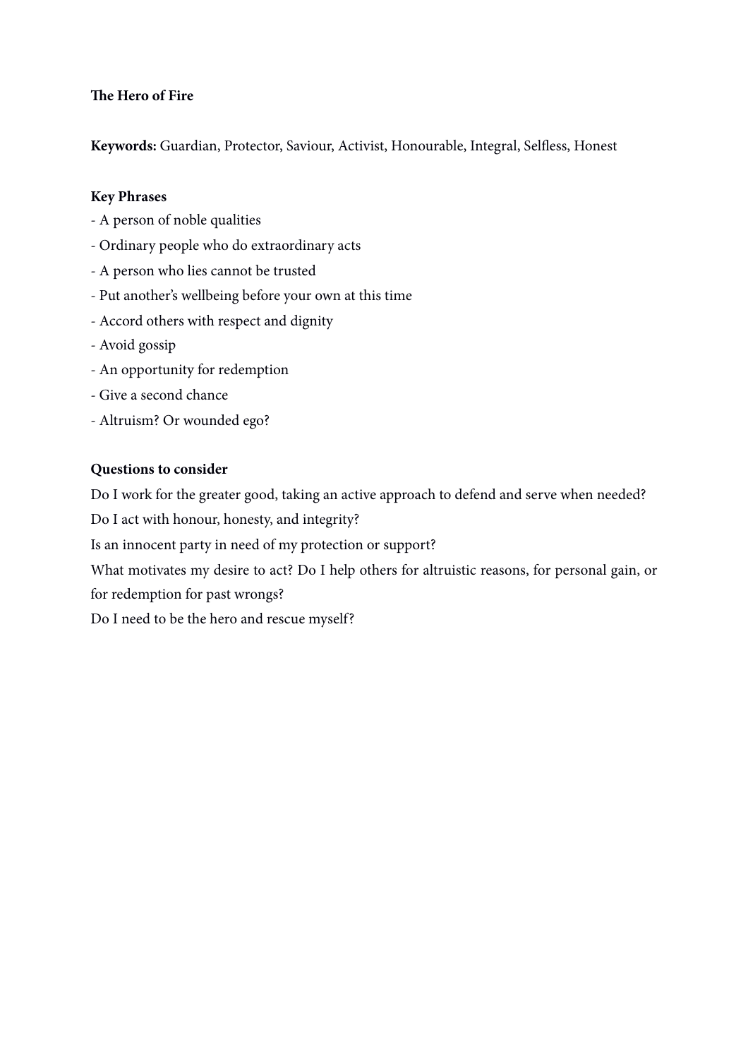**The Hero of Fire**

**Keywords:** Guardian, Protector, Saviour, Activist, Honourable, Integral, Selfless, Honest

**Key Phrases**

- A person of noble qualities
- Ordinary people who do extraordinary acts
- A person who lies cannot be trusted
- Put another's wellbeing before your own at this time
- Accord others with respect and dignity
- Avoid gossip
- An opportunity for redemption
- Give a second chance
- Altruism? Or wounded ego?

**Questions to consider**

Do I work for the greater good, taking an active approach to defend and serve when needed?

Do I act with honour, honesty, and integrity?

Is an innocent party in need of my protection or support?

What motivates my desire to act? Do I help others for altruistic reasons, for personal gain, or for redemption for past wrongs?

Do I need to be the hero and rescue myself?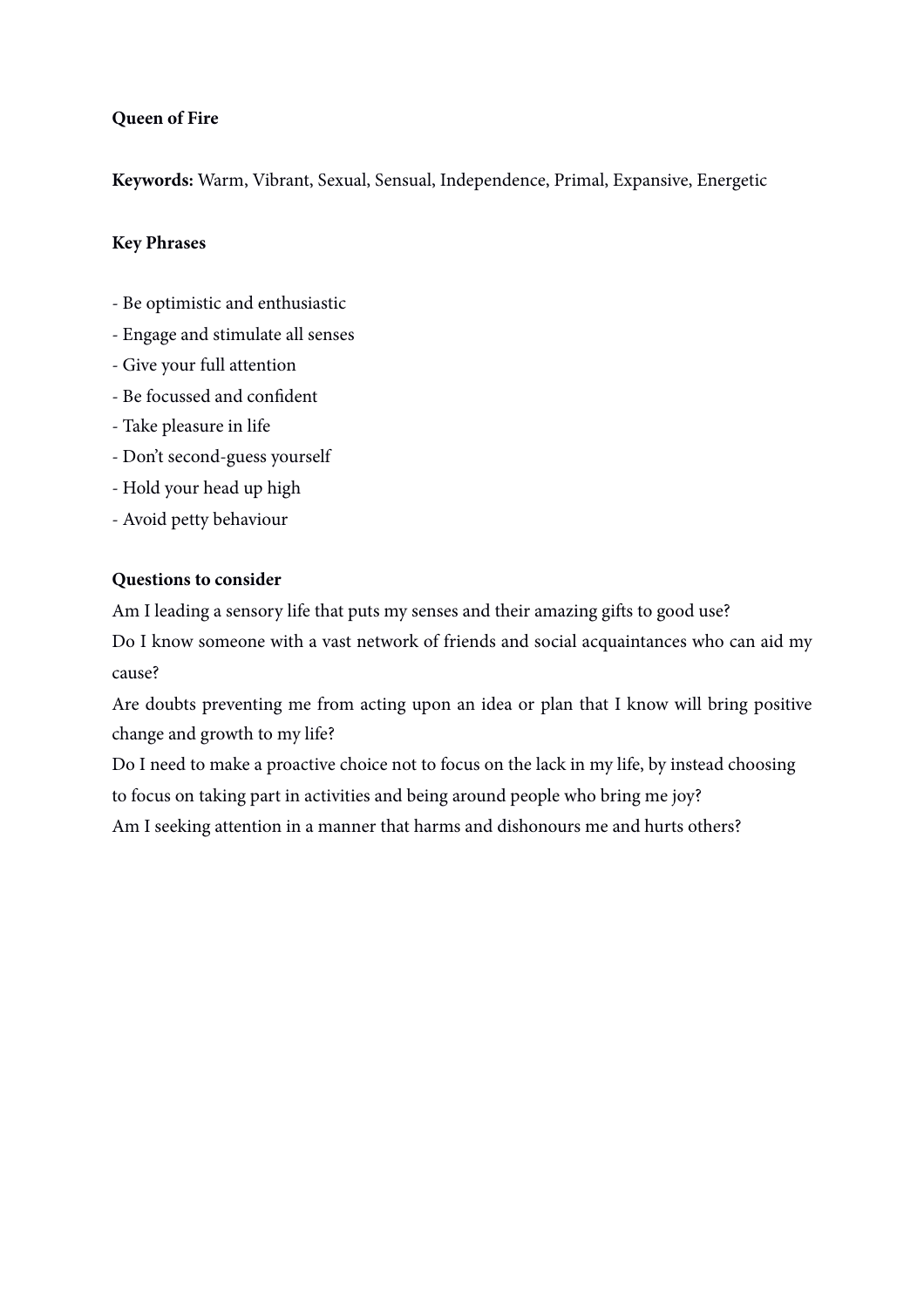**Queen of Fire**

**Keywords:** Warm, Vibrant, Sexual, Sensual, Independence, Primal, Expansive, Energetic

**Key Phrases**

- Be optimistic and enthusiastic
- Engage and stimulate all senses
- Give your full attention
- Be focussed and confident
- Take pleasure in life
- Don't second-guess yourself
- Hold your head up high
- Avoid petty behaviour

**Questions to consider**

Am I leading a sensory life that puts my senses and their amazing gifts to good use?

Do I know someone with a vast network of friends and social acquaintances who can aid my cause?

Are doubts preventing me from acting upon an idea or plan that I know will bring positive change and growth to my life?

Do I need to make a proactive choice not to focus on the lack in my life, by instead choosing to focus on taking part in activities and being around people who bring me joy?

Am I seeking attention in a manner that harms and dishonours me and hurts others?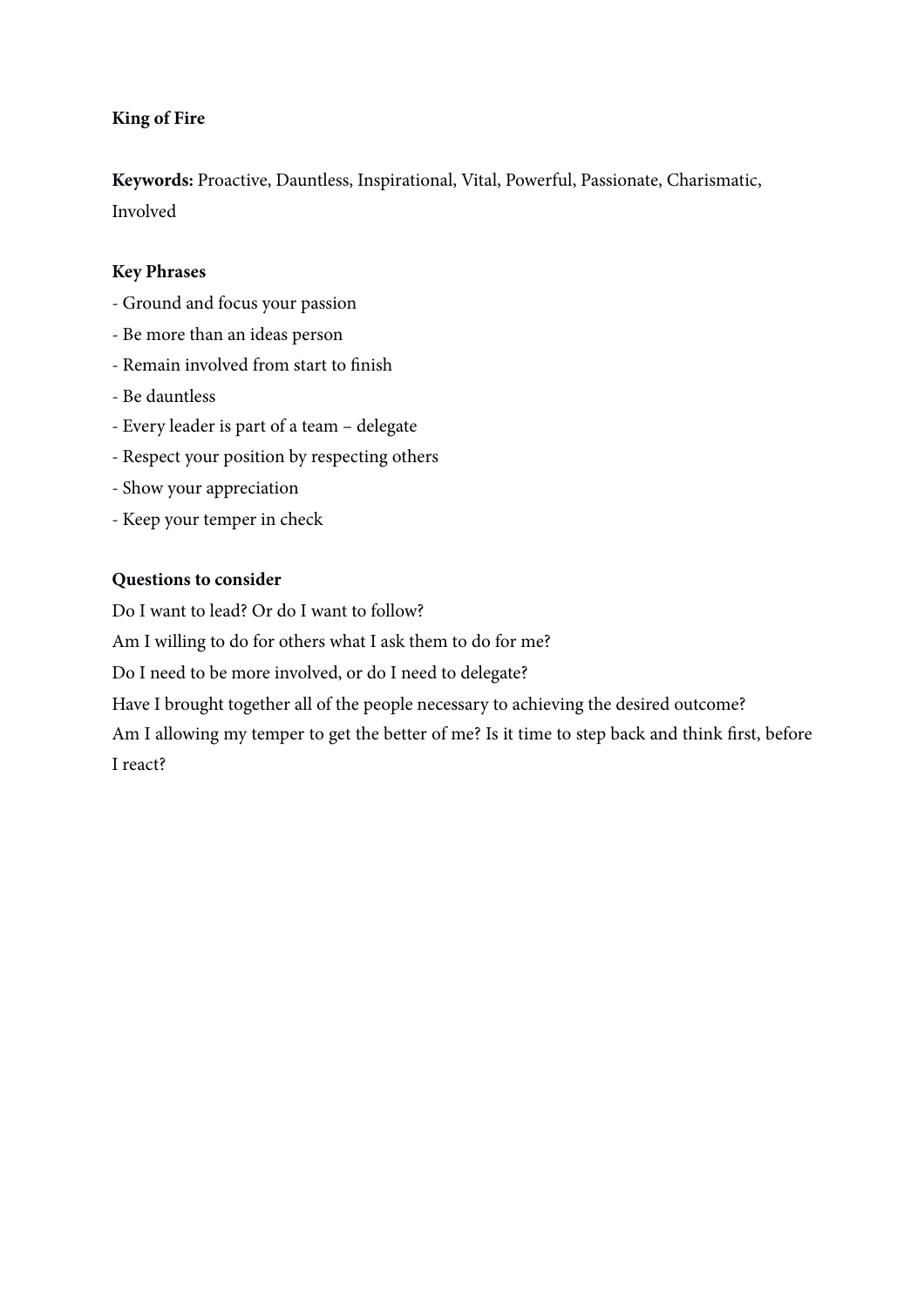**King of Fire**

**Keywords:** Proactive, Dauntless, Inspirational, Vital, Powerful, Passionate, Charismatic, Involved

**Key Phrases**

- Ground and focus your passion
- Be more than an ideas person
- Remain involved from start to finish
- Be dauntless
- Every leader is part of a team – delegate
- Respect your position by respecting others
- Show your appreciation
- Keep your temper in check

**Questions to consider**

Do I want to lead? Or do I want to follow?

Am I willing to do for others what I ask them to do for me?

Do I need to be more involved, or do I need to delegate?

Have I brought together all of the people necessary to achieving the desired outcome?

Am I allowing my temper to get the better of me? Is it time to step back and think first, before I react?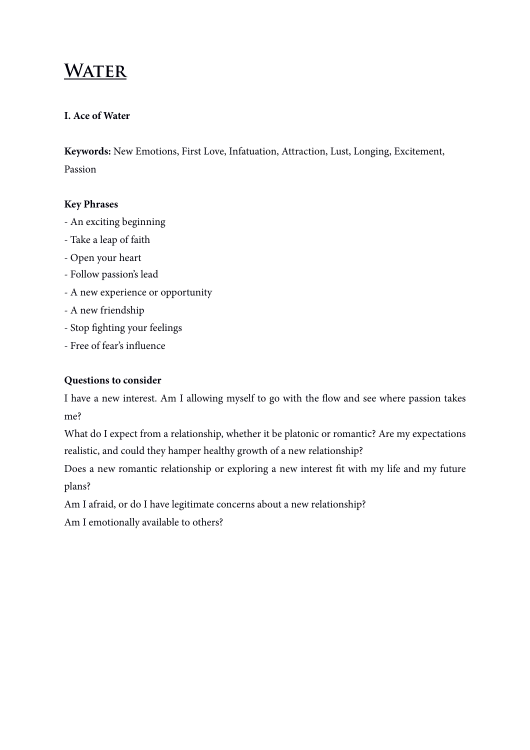# Water

**I. Ace of Water**

**Keywords:** New Emotions, First Love, Infatuation, Attraction, Lust, Longing, Excitement, Passion

**Key Phrases**

- An exciting beginning
- Take a leap of faith
- Open your heart
- Follow passion's lead
- A new experience or opportunity
- A new friendship
- Stop fighting your feelings
- Free of fear's influence

**Questions to consider**

I have a new interest. Am I allowing myself to go with the flow and see where passion takes me?

What do I expect from a relationship, whether it be platonic or romantic? Are my expectations realistic, and could they hamper healthy growth of a new relationship?

Does a new romantic relationship or exploring a new interest fit with my life and my future plans?

Am I afraid, or do I have legitimate concerns about a new relationship?

Am I emotionally available to others?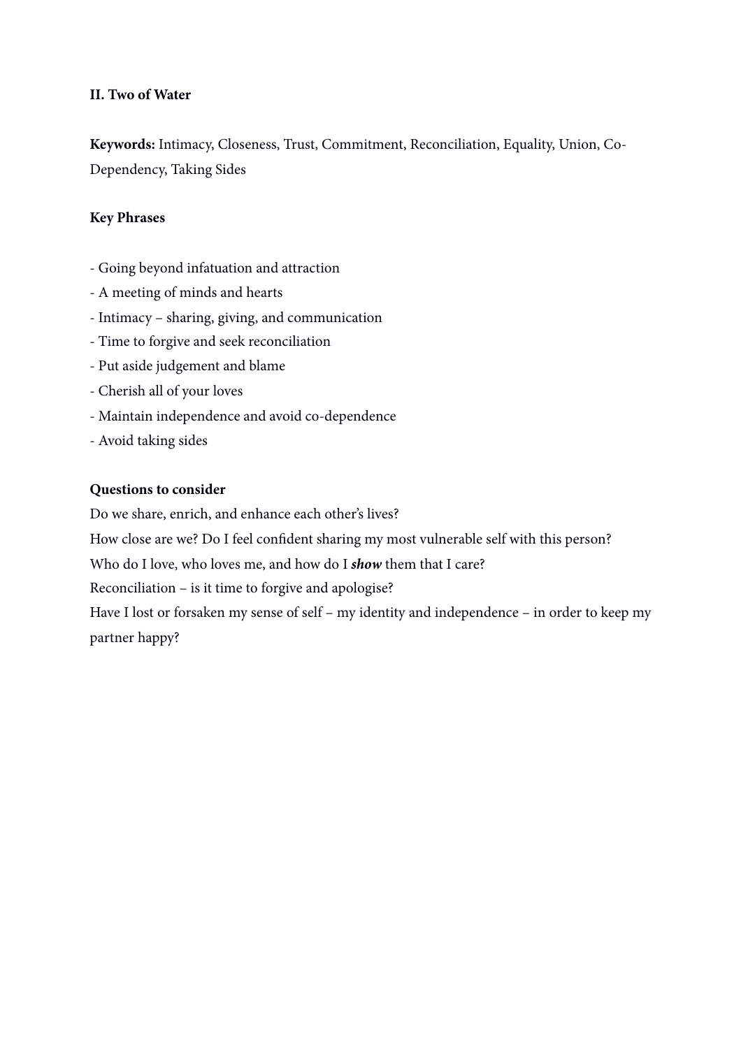## II. Two of Water

**Keywords:** Intimacy, Closeness, Trust, Commitment, Reconciliation, Equality, Union, Co-Dependency, Taking Sides

**Key Phrases**

- Going beyond infatuation and attraction
- A meeting of minds and hearts
- Intimacy – sharing, giving, and communication
- Time to forgive and seek reconciliation
- Put aside judgement and blame
- Cherish all of your loves
- Maintain independence and avoid co-dependence
- Avoid taking sides

**Questions to consider**

Do we share, enrich, and enhance each other's lives?

How close are we? Do I feel confident sharing my most vulnerable self with this person?

Who do I love, who loves me, and how do I ***show*** them that I care?

Reconciliation – is it time to forgive and apologise?

Have I lost or forsaken my sense of self – my identity and independence – in order to keep my partner happy?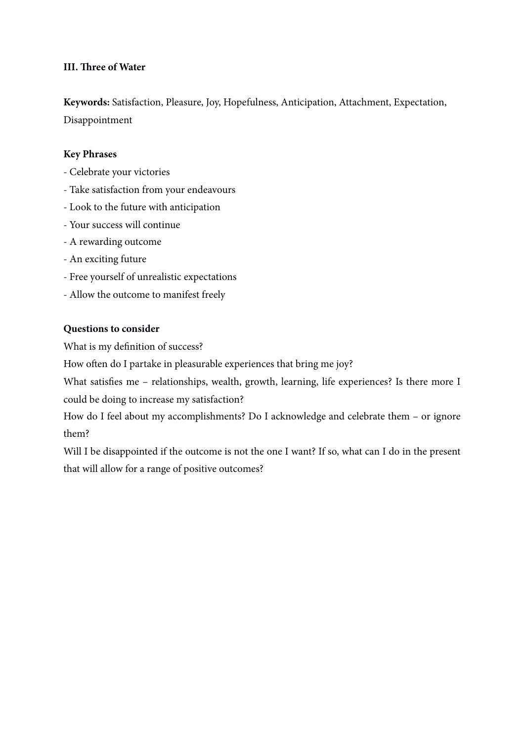### III. Three of Water

**Keywords:** Satisfaction, Pleasure, Joy, Hopefulness, Anticipation, Attachment, Expectation, Disappointment

**Key Phrases**

- Celebrate your victories
- Take satisfaction from your endeavours
- Look to the future with anticipation
- Your success will continue
- A rewarding outcome
- An exciting future
- Free yourself of unrealistic expectations
- Allow the outcome to manifest freely

**Questions to consider**

What is my definition of success?

How often do I partake in pleasurable experiences that bring me joy?

What satisfies me – relationships, wealth, growth, learning, life experiences? Is there more I could be doing to increase my satisfaction?

How do I feel about my accomplishments? Do I acknowledge and celebrate them – or ignore them?

Will I be disappointed if the outcome is not the one I want? If so, what can I do in the present that will allow for a range of positive outcomes?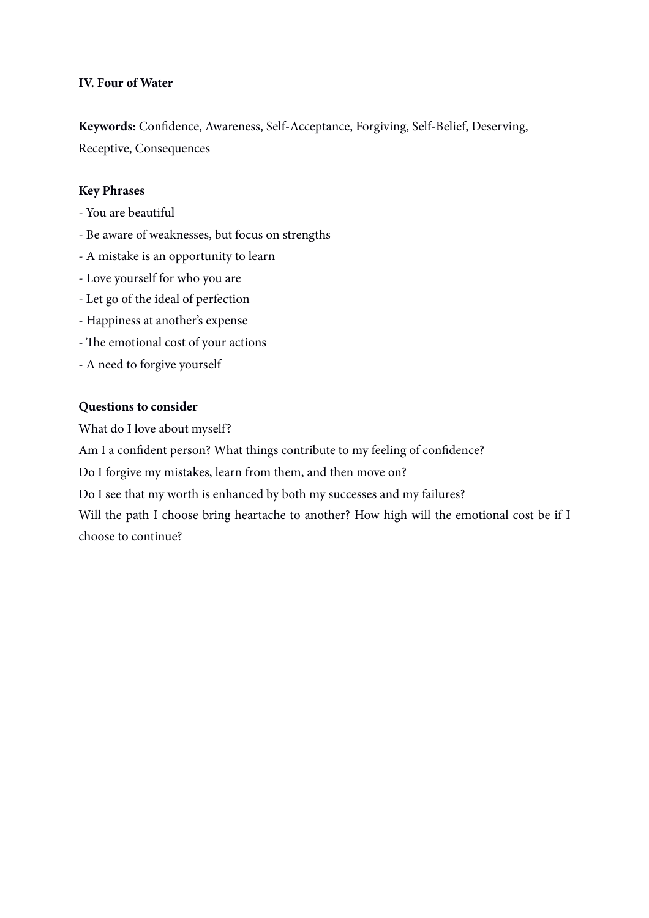**IV. Four of Water**

**Keywords:** Confidence, Awareness, Self-Acceptance, Forgiving, Self-Belief, Deserving, Receptive, Consequences

**Key Phrases**

- You are beautiful
- Be aware of weaknesses, but focus on strengths
- A mistake is an opportunity to learn
- Love yourself for who you are
- Let go of the ideal of perfection
- Happiness at another's expense
- The emotional cost of your actions
- A need to forgive yourself

**Questions to consider**

What do I love about myself?

Am I a confident person? What things contribute to my feeling of confidence?

Do I forgive my mistakes, learn from them, and then move on?

Do I see that my worth is enhanced by both my successes and my failures?

Will the path I choose bring heartache to another? How high will the emotional cost be if I choose to continue?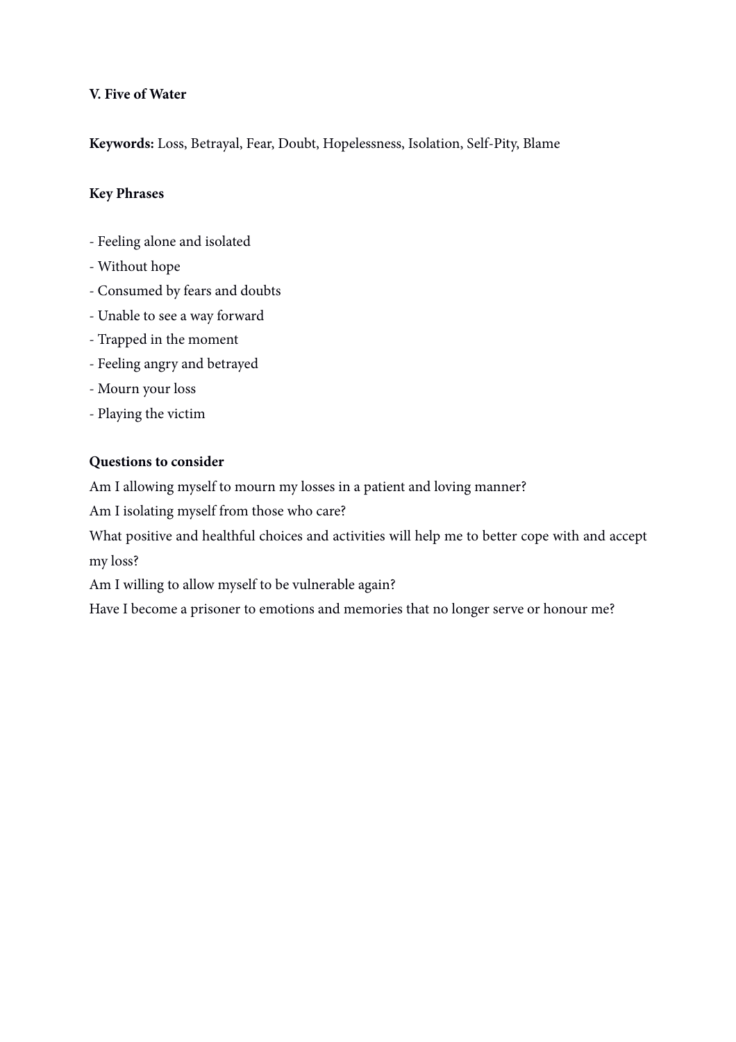**V. Five of Water**

**Keywords:** Loss, Betrayal, Fear, Doubt, Hopelessness, Isolation, Self-Pity, Blame

**Key Phrases**

- Feeling alone and isolated
- Without hope
- Consumed by fears and doubts
- Unable to see a way forward
- Trapped in the moment
- Feeling angry and betrayed
- Mourn your loss
- Playing the victim

**Questions to consider**

Am I allowing myself to mourn my losses in a patient and loving manner?

Am I isolating myself from those who care?

What positive and healthful choices and activities will help me to better cope with and accept my loss?

Am I willing to allow myself to be vulnerable again?

Have I become a prisoner to emotions and memories that no longer serve or honour me?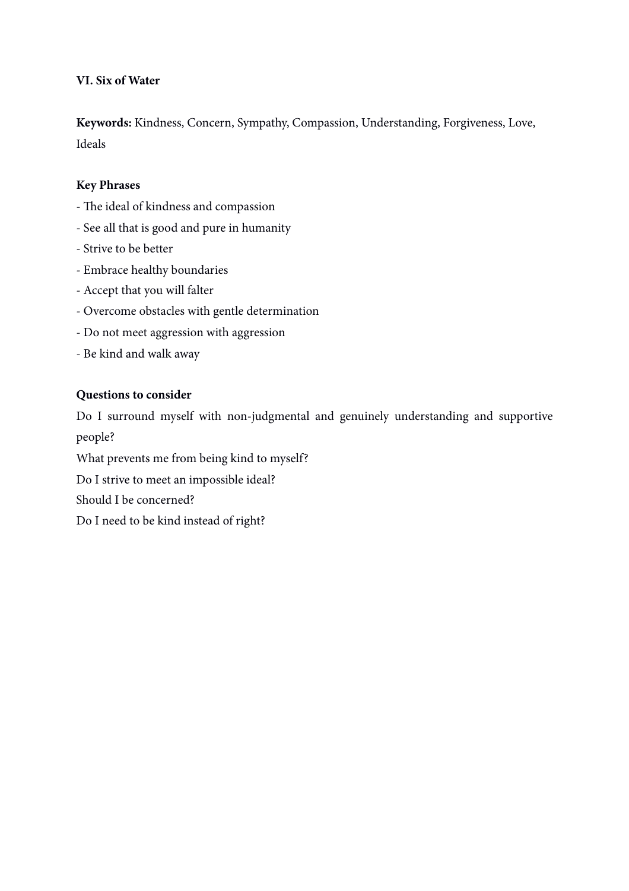**VI. Six of Water**

**Keywords:** Kindness, Concern, Sympathy, Compassion, Understanding, Forgiveness, Love, Ideals

**Key Phrases**

- The ideal of kindness and compassion
- See all that is good and pure in humanity
- Strive to be better
- Embrace healthy boundaries
- Accept that you will falter
- Overcome obstacles with gentle determination
- Do not meet aggression with aggression
- Be kind and walk away

**Questions to consider**

Do I surround myself with non-judgmental and genuinely understanding and supportive people?

What prevents me from being kind to myself?

Do I strive to meet an impossible ideal?

Should I be concerned?

Do I need to be kind instead of right?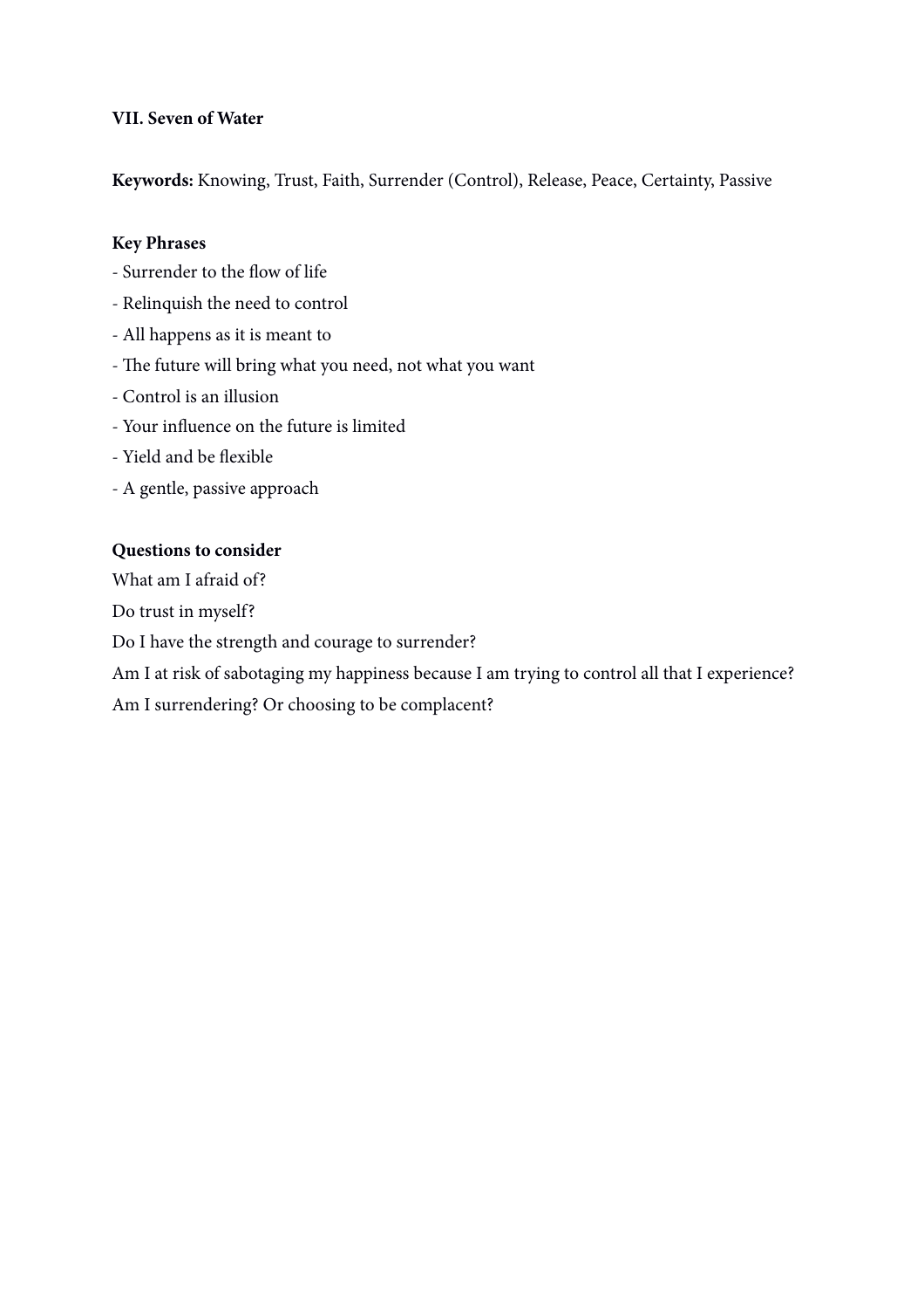**VII. Seven of Water**

**Keywords:** Knowing, Trust, Faith, Surrender (Control), Release, Peace, Certainty, Passive

**Key Phrases**

- Surrender to the flow of life
- Relinquish the need to control
- All happens as it is meant to
- The future will bring what you need, not what you want
- Control is an illusion
- Your influence on the future is limited
- Yield and be flexible
- A gentle, passive approach

**Questions to consider**

What am I afraid of?

Do trust in myself?

Do I have the strength and courage to surrender?

Am I at risk of sabotaging my happiness because I am trying to control all that I experience?

Am I surrendering? Or choosing to be complacent?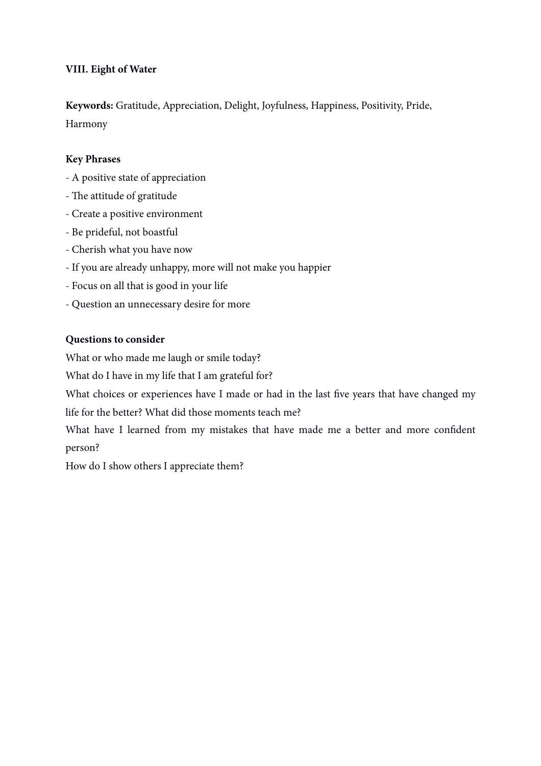**VIII. Eight of Water**

**Keywords:** Gratitude, Appreciation, Delight, Joyfulness, Happiness, Positivity, Pride, Harmony

**Key Phrases**

- A positive state of appreciation
- The attitude of gratitude
- Create a positive environment
- Be prideful, not boastful
- Cherish what you have now
- If you are already unhappy, more will not make you happier
- Focus on all that is good in your life
- Question an unnecessary desire for more

**Questions to consider**

What or who made me laugh or smile today?

What do I have in my life that I am grateful for?

What choices or experiences have I made or had in the last five years that have changed my life for the better? What did those moments teach me?

What have I learned from my mistakes that have made me a better and more confident person?

How do I show others I appreciate them?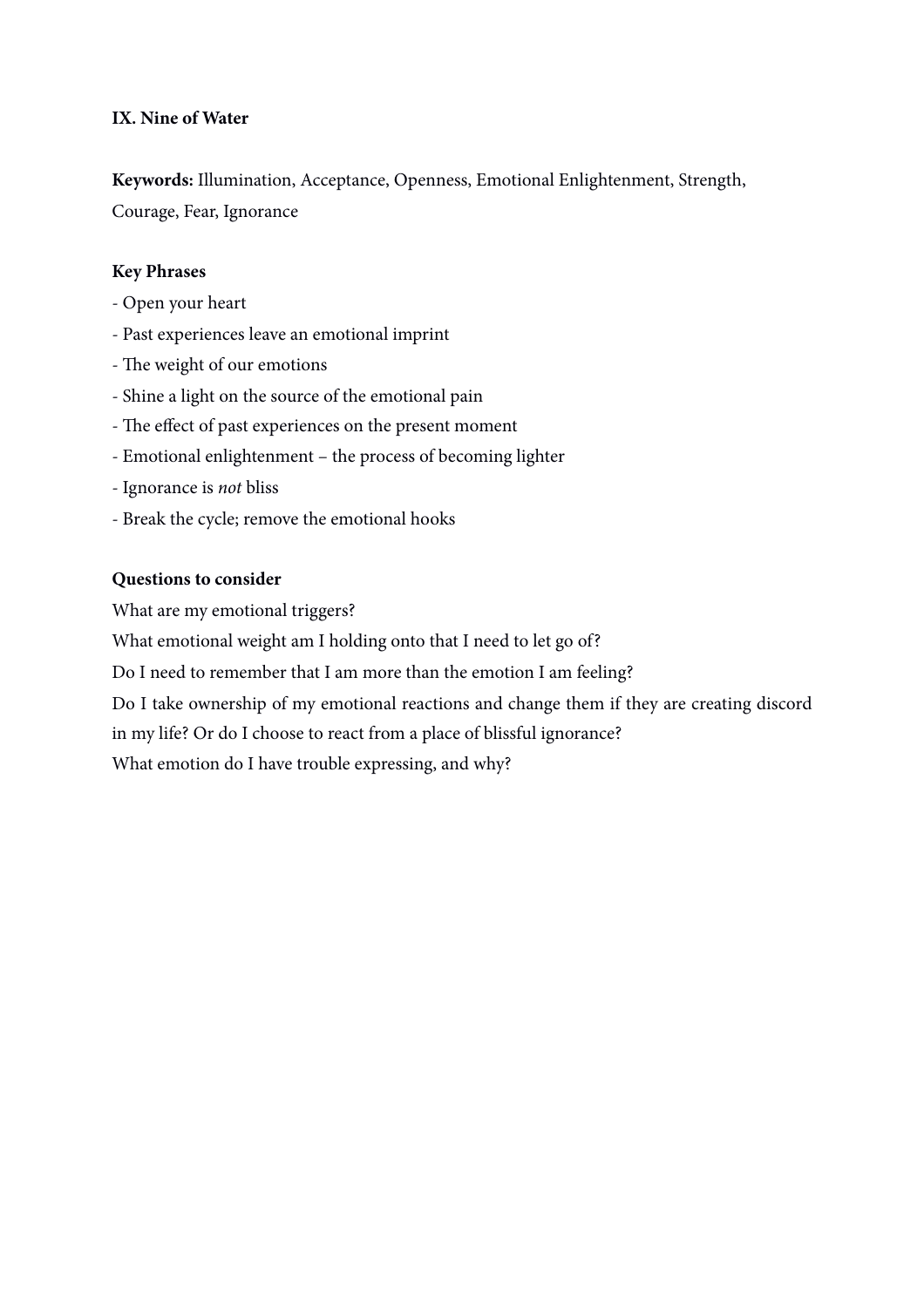**IX. Nine of Water**

**Keywords:** Illumination, Acceptance, Openness, Emotional Enlightenment, Strength, Courage, Fear, Ignorance

**Key Phrases**

- Open your heart
- Past experiences leave an emotional imprint
- The weight of our emotions
- Shine a light on the source of the emotional pain
- The effect of past experiences on the present moment
- Emotional enlightenment – the process of becoming lighter
- Ignorance is *not* bliss
- Break the cycle; remove the emotional hooks

**Questions to consider**

What are my emotional triggers?

What emotional weight am I holding onto that I need to let go of?

Do I need to remember that I am more than the emotion I am feeling?

Do I take ownership of my emotional reactions and change them if they are creating discord in my life? Or do I choose to react from a place of blissful ignorance?

What emotion do I have trouble expressing, and why?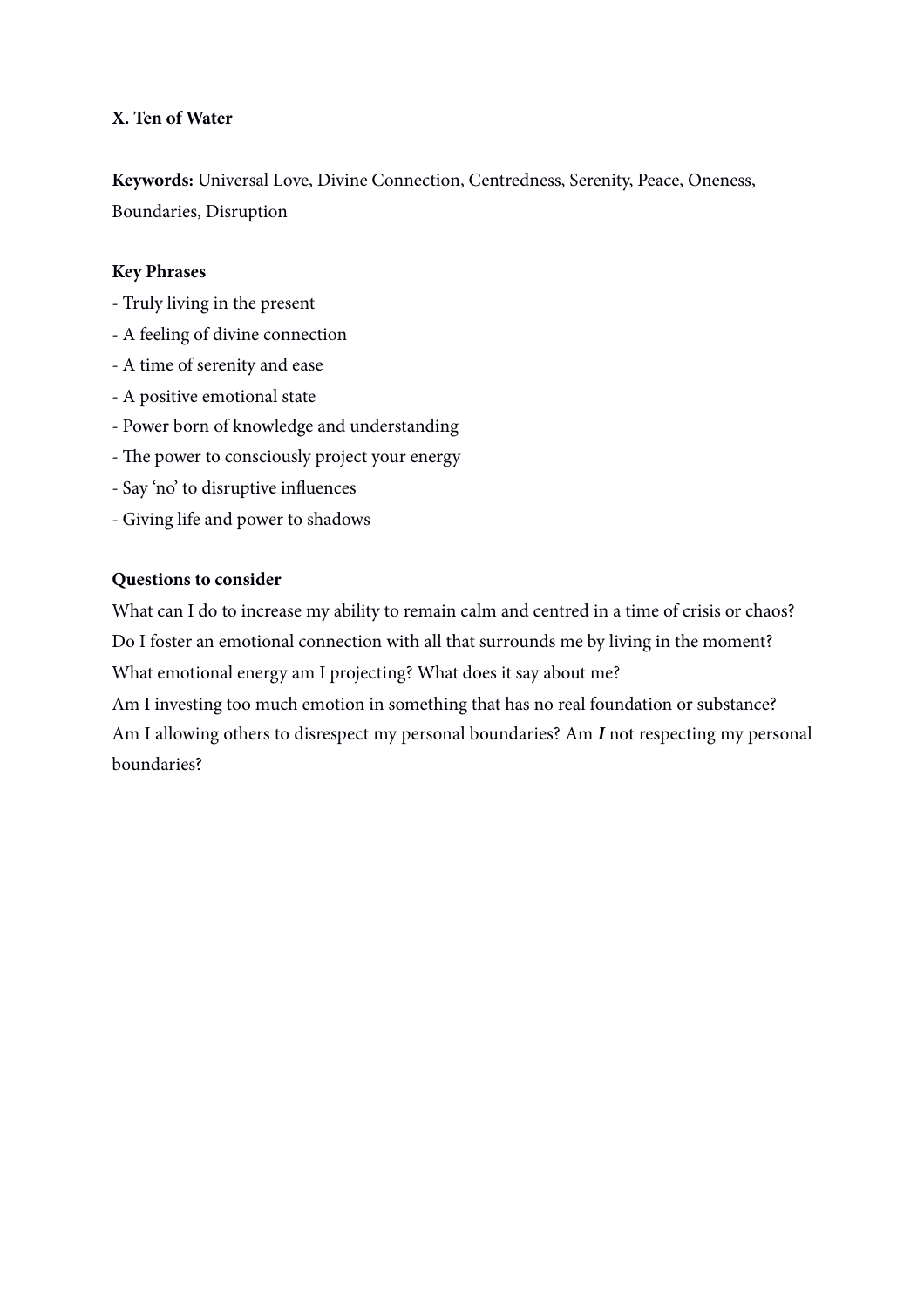### X. Ten of Water

**Keywords:** Universal Love, Divine Connection, Centredness, Serenity, Peace, Oneness, Boundaries, Disruption

**Key Phrases**

- Truly living in the present
- A feeling of divine connection
- A time of serenity and ease
- A positive emotional state
- Power born of knowledge and understanding
- The power to consciously project your energy
- Say 'no' to disruptive influences
- Giving life and power to shadows

**Questions to consider**

What can I do to increase my ability to remain calm and centred in a time of crisis or chaos?
Do I foster an emotional connection with all that surrounds me by living in the moment?
What emotional energy am I projecting? What does it say about me?
Am I investing too much emotion in something that has no real foundation or substance?
Am I allowing others to disrespect my personal boundaries? Am ***I*** not respecting my personal boundaries?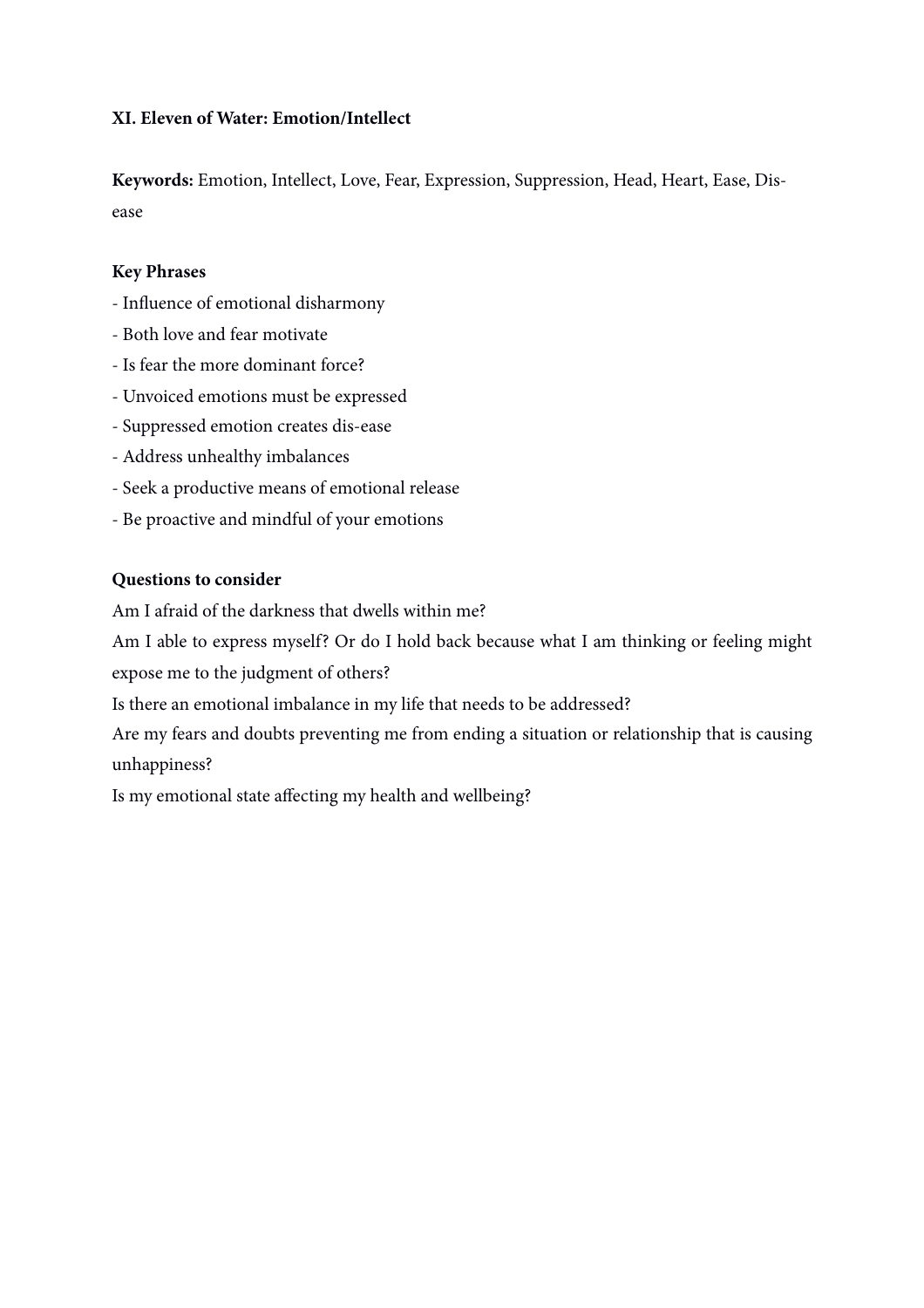**XI. Eleven of Water: Emotion/Intellect**

**Keywords:** Emotion, Intellect, Love, Fear, Expression, Suppression, Head, Heart, Ease, Dis-ease

**Key Phrases**

- Influence of emotional disharmony
- Both love and fear motivate
- Is fear the more dominant force?
- Unvoiced emotions must be expressed
- Suppressed emotion creates dis-ease
- Address unhealthy imbalances
- Seek a productive means of emotional release
- Be proactive and mindful of your emotions

**Questions to consider**

Am I afraid of the darkness that dwells within me?

Am I able to express myself? Or do I hold back because what I am thinking or feeling might expose me to the judgment of others?

Is there an emotional imbalance in my life that needs to be addressed?

Are my fears and doubts preventing me from ending a situation or relationship that is causing unhappiness?

Is my emotional state affecting my health and wellbeing?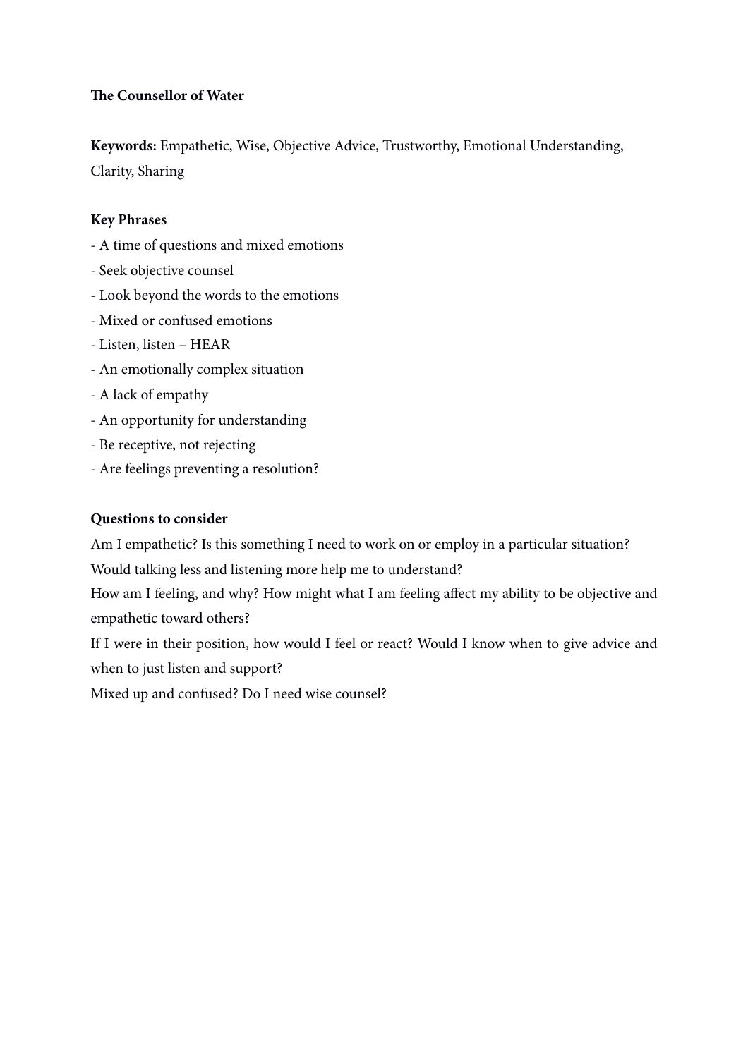**The Counsellor of Water**

**Keywords:** Empathetic, Wise, Objective Advice, Trustworthy, Emotional Understanding, Clarity, Sharing

**Key Phrases**

- A time of questions and mixed emotions
- Seek objective counsel
- Look beyond the words to the emotions
- Mixed or confused emotions
- Listen, listen – HEAR
- An emotionally complex situation
- A lack of empathy
- An opportunity for understanding
- Be receptive, not rejecting
- Are feelings preventing a resolution?

**Questions to consider**

Am I empathetic? Is this something I need to work on or employ in a particular situation?
Would talking less and listening more help me to understand?
How am I feeling, and why? How might what I am feeling affect my ability to be objective and empathetic toward others?
If I were in their position, how would I feel or react? Would I know when to give advice and when to just listen and support?
Mixed up and confused? Do I need wise counsel?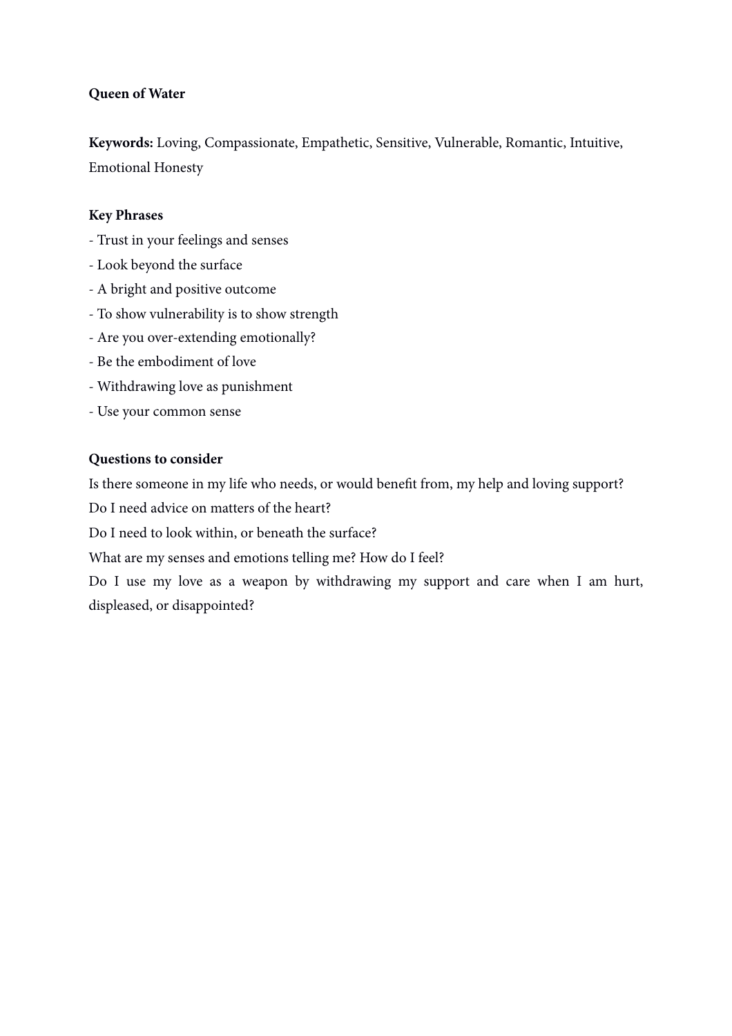**Queen of Water**

**Keywords:** Loving, Compassionate, Empathetic, Sensitive, Vulnerable, Romantic, Intuitive, Emotional Honesty

**Key Phrases**

- Trust in your feelings and senses
- Look beyond the surface
- A bright and positive outcome
- To show vulnerability is to show strength
- Are you over-extending emotionally?
- Be the embodiment of love
- Withdrawing love as punishment
- Use your common sense

**Questions to consider**

Is there someone in my life who needs, or would benefit from, my help and loving support?

Do I need advice on matters of the heart?

Do I need to look within, or beneath the surface?

What are my senses and emotions telling me? How do I feel?

Do I use my love as a weapon by withdrawing my support and care when I am hurt, displeased, or disappointed?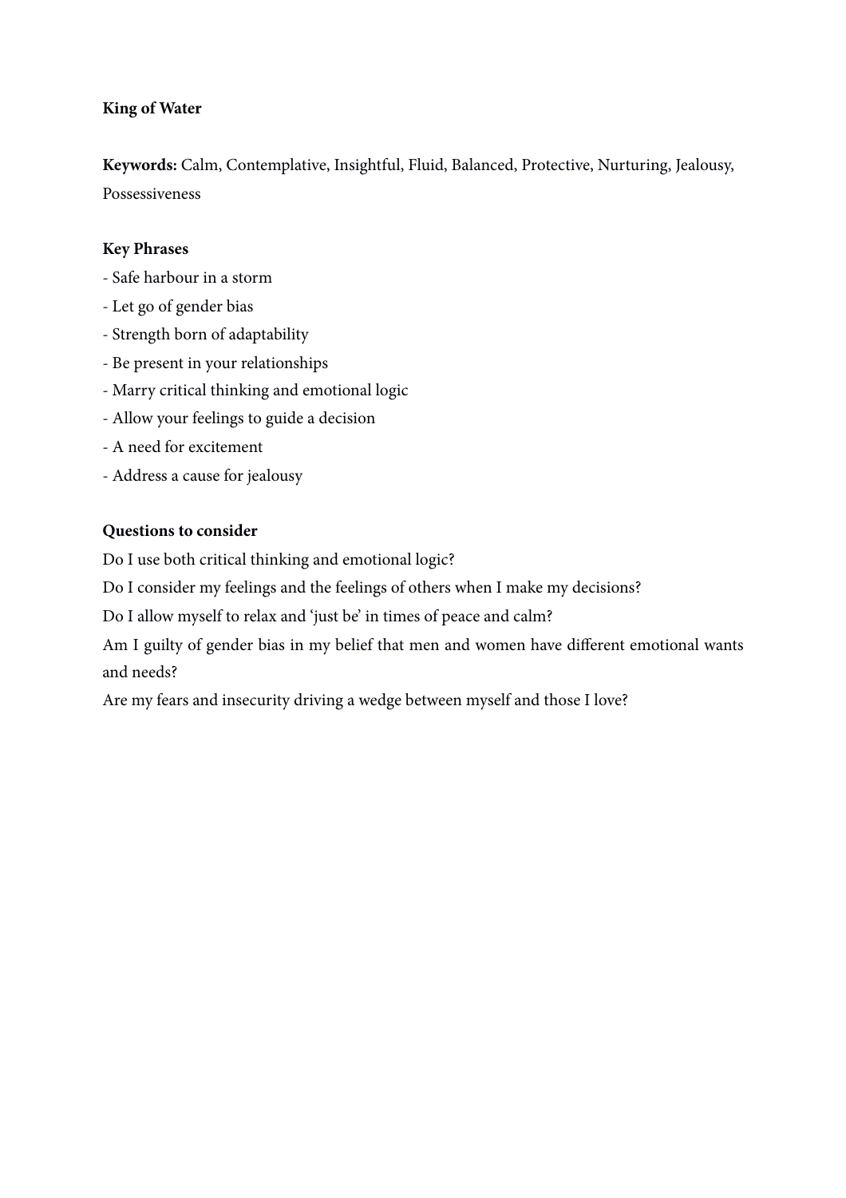**King of Water**

**Keywords:** Calm, Contemplative, Insightful, Fluid, Balanced, Protective, Nurturing, Jealousy, Possessiveness

**Key Phrases**

- Safe harbour in a storm
- Let go of gender bias
- Strength born of adaptability
- Be present in your relationships
- Marry critical thinking and emotional logic
- Allow your feelings to guide a decision
- A need for excitement
- Address a cause for jealousy

**Questions to consider**

Do I use both critical thinking and emotional logic?

Do I consider my feelings and the feelings of others when I make my decisions?

Do I allow myself to relax and 'just be' in times of peace and calm?

Am I guilty of gender bias in my belief that men and women have different emotional wants and needs?

Are my fears and insecurity driving a wedge between myself and those I love?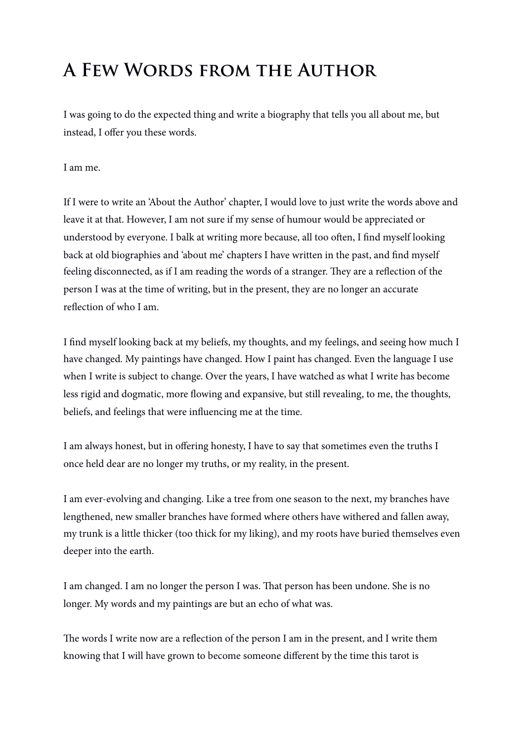# A Few Words from the Author

I was going to do the expected thing and write a biography that tells you all about me, but instead, I offer you these words.

I am me.

If I were to write an 'About the Author' chapter, I would love to just write the words above and leave it at that. However, I am not sure if my sense of humour would be appreciated or understood by everyone. I balk at writing more because, all too often, I find myself looking back at old biographies and 'about me' chapters I have written in the past, and find myself feeling disconnected, as if I am reading the words of a stranger. They are a reflection of the person I was at the time of writing, but in the present, they are no longer an accurate reflection of who I am.

I find myself looking back at my beliefs, my thoughts, and my feelings, and seeing how much I have changed. My paintings have changed. How I paint has changed. Even the language I use when I write is subject to change. Over the years, I have watched as what I write has become less rigid and dogmatic, more flowing and expansive, but still revealing, to me, the thoughts, beliefs, and feelings that were influencing me at the time.

I am always honest, but in offering honesty, I have to say that sometimes even the truths I once held dear are no longer my truths, or my reality, in the present.

I am ever-evolving and changing. Like a tree from one season to the next, my branches have lengthened, new smaller branches have formed where others have withered and fallen away, my trunk is a little thicker (too thick for my liking), and my roots have buried themselves even deeper into the earth.

I am changed. I am no longer the person I was. That person has been undone. She is no longer. My words and my paintings are but an echo of what was.

The words I write now are a reflection of the person I am in the present, and I write them knowing that I will have grown to become someone different by the time this tarot is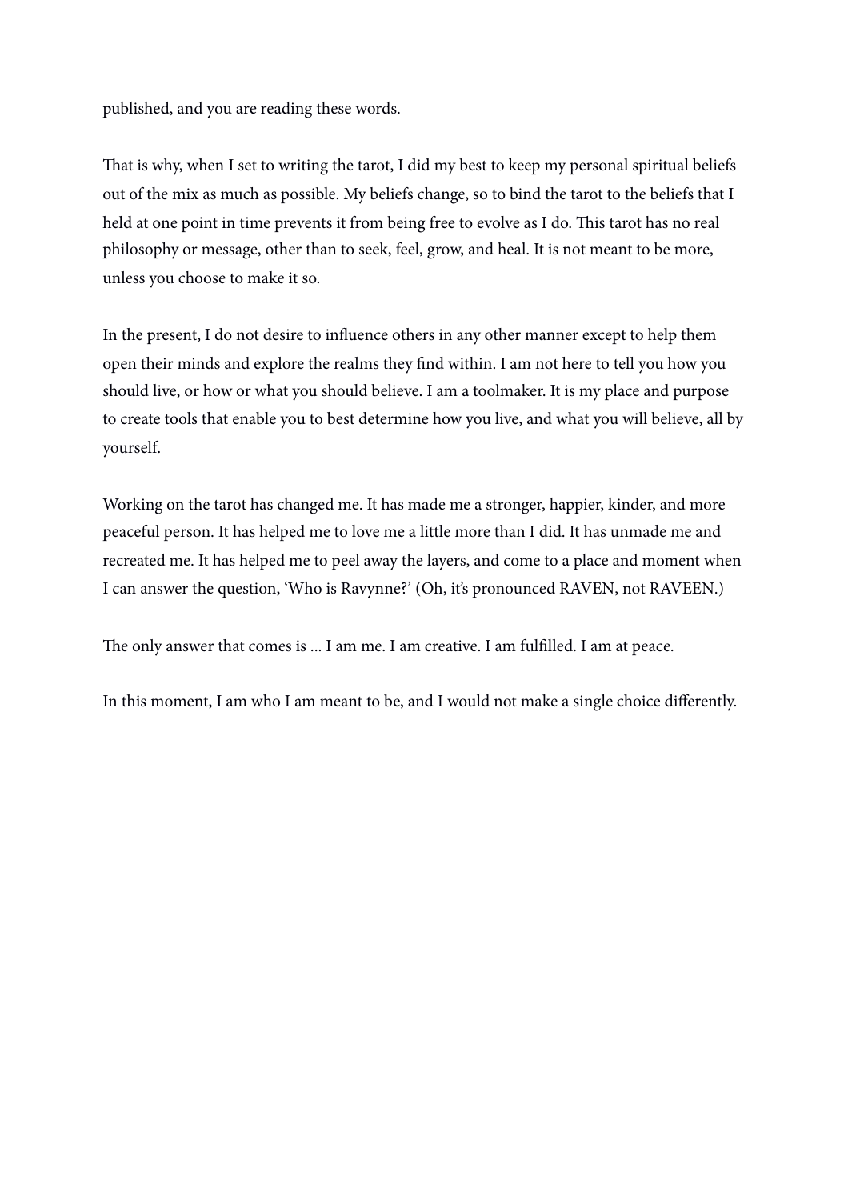published, and you are reading these words.

That is why, when I set to writing the tarot, I did my best to keep my personal spiritual beliefs out of the mix as much as possible. My beliefs change, so to bind the tarot to the beliefs that I held at one point in time prevents it from being free to evolve as I do. This tarot has no real philosophy or message, other than to seek, feel, grow, and heal. It is not meant to be more, unless you choose to make it so.

In the present, I do not desire to influence others in any other manner except to help them open their minds and explore the realms they find within. I am not here to tell you how you should live, or how or what you should believe. I am a toolmaker. It is my place and purpose to create tools that enable you to best determine how you live, and what you will believe, all by yourself.

Working on the tarot has changed me. It has made me a stronger, happier, kinder, and more peaceful person. It has helped me to love me a little more than I did. It has unmade me and recreated me. It has helped me to peel away the layers, and come to a place and moment when I can answer the question, 'Who is Ravynne?' (Oh, it's pronounced RAVEN, not RAVEEN.)

The only answer that comes is … I am me. I am creative. I am fulfilled. I am at peace.

In this moment, I am who I am meant to be, and I would not make a single choice differently.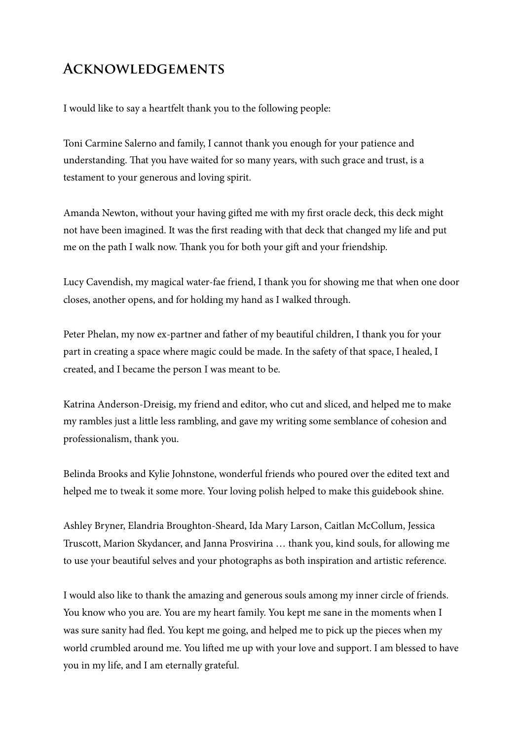## Acknowledgements

I would like to say a heartfelt thank you to the following people:

Toni Carmine Salerno and family, I cannot thank you enough for your patience and understanding. That you have waited for so many years, with such grace and trust, is a testament to your generous and loving spirit.

Amanda Newton, without your having gifted me with my first oracle deck, this deck might not have been imagined. It was the first reading with that deck that changed my life and put me on the path I walk now. Thank you for both your gift and your friendship.

Lucy Cavendish, my magical water-fae friend, I thank you for showing me that when one door closes, another opens, and for holding my hand as I walked through.

Peter Phelan, my now ex-partner and father of my beautiful children, I thank you for your part in creating a space where magic could be made. In the safety of that space, I healed, I created, and I became the person I was meant to be.

Katrina Anderson-Dreisig, my friend and editor, who cut and sliced, and helped me to make my rambles just a little less rambling, and gave my writing some semblance of cohesion and professionalism, thank you.

Belinda Brooks and Kylie Johnstone, wonderful friends who poured over the edited text and helped me to tweak it some more. Your loving polish helped to make this guidebook shine.

Ashley Bryner, Elandria Broughton-Sheard, Ida Mary Larson, Caitlan McCollum, Jessica Truscott, Marion Skydancer, and Janna Prosvirina … thank you, kind souls, for allowing me to use your beautiful selves and your photographs as both inspiration and artistic reference.

I would also like to thank the amazing and generous souls among my inner circle of friends. You know who you are. You are my heart family. You kept me sane in the moments when I was sure sanity had fled. You kept me going, and helped me to pick up the pieces when my world crumbled around me. You lifted me up with your love and support. I am blessed to have you in my life, and I am eternally grateful.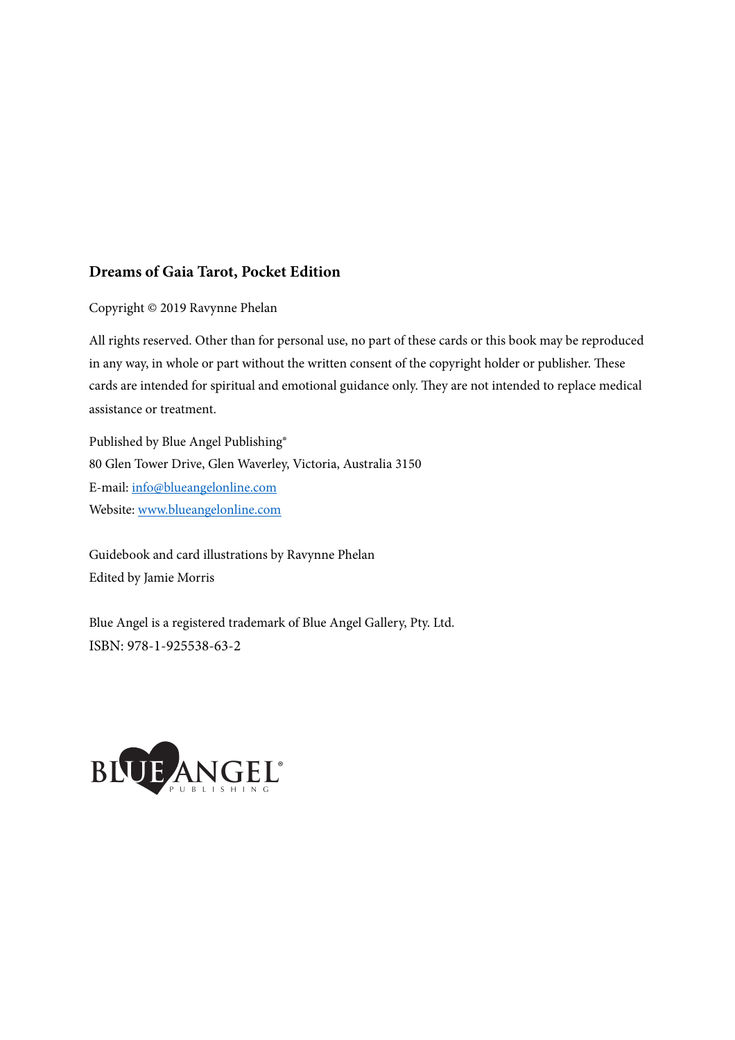**Dreams of Gaia Tarot, Pocket Edition**

Copyright © 2019 Ravynne Phelan

All rights reserved. Other than for personal use, no part of these cards or this book may be reproduced in any way, in whole or part without the written consent of the copyright holder or publisher. These cards are intended for spiritual and emotional guidance only. They are not intended to replace medical assistance or treatment.

Published by Blue Angel Publishing®
80 Glen Tower Drive, Glen Waverley, Victoria, Australia 3150
E-mail: info@blueangelonline.com
Website: www.blueangelonline.com

Guidebook and card illustrations by Ravynne Phelan
Edited by Jamie Morris

Blue Angel is a registered trademark of Blue Angel Gallery, Pty. Ltd.
ISBN: 978-1-925538-63-2

BLUE ANGEL®
PUBLISHING